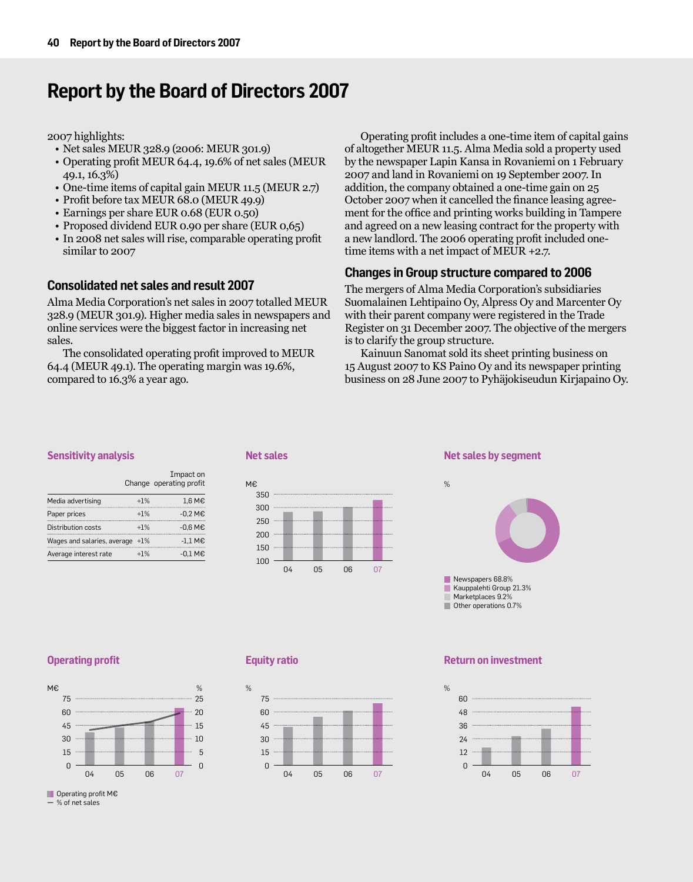# Report by the Board of Directors 2007

2007 highlights:

- Net sales MEUR 328.9 (2006: MEUR 301.9)
- Operating profit MEUR 64.4, 19.6% of net sales (MEUR 49.1, 16.3%)
- One-time items of capital gain MEUR 11.5 (MEUR 2.7)
- Profit before tax MEUR 68.0 (MEUR 49.9)
- Earnings per share EUR 0.68 (EUR 0.50)
- Proposed dividend EUR 0.90 per share (EUR 0,65)
- In 2008 net sales will rise, comparable operating profit similar to 2007

## Consolidated net sales and result 2007

Alma Media Corporation's net sales in 2007 totalled MEUR 328.9 (MEUR 301.9). Higher media sales in newspapers and online services were the biggest factor in increasing net sales.

The consolidated operating profit improved to MEUR 64.4 (MEUR 49.1). The operating margin was 19.6%, compared to 16.3% a year ago.

Operating profit includes a one-time item of capital gains of altogether MEUR 11.5. Alma Media sold a property used by the newspaper Lapin Kansa in Rovaniemi on 1 February 2007 and land in Rovaniemi on 19 September 2007. In addition, the company obtained a one-time gain on 25 October 2007 when it cancelled the finance leasing agreement for the office and printing works building in Tampere and agreed on a new leasing contract for the property with a new landlord. The 2006 operating profit included one-time items with a net impact of MEUR +2.7.

## Changes in Group structure compared to 2006

The mergers of Alma Media Corporation's subsidiaries Suomalainen Lehtipaino Oy, Alpress Oy and Marcenter Oy with their parent company were registered in the Trade Register on 31 December 2007. The objective of the mergers is to clarify the group structure.

Kainuun Sanomat sold its sheet printing business on 15 August 2007 to KS Paino Oy and its newspaper printing business on 28 June 2007 to Pyhäjokiseudun Kirjapaino Oy.

### Sensitivity analysis

| | Change | Impact on operating profit |
|---|---|---|
| Media advertising | +1% | 1,6 M€ |
| Paper prices | +1% | -0,2 M€ |
| Distribution costs | +1% | -0,6 M€ |
| Wages and salaries, average | +1% | -1,1 M€ |
| Average interest rate | +1% | -0,1 M€ |

### Net sales

M€

### Net sales by segment

%

- Newspapers 68.8%
- Kauppalehti Group 21.3%
- Marketplaces 9.2%
- Other operations 0.7%

### Operating profit

- Operating profit M€
- % of net sales

### Equity ratio

%

### Return on investment

%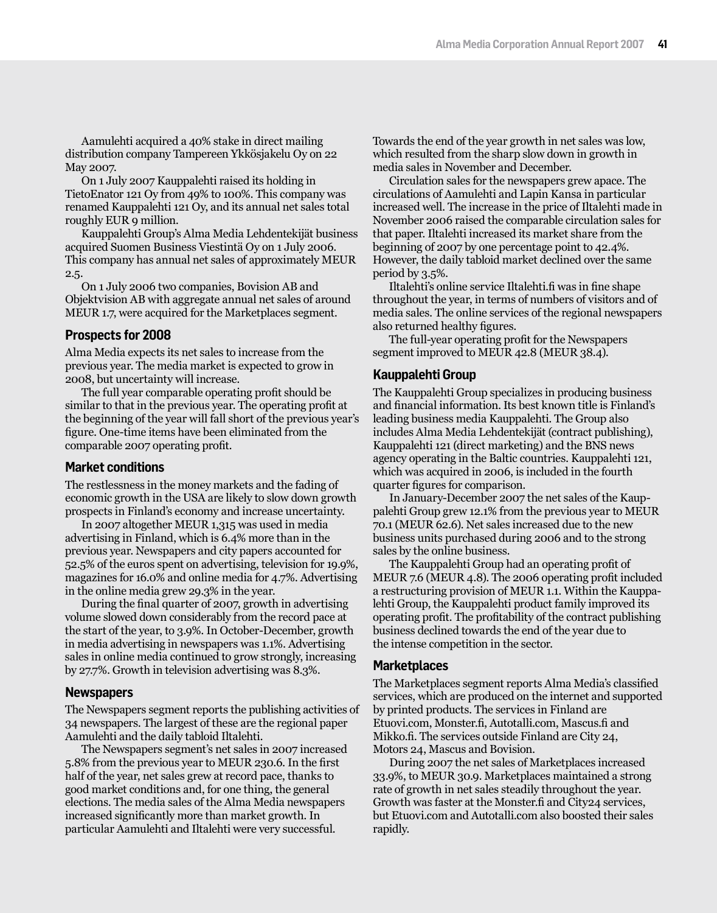Aamulehti acquired a 40% stake in direct mailing distribution company Tampereen Ykkösjakelu Oy on 22 May 2007.

On 1 July 2007 Kauppalehti raised its holding in TietoEnator 121 Oy from 49% to 100%. This company was renamed Kauppalehti 121 Oy, and its annual net sales total roughly EUR 9 million.

Kauppalehti Group's Alma Media Lehdentekijät business acquired Suomen Business Viestintä Oy on 1 July 2006. This company has annual net sales of approximately MEUR 2.5.

On 1 July 2006 two companies, Bovision AB and Objektvision AB with aggregate annual net sales of around MEUR 1.7, were acquired for the Marketplaces segment.

### Prospects for 2008

Alma Media expects its net sales to increase from the previous year. The media market is expected to grow in 2008, but uncertainty will increase.

The full year comparable operating profit should be similar to that in the previous year. The operating profit at the beginning of the year will fall short of the previous year's figure. One-time items have been eliminated from the comparable 2007 operating profit.

### Market conditions

The restlessness in the money markets and the fading of economic growth in the USA are likely to slow down growth prospects in Finland's economy and increase uncertainty.

In 2007 altogether MEUR 1,315 was used in media advertising in Finland, which is 6.4% more than in the previous year. Newspapers and city papers accounted for 52.5% of the euros spent on advertising, television for 19.9%, magazines for 16.0% and online media for 4.7%. Advertising in the online media grew 29.3% in the year.

During the final quarter of 2007, growth in advertising volume slowed down considerably from the record pace at the start of the year, to 3.9%. In October-December, growth in media advertising in newspapers was 1.1%. Advertising sales in online media continued to grow strongly, increasing by 27.7%. Growth in television advertising was 8.3%.

### Newspapers

The Newspapers segment reports the publishing activities of 34 newspapers. The largest of these are the regional paper Aamulehti and the daily tabloid Iltalehti.

The Newspapers segment's net sales in 2007 increased 5.8% from the previous year to MEUR 230.6. In the first half of the year, net sales grew at record pace, thanks to good market conditions and, for one thing, the general elections. The media sales of the Alma Media newspapers increased significantly more than market growth. In particular Aamulehti and Iltalehti were very successful. Towards the end of the year growth in net sales was low, which resulted from the sharp slow down in growth in media sales in November and December.

Circulation sales for the newspapers grew apace. The circulations of Aamulehti and Lapin Kansa in particular increased well. The increase in the price of Iltalehti made in November 2006 raised the comparable circulation sales for that paper. Iltalehti increased its market share from the beginning of 2007 by one percentage point to 42.4%. However, the daily tabloid market declined over the same period by 3.5%.

Iltalehti's online service Iltalehti.fi was in fine shape throughout the year, in terms of numbers of visitors and of media sales. The online services of the regional newspapers also returned healthy figures.

The full-year operating profit for the Newspapers segment improved to MEUR 42.8 (MEUR 38.4).

### Kauppalehti Group

The Kauppalehti Group specializes in producing business and financial information. Its best known title is Finland's leading business media Kauppalehti. The Group also includes Alma Media Lehdentekijät (contract publishing), Kauppalehti 121 (direct marketing) and the BNS news agency operating in the Baltic countries. Kauppalehti 121, which was acquired in 2006, is included in the fourth quarter figures for comparison.

In January-December 2007 the net sales of the Kauppalehti Group grew 12.1% from the previous year to MEUR 70.1 (MEUR 62.6). Net sales increased due to the new business units purchased during 2006 and to the strong sales by the online business.

The Kauppalehti Group had an operating profit of MEUR 7.6 (MEUR 4.8). The 2006 operating profit included a restructuring provision of MEUR 1.1. Within the Kauppalehti Group, the Kauppalehti product family improved its operating profit. The profitability of the contract publishing business declined towards the end of the year due to the intense competition in the sector.

### Marketplaces

The Marketplaces segment reports Alma Media's classified services, which are produced on the internet and supported by printed products. The services in Finland are Etuovi.com, Monster.fi, Autotalli.com, Mascus.fi and Mikko.fi. The services outside Finland are City 24, Motors 24, Mascus and Bovision.

During 2007 the net sales of Marketplaces increased 33.9%, to MEUR 30.9. Marketplaces maintained a strong rate of growth in net sales steadily throughout the year. Growth was faster at the Monster.fi and City24 services, but Etuovi.com and Autotalli.com also boosted their sales rapidly.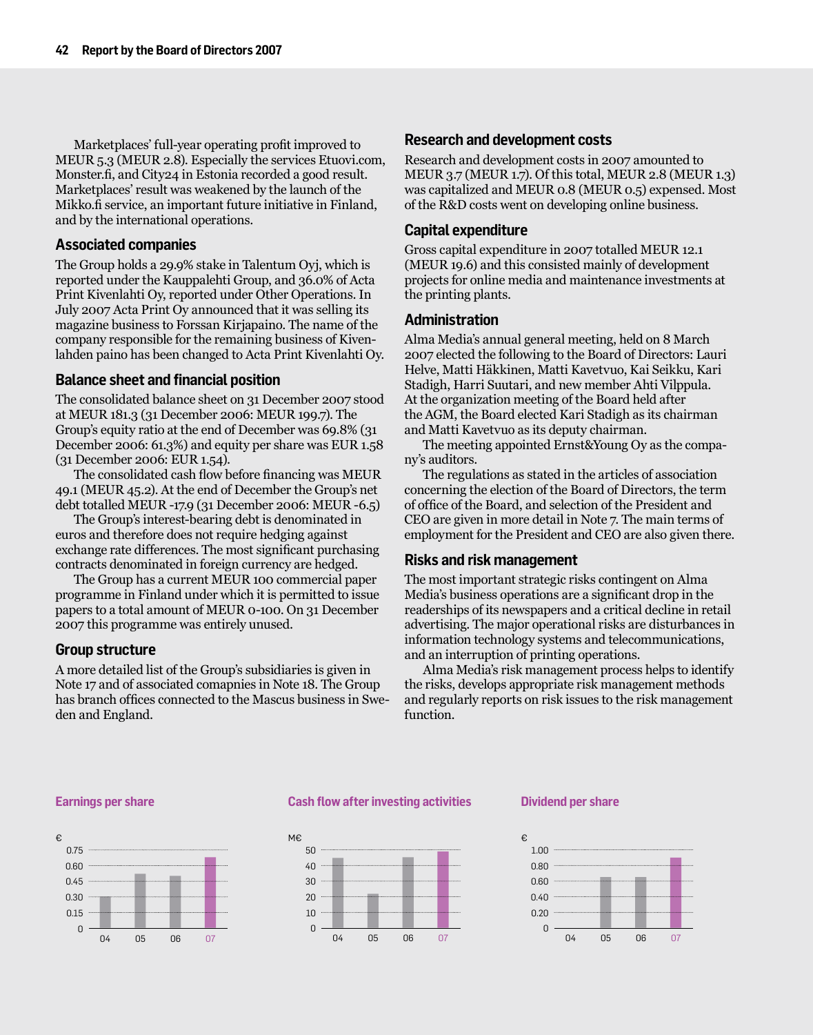Marketplaces' full-year operating profit improved to MEUR 5.3 (MEUR 2.8). Especially the services Etuovi.com, Monster.fi, and City24 in Estonia recorded a good result. Marketplaces' result was weakened by the launch of the Mikko.fi service, an important future initiative in Finland, and by the international operations.

### Associated companies

The Group holds a 29.9% stake in Talentum Oyj, which is reported under the Kauppalehti Group, and 36.0% of Acta Print Kivenlahti Oy, reported under Other Operations. In July 2007 Acta Print Oy announced that it was selling its magazine business to Forssan Kirjapaino. The name of the company responsible for the remaining business of Kivenlahden paino has been changed to Acta Print Kivenlahti Oy.

### Balance sheet and financial position

The consolidated balance sheet on 31 December 2007 stood at MEUR 181.3 (31 December 2006: MEUR 199.7). The Group's equity ratio at the end of December was 69.8% (31 December 2006: 61.3%) and equity per share was EUR 1.58 (31 December 2006: EUR 1.54).

The consolidated cash flow before financing was MEUR 49.1 (MEUR 45.2). At the end of December the Group's net debt totalled MEUR -17.9 (31 December 2006: MEUR -6.5)

The Group's interest-bearing debt is denominated in euros and therefore does not require hedging against exchange rate differences. The most significant purchasing contracts denominated in foreign currency are hedged.

The Group has a current MEUR 100 commercial paper programme in Finland under which it is permitted to issue papers to a total amount of MEUR 0-100. On 31 December 2007 this programme was entirely unused.

### Group structure

A more detailed list of the Group's subsidiaries is given in Note 17 and of associated comapnies in Note 18. The Group has branch offices connected to the Mascus business in Sweden and England.

### Research and development costs

Research and development costs in 2007 amounted to MEUR 3.7 (MEUR 1.7). Of this total, MEUR 2.8 (MEUR 1.3) was capitalized and MEUR 0.8 (MEUR 0.5) expensed. Most of the R&D costs went on developing online business.

### Capital expenditure

Gross capital expenditure in 2007 totalled MEUR 12.1 (MEUR 19.6) and this consisted mainly of development projects for online media and maintenance investments at the printing plants.

### Administration

Alma Media's annual general meeting, held on 8 March 2007 elected the following to the Board of Directors: Lauri Helve, Matti Häkkinen, Matti Kavetvuo, Kai Seikku, Kari Stadigh, Harri Suutari, and new member Ahti Vilppula. At the organization meeting of the Board held after the AGM, the Board elected Kari Stadigh as its chairman and Matti Kavetvuo as its deputy chairman.

The meeting appointed Ernst&Young Oy as the company's auditors.

The regulations as stated in the articles of association concerning the election of the Board of Directors, the term of office of the Board, and selection of the President and CEO are given in more detail in Note 7. The main terms of employment for the President and CEO are also given there.

### Risks and risk management

The most important strategic risks contingent on Alma Media's business operations are a significant drop in the readerships of its newspapers and a critical decline in retail advertising. The major operational risks are disturbances in information technology systems and telecommunications, and an interruption of printing operations.

Alma Media's risk management process helps to identify the risks, develops appropriate risk management methods and regularly reports on risk issues to the risk management function.

**Earnings per share**

**Cash flow after investing activities**

**Dividend per share**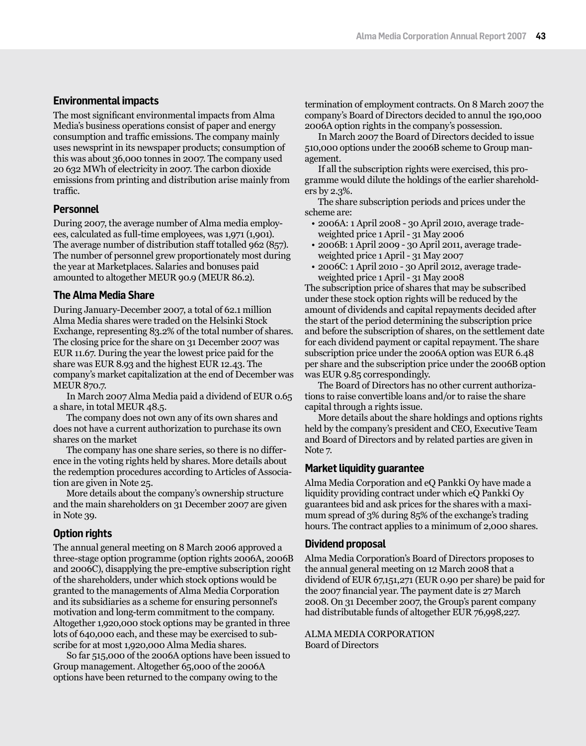## Environmental impacts

The most significant environmental impacts from Alma Media's business operations consist of paper and energy consumption and traffic emissions. The company mainly uses newsprint in its newspaper products; consumption of this was about 36,000 tonnes in 2007. The company used 20 632 MWh of electricity in 2007. The carbon dioxide emissions from printing and distribution arise mainly from traffic.

## Personnel

During 2007, the average number of Alma media employees, calculated as full-time employees, was 1,971 (1,901). The average number of distribution staff totalled 962 (857). The number of personnel grew proportionately most during the year at Marketplaces. Salaries and bonuses paid amounted to altogether MEUR 90.9 (MEUR 86.2).

## The Alma Media Share

During January-December 2007, a total of 62.1 million Alma Media shares were traded on the Helsinki Stock Exchange, representing 83.2% of the total number of shares. The closing price for the share on 31 December 2007 was EUR 11.67. During the year the lowest price paid for the share was EUR 8.93 and the highest EUR 12.43. The company's market capitalization at the end of December was MEUR 870.7.

In March 2007 Alma Media paid a dividend of EUR 0.65 a share, in total MEUR 48.5.

The company does not own any of its own shares and does not have a current authorization to purchase its own shares on the market

The company has one share series, so there is no difference in the voting rights held by shares. More details about the redemption procedures according to Articles of Association are given in Note 25.

More details about the company's ownership structure and the main shareholders on 31 December 2007 are given in Note 39.

## Option rights

The annual general meeting on 8 March 2006 approved a three-stage option programme (option rights 2006A, 2006B and 2006C), disapplying the pre-emptive subscription right of the shareholders, under which stock options would be granted to the managements of Alma Media Corporation and its subsidiaries as a scheme for ensuring personnel's motivation and long-term commitment to the company. Altogether 1,920,000 stock options may be granted in three lots of 640,000 each, and these may be exercised to subscribe for at most 1,920,000 Alma Media shares.

So far 515,000 of the 2006A options have been issued to Group management. Altogether 65,000 of the 2006A options have been returned to the company owing to the termination of employment contracts. On 8 March 2007 the company's Board of Directors decided to annul the 190,000 2006A option rights in the company's possession.

In March 2007 the Board of Directors decided to issue 510,000 options under the 2006B scheme to Group management.

If all the subscription rights were exercised, this programme would dilute the holdings of the earlier shareholders by 2.3%.

The share subscription periods and prices under the scheme are:

- 2006A: 1 April 2008 - 30 April 2010, average trade-weighted price 1 April - 31 May 2006
- 2006B: 1 April 2009 - 30 April 2011, average trade-weighted price 1 April - 31 May 2007
- 2006C: 1 April 2010 - 30 April 2012, average trade-weighted price 1 April - 31 May 2008

The subscription price of shares that may be subscribed under these stock option rights will be reduced by the amount of dividends and capital repayments decided after the start of the period determining the subscription price and before the subscription of shares, on the settlement date for each dividend payment or capital repayment. The share subscription price under the 2006A option was EUR 6.48 per share and the subscription price under the 2006B option was EUR 9.85 correspondingly.

The Board of Directors has no other current authorizations to raise convertible loans and/or to raise the share capital through a rights issue.

More details about the share holdings and options rights held by the company's president and CEO, Executive Team and Board of Directors and by related parties are given in Note 7.

## Market liquidity guarantee

Alma Media Corporation and eQ Pankki Oy have made a liquidity providing contract under which eQ Pankki Oy guarantees bid and ask prices for the shares with a maximum spread of 3% during 85% of the exchange's trading hours. The contract applies to a minimum of 2,000 shares.

## Dividend proposal

Alma Media Corporation's Board of Directors proposes to the annual general meeting on 12 March 2008 that a dividend of EUR 67,151,271 (EUR 0.90 per share) be paid for the 2007 financial year. The payment date is 27 March 2008. On 31 December 2007, the Group's parent company had distributable funds of altogether EUR 76,998,227.

ALMA MEDIA CORPORATION
Board of Directors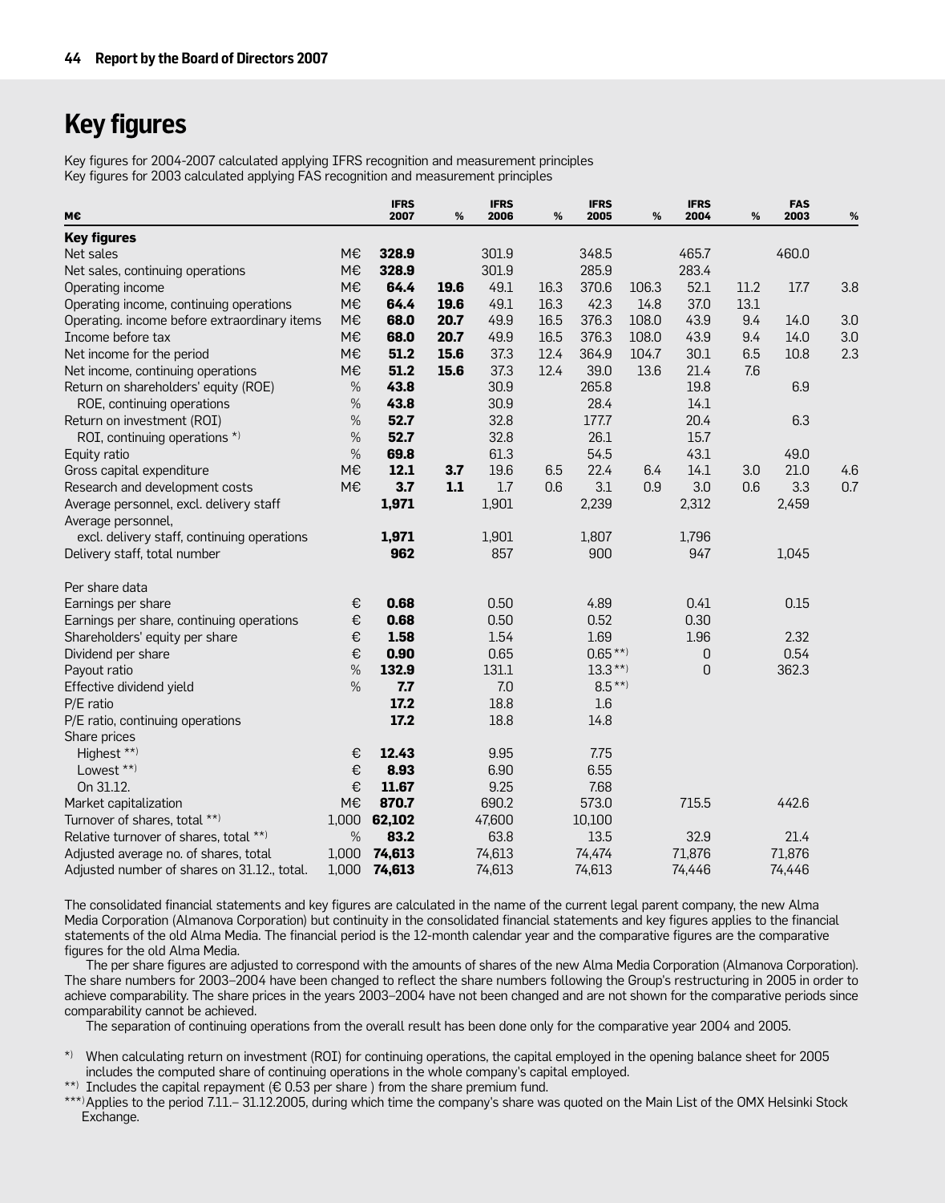# Key figures

Key figures for 2004-2007 calculated applying IFRS recognition and measurement principles
Key figures for 2003 calculated applying FAS recognition and measurement principles

| M€ | | IFRS 2007 | % | IFRS 2006 | % | IFRS 2005 | % | IFRS 2004 | % | FAS 2003 | % |
|---|---|---|---|---|---|---|---|---|---|---|---|
| **Key figures** | | | | | | | | | | | |
| Net sales | M€ | **328.9** | | 301.9 | | 348.5 | | 465.7 | | 460.0 | |
| Net sales, continuing operations | M€ | **328.9** | | 301.9 | | 285.9 | | 283.4 | | | |
| Operating income | M€ | **64.4** | **19.6** | 49.1 | 16.3 | 370.6 | 106.3 | 52.1 | 11.2 | 17.7 | 3.8 |
| Operating income, continuing operations | M€ | **64.4** | **19.6** | 49.1 | 16.3 | 42.3 | 14.8 | 37.0 | 13.1 | | |
| Operating. income before extraordinary items | M€ | **68.0** | **20.7** | 49.9 | 16.5 | 376.3 | 108.0 | 43.9 | 9.4 | 14.0 | 3.0 |
| Income before tax | M€ | **68.0** | **20.7** | 49.9 | 16.5 | 376.3 | 108.0 | 43.9 | 9.4 | 14.0 | 3.0 |
| Net income for the period | M€ | **51.2** | **15.6** | 37.3 | 12.4 | 364.9 | 104.7 | 30.1 | 6.5 | 10.8 | 2.3 |
| Net income, continuing operations | M€ | **51.2** | **15.6** | 37.3 | 12.4 | 39.0 | 13.6 | 21.4 | 7.6 | | |
| Return on shareholders' equity (ROE) | % | **43.8** | | 30.9 | | 265.8 | | 19.8 | | 6.9 | |
| ROE, continuing operations | % | **43.8** | | 30.9 | | 28.4 | | 14.1 | | | |
| Return on investment (ROI) | % | **52.7** | | 32.8 | | 177.7 | | 20.4 | | 6.3 | |
| ROI, continuing operations *) | % | **52.7** | | 32.8 | | 26.1 | | 15.7 | | | |
| Equity ratio | % | **69.8** | | 61.3 | | 54.5 | | 43.1 | | 49.0 | |
| Gross capital expenditure | M€ | **12.1** | **3.7** | 19.6 | 6.5 | 22.4 | 6.4 | 14.1 | 3.0 | 21.0 | 4.6 |
| Research and development costs | M€ | **3.7** | **1.1** | 1.7 | 0.6 | 3.1 | 0.9 | 3.0 | 0.6 | 3.3 | 0.7 |
| Average personnel, excl. delivery staff | | **1,971** | | 1,901 | | 2,239 | | 2,312 | | 2,459 | |
| Average personnel, excl. delivery staff, continuing operations | | **1,971** | | 1,901 | | 1,807 | | 1,796 | | | |
| Delivery staff, total number | | **962** | | 857 | | 900 | | 947 | | 1,045 | |
| Per share data | | | | | | | | | | | |
| Earnings per share | € | **0.68** | | 0.50 | | 4.89 | | 0.41 | | 0.15 | |
| Earnings per share, continuing operations | € | **0.68** | | 0.50 | | 0.52 | | 0.30 | | | |
| Shareholders' equity per share | € | **1.58** | | 1.54 | | 1.69 | | 1.96 | | 2.32 | |
| Dividend per share | € | **0.90** | | 0.65 | | 0.65 **) | | 0 | | 0.54 | |
| Payout ratio | % | **132.9** | | 131.1 | | 13.3 **) | | 0 | | 362.3 | |
| Effective dividend yield | % | **7.7** | | 7.0 | | 8.5 **) | | | | | |
| P/E ratio | | **17.2** | | 18.8 | | 1.6 | | | | | |
| P/E ratio, continuing operations | | **17.2** | | 18.8 | | 14.8 | | | | | |
| Share prices | | | | | | | | | | | |
| Highest **) | € | **12.43** | | 9.95 | | 7.75 | | | | | |
| Lowest **) | € | **8.93** | | 6.90 | | 6.55 | | | | | |
| On 31.12. | € | **11.67** | | 9.25 | | 7.68 | | | | | |
| Market capitalization | M€ | **870.7** | | 690.2 | | 573.0 | | 715.5 | | 442.6 | |
| Turnover of shares, total **) | 1,000 | **62,102** | | 47,600 | | 10,100 | | | | | |
| Relative turnover of shares, total **) | % | **83.2** | | 63.8 | | 13.5 | | 32.9 | | 21.4 | |
| Adjusted average no. of shares, total | 1,000 | **74,613** | | 74,613 | | 74,474 | | 71,876 | | 71,876 | |
| Adjusted number of shares on 31.12., total. | 1,000 | **74,613** | | 74,613 | | 74,613 | | 74,446 | | 74,446 | |

The consolidated financial statements and key figures are calculated in the name of the current legal parent company, the new Alma Media Corporation (Almanova Corporation) but continuity in the consolidated financial statements and key figures applies to the financial statements of the old Alma Media. The financial period is the 12-month calendar year and the comparative figures are the comparative figures for the old Alma Media.

The per share figures are adjusted to correspond with the amounts of shares of the new Alma Media Corporation (Almanova Corporation). The share numbers for 2003–2004 have been changed to reflect the share numbers following the Group's restructuring in 2005 in order to achieve comparability. The share prices in the years 2003–2004 have not been changed and are not shown for the comparative periods since comparability cannot be achieved.

The separation of continuing operations from the overall result has been done only for the comparative year 2004 and 2005.

*) When calculating return on investment (ROI) for continuing operations, the capital employed in the opening balance sheet for 2005 includes the computed share of continuing operations in the whole company's capital employed.

**) Includes the capital repayment (€ 0.53 per share ) from the share premium fund.

***) Applies to the period 7.11.– 31.12.2005, during which time the company's share was quoted on the Main List of the OMX Helsinki Stock Exchange.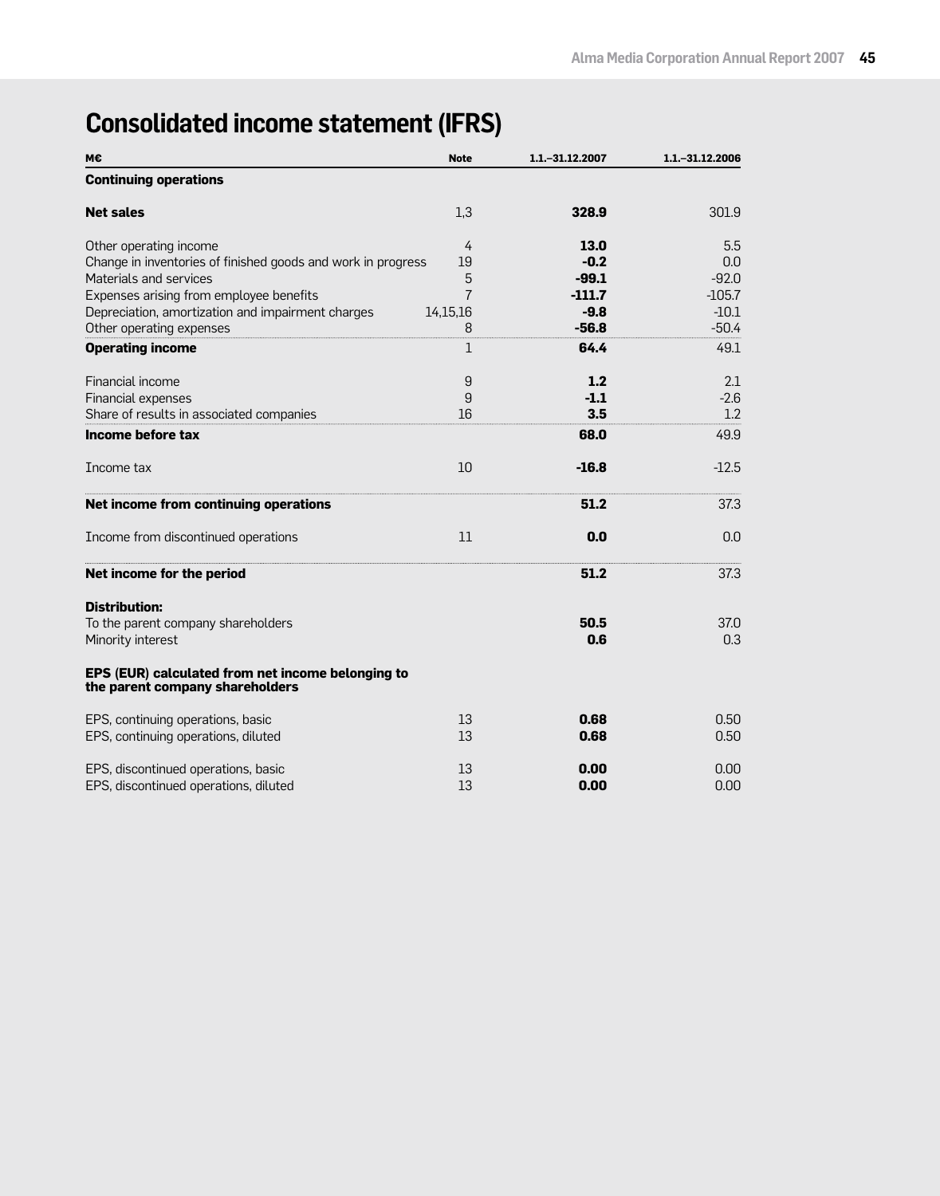# Consolidated income statement (IFRS)

| M€ | Note | 1.1.–31.12.2007 | 1.1.–31.12.2006 |
|---|---|---|---|
| **Continuing operations** | | | |
| **Net sales** | 1,3 | **328.9** | 301.9 |
| Other operating income | 4 | **13.0** | 5.5 |
| Change in inventories of finished goods and work in progress | 19 | **-0.2** | 0.0 |
| Materials and services | 5 | **-99.1** | -92.0 |
| Expenses arising from employee benefits | 7 | **-111.7** | -105.7 |
| Depreciation, amortization and impairment charges | 14,15,16 | **-9.8** | -10.1 |
| Other operating expenses | 8 | **-56.8** | -50.4 |
| **Operating income** | 1 | **64.4** | 49.1 |
| Financial income | 9 | **1.2** | 2.1 |
| Financial expenses | 9 | **-1.1** | -2.6 |
| Share of results in associated companies | 16 | **3.5** | 1.2 |
| **Income before tax** | | **68.0** | 49.9 |
| Income tax | 10 | **-16.8** | -12.5 |
| **Net income from continuing operations** | | **51.2** | 37.3 |
| Income from discontinued operations | 11 | **0.0** | 0.0 |
| **Net income for the period** | | **51.2** | 37.3 |
| **Distribution:** | | | |
| To the parent company shareholders | | **50.5** | 37.0 |
| Minority interest | | **0.6** | 0.3 |
| **EPS (EUR) calculated from net income belonging to the parent company shareholders** | | | |
| EPS, continuing operations, basic | 13 | **0.68** | 0.50 |
| EPS, continuing operations, diluted | 13 | **0.68** | 0.50 |
| EPS, discontinued operations, basic | 13 | **0.00** | 0.00 |
| EPS, discontinued operations, diluted | 13 | **0.00** | 0.00 |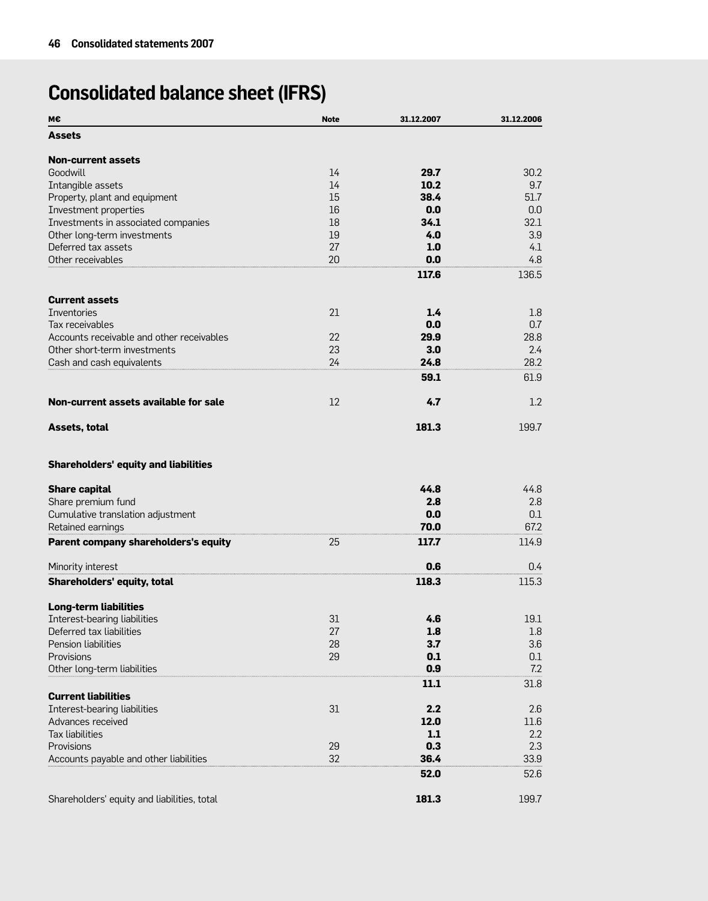# Consolidated balance sheet (IFRS)

| M€ | Note | 31.12.2007 | 31.12.2006 |
|---|---|---|---|
| **Assets** | | | |
| | | | |
| **Non-current assets** | | | |
| Goodwill | 14 | **29.7** | 30.2 |
| Intangible assets | 14 | **10.2** | 9.7 |
| Property, plant and equipment | 15 | **38.4** | 51.7 |
| Investment properties | 16 | **0.0** | 0.0 |
| Investments in associated companies | 18 | **34.1** | 32.1 |
| Other long-term investments | 19 | **4.0** | 3.9 |
| Deferred tax assets | 27 | **1.0** | 4.1 |
| Other receivables | 20 | **0.0** | 4.8 |
| | | **117.6** | 136.5 |
| | | | |
| **Current assets** | | | |
| Inventories | 21 | **1.4** | 1.8 |
| Tax receivables | | **0.0** | 0.7 |
| Accounts receivable and other receivables | 22 | **29.9** | 28.8 |
| Other short-term investments | 23 | **3.0** | 2.4 |
| Cash and cash equivalents | 24 | **24.8** | 28.2 |
| | | **59.1** | 61.9 |
| | | | |
| **Non-current assets available for sale** | 12 | **4.7** | 1.2 |
| | | | |
| **Assets, total** | | **181.3** | 199.7 |
| | | | |
| **Shareholders' equity and liabilities** | | | |
| | | | |
| **Share capital** | | **44.8** | 44.8 |
| Share premium fund | | **2.8** | 2.8 |
| Cumulative translation adjustment | | **0.0** | 0.1 |
| Retained earnings | | **70.0** | 67.2 |
| **Parent company shareholders's equity** | 25 | **117.7** | 114.9 |
| | | | |
| Minority interest | | **0.6** | 0.4 |
| **Shareholders' equity, total** | | **118.3** | 115.3 |
| | | | |
| **Long-term liabilities** | | | |
| Interest-bearing liabilities | 31 | **4.6** | 19.1 |
| Deferred tax liabilities | 27 | **1.8** | 1.8 |
| Pension liabilities | 28 | **3.7** | 3.6 |
| Provisions | 29 | **0.1** | 0.1 |
| Other long-term liabilities | | **0.9** | 7.2 |
| | | **11.1** | 31.8 |
| **Current liabilities** | | | |
| Interest-bearing liabilities | 31 | **2.2** | 2.6 |
| Advances received | | **12.0** | 11.6 |
| Tax liabilities | | **1.1** | 2.2 |
| Provisions | 29 | **0.3** | 2.3 |
| Accounts payable and other liabilities | 32 | **36.4** | 33.9 |
| | | **52.0** | 52.6 |
| | | | |
| Shareholders' equity and liabilities, total | | **181.3** | 199.7 |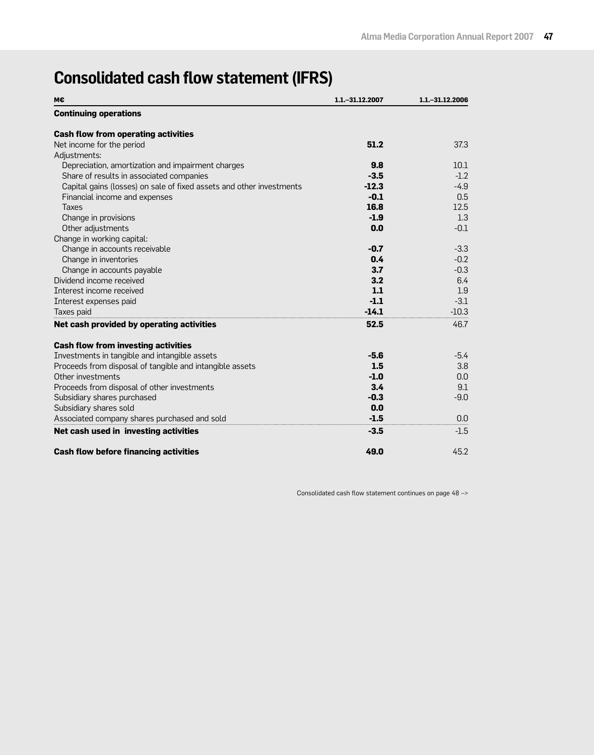# Consolidated cash flow statement (IFRS)

| M€ | 1.1.–31.12.2007 | 1.1.–31.12.2006 |
|---|---|---|
| **Continuing operations** | | |
| | | |
| **Cash flow from operating activities** | | |
| Net income for the period | **51.2** | 37.3 |
| Adjustments: | | |
| Depreciation, amortization and impairment charges | **9.8** | 10.1 |
| Share of results in associated companies | **-3.5** | -1.2 |
| Capital gains (losses) on sale of fixed assets and other investments | **-12.3** | -4.9 |
| Financial income and expenses | **-0.1** | 0.5 |
| Taxes | **16.8** | 12.5 |
| Change in provisions | **-1.9** | 1.3 |
| Other adjustments | **0.0** | -0.1 |
| Change in working capital: | | |
| Change in accounts receivable | **-0.7** | -3.3 |
| Change in inventories | **0.4** | -0.2 |
| Change in accounts payable | **3.7** | -0.3 |
| Dividend income received | **3.2** | 6.4 |
| Interest income received | **1.1** | 1.9 |
| Interest expenses paid | **-1.1** | -3.1 |
| Taxes paid | **-14.1** | -10.3 |
| **Net cash provided by operating activities** | **52.5** | 46.7 |
| | | |
| **Cash flow from investing activities** | | |
| Investments in tangible and intangible assets | **-5.6** | -5.4 |
| Proceeds from disposal of tangible and intangible assets | **1.5** | 3.8 |
| Other investments | **-1.0** | 0.0 |
| Proceeds from disposal of other investments | **3.4** | 9.1 |
| Subsidiary shares purchased | **-0.3** | -9.0 |
| Subsidiary shares sold | **0.0** | |
| Associated company shares purchased and sold | **-1.5** | 0.0 |
| **Net cash used in investing activities** | **-3.5** | -1.5 |
| | | |
| **Cash flow before financing activities** | **49.0** | 45.2 |

Consolidated cash flow statement continues on page 48 –>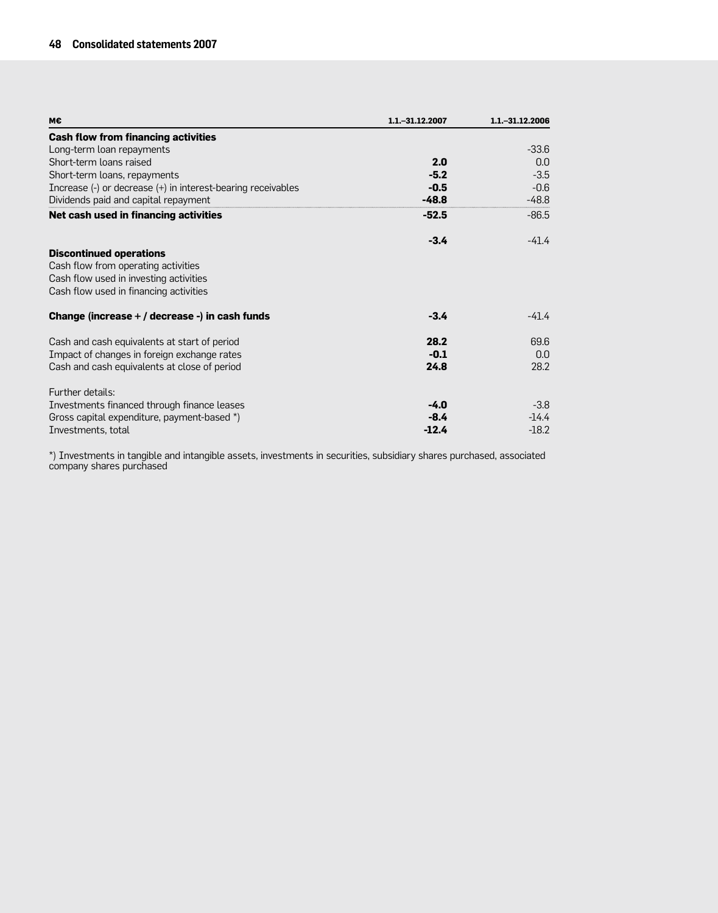| M€ | 1.1.–31.12.2007 | 1.1.–31.12.2006 |
|---|---|---|
| **Cash flow from financing activities** | | |
| Long-term loan repayments | | -33.6 |
| Short-term loans raised | **2.0** | 0.0 |
| Short-term loans, repayments | **-5.2** | -3.5 |
| Increase (-) or decrease (+) in interest-bearing receivables | **-0.5** | -0.6 |
| Dividends paid and capital repayment | **-48.8** | -48.8 |
| **Net cash used in financing activities** | **-52.5** | -86.5 |
| | **-3.4** | -41.4 |
| **Discontinued operations** | | |
| Cash flow from operating activities | | |
| Cash flow used in investing activities | | |
| Cash flow used in financing activities | | |
| **Change (increase + / decrease -) in cash funds** | **-3.4** | -41.4 |
| Cash and cash equivalents at start of period | **28.2** | 69.6 |
| Impact of changes in foreign exchange rates | **-0.1** | 0.0 |
| Cash and cash equivalents at close of period | **24.8** | 28.2 |
| Further details: | | |
| Investments financed through finance leases | **-4.0** | -3.8 |
| Gross capital expenditure, payment-based *) | **-8.4** | -14.4 |
| Investments, total | **-12.4** | -18.2 |

*) Investments in tangible and intangible assets, investments in securities, subsidiary shares purchased, associated company shares purchased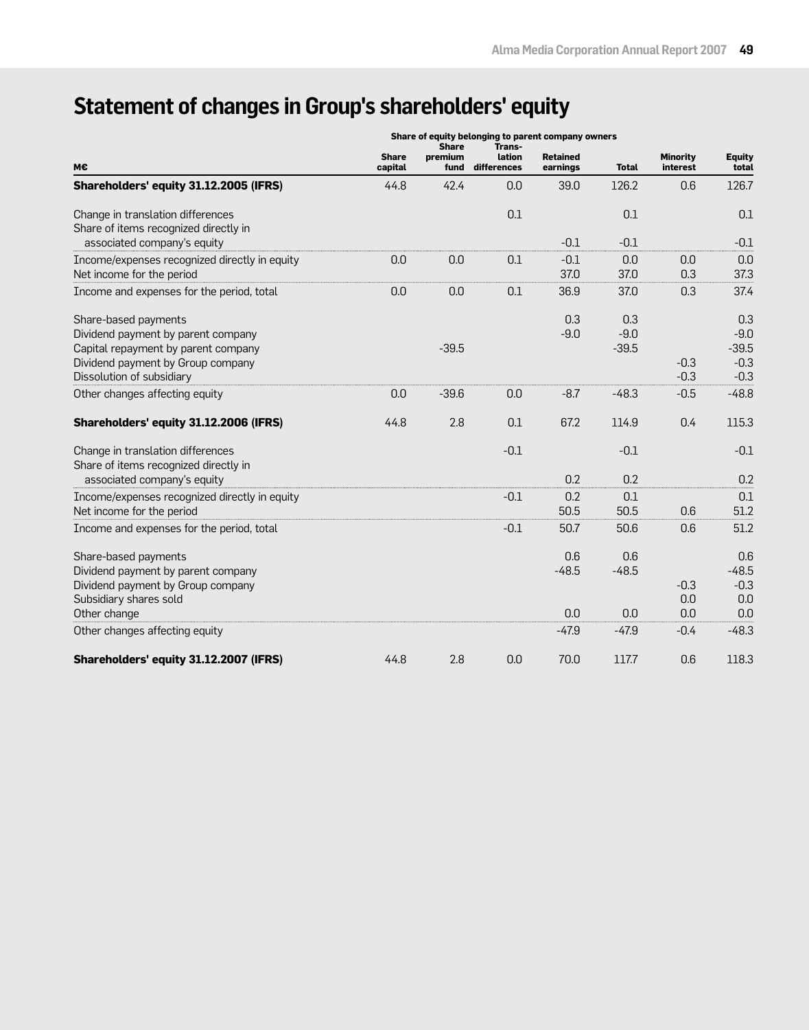# Statement of changes in Group's shareholders' equity

| M€ | Share capital | Share premium fund | Translation differences | Retained earnings | Total | Minority interest | Equity total |
|---|---|---|---|---|---|---|---|
| | Share of equity belonging to parent company owners | | | | | | |
| **Shareholders' equity 31.12.2005 (IFRS)** | 44.8 | 42.4 | 0.0 | 39.0 | 126.2 | 0.6 | 126.7 |
| Change in translation differences | | | 0.1 | | 0.1 | | 0.1 |
| Share of items recognized directly in associated company's equity | | | | -0.1 | -0.1 | | -0.1 |
| Income/expenses recognized directly in equity | 0.0 | 0.0 | 0.1 | -0.1 | 0.0 | 0.0 | 0.0 |
| Net income for the period | | | | 37.0 | 37.0 | 0.3 | 37.3 |
| Income and expenses for the period, total | 0.0 | 0.0 | 0.1 | 36.9 | 37.0 | 0.3 | 37.4 |
| Share-based payments | | | | 0.3 | 0.3 | | 0.3 |
| Dividend payment by parent company | | | | -9.0 | -9.0 | | -9.0 |
| Capital repayment by parent company | | -39.5 | | | -39.5 | | -39.5 |
| Dividend payment by Group company | | | | | | -0.3 | -0.3 |
| Dissolution of subsidiary | | | | | | -0.3 | -0.3 |
| Other changes affecting equity | 0.0 | -39.6 | 0.0 | -8.7 | -48.3 | -0.5 | -48.8 |
| **Shareholders' equity 31.12.2006 (IFRS)** | 44.8 | 2.8 | 0.1 | 67.2 | 114.9 | 0.4 | 115.3 |
| Change in translation differences | | | -0.1 | | -0.1 | | -0.1 |
| Share of items recognized directly in associated company's equity | | | | 0.2 | 0.2 | | 0.2 |
| Income/expenses recognized directly in equity | | | -0.1 | 0.2 | 0.1 | | 0.1 |
| Net income for the period | | | | 50.5 | 50.5 | 0.6 | 51.2 |
| Income and expenses for the period, total | | | -0.1 | 50.7 | 50.6 | 0.6 | 51.2 |
| Share-based payments | | | | 0.6 | 0.6 | | 0.6 |
| Dividend payment by parent company | | | | -48.5 | -48.5 | | -48.5 |
| Dividend payment by Group company | | | | | | -0.3 | -0.3 |
| Subsidiary shares sold | | | | | | 0.0 | 0.0 |
| Other change | | | | 0.0 | 0.0 | 0.0 | 0.0 |
| Other changes affecting equity | | | | -47.9 | -47.9 | -0.4 | -48.3 |
| **Shareholders' equity 31.12.2007 (IFRS)** | 44.8 | 2.8 | 0.0 | 70.0 | 117.7 | 0.6 | 118.3 |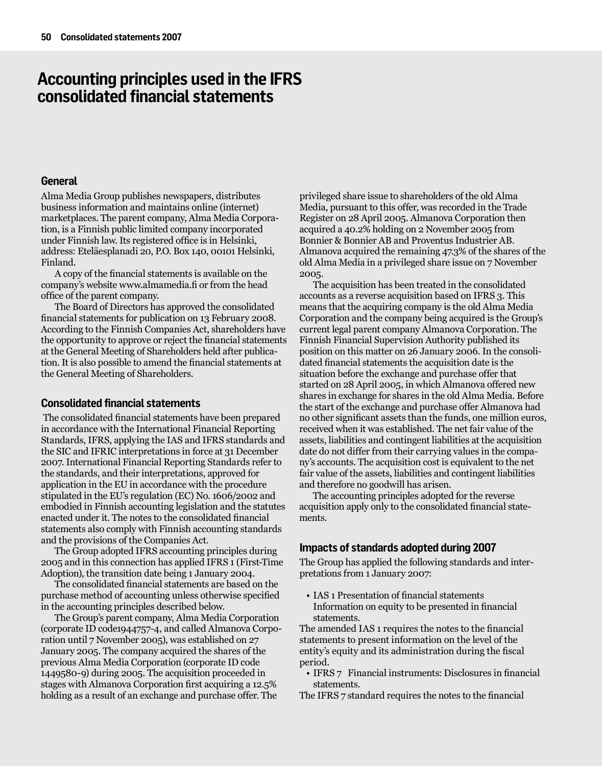# Accounting principles used in the IFRS consolidated financial statements

## General

Alma Media Group publishes newspapers, distributes business information and maintains online (internet) marketplaces. The parent company, Alma Media Corporation, is a Finnish public limited company incorporated under Finnish law. Its registered office is in Helsinki, address: Eteläesplanadi 20, P.O. Box 140, 00101 Helsinki, Finland.

A copy of the financial statements is available on the company's website www.almamedia.fi or from the head office of the parent company.

The Board of Directors has approved the consolidated financial statements for publication on 13 February 2008. According to the Finnish Companies Act, shareholders have the opportunity to approve or reject the financial statements at the General Meeting of Shareholders held after publication. It is also possible to amend the financial statements at the General Meeting of Shareholders.

## Consolidated financial statements

The consolidated financial statements have been prepared in accordance with the International Financial Reporting Standards, IFRS, applying the IAS and IFRS standards and the SIC and IFRIC interpretations in force at 31 December 2007. International Financial Reporting Standards refer to the standards, and their interpretations, approved for application in the EU in accordance with the procedure stipulated in the EU's regulation (EC) No. 1606/2002 and embodied in Finnish accounting legislation and the statutes enacted under it. The notes to the consolidated financial statements also comply with Finnish accounting standards and the provisions of the Companies Act.

The Group adopted IFRS accounting principles during 2005 and in this connection has applied IFRS 1 (First-Time Adoption), the transition date being 1 January 2004.

The consolidated financial statements are based on the purchase method of accounting unless otherwise specified in the accounting principles described below.

The Group's parent company, Alma Media Corporation (corporate ID code1944757-4, and called Almanova Corporation until 7 November 2005), was established on 27 January 2005. The company acquired the shares of the previous Alma Media Corporation (corporate ID code 1449580-9) during 2005. The acquisition proceeded in stages with Almanova Corporation first acquiring a 12.5% holding as a result of an exchange and purchase offer. The privileged share issue to shareholders of the old Alma Media, pursuant to this offer, was recorded in the Trade Register on 28 April 2005. Almanova Corporation then acquired a 40.2% holding on 2 November 2005 from Bonnier & Bonnier AB and Proventus Industrier AB. Almanova acquired the remaining 47.3% of the shares of the old Alma Media in a privileged share issue on 7 November 2005.

The acquisition has been treated in the consolidated accounts as a reverse acquisition based on IFRS 3. This means that the acquiring company is the old Alma Media Corporation and the company being acquired is the Group's current legal parent company Almanova Corporation. The Finnish Financial Supervision Authority published its position on this matter on 26 January 2006. In the consolidated financial statements the acquisition date is the situation before the exchange and purchase offer that started on 28 April 2005, in which Almanova offered new shares in exchange for shares in the old Alma Media. Before the start of the exchange and purchase offer Almanova had no other significant assets than the funds, one million euros, received when it was established. The net fair value of the assets, liabilities and contingent liabilities at the acquisition date do not differ from their carrying values in the company's accounts. The acquisition cost is equivalent to the net fair value of the assets, liabilities and contingent liabilities and therefore no goodwill has arisen.

The accounting principles adopted for the reverse acquisition apply only to the consolidated financial statements.

## Impacts of standards adopted during 2007

The Group has applied the following standards and interpretations from 1 January 2007:

- IAS 1 Presentation of financial statements Information on equity to be presented in financial statements.

The amended IAS 1 requires the notes to the financial statements to present information on the level of the entity's equity and its administration during the fiscal period.

- IFRS 7 Financial instruments: Disclosures in financial statements.

The IFRS 7 standard requires the notes to the financial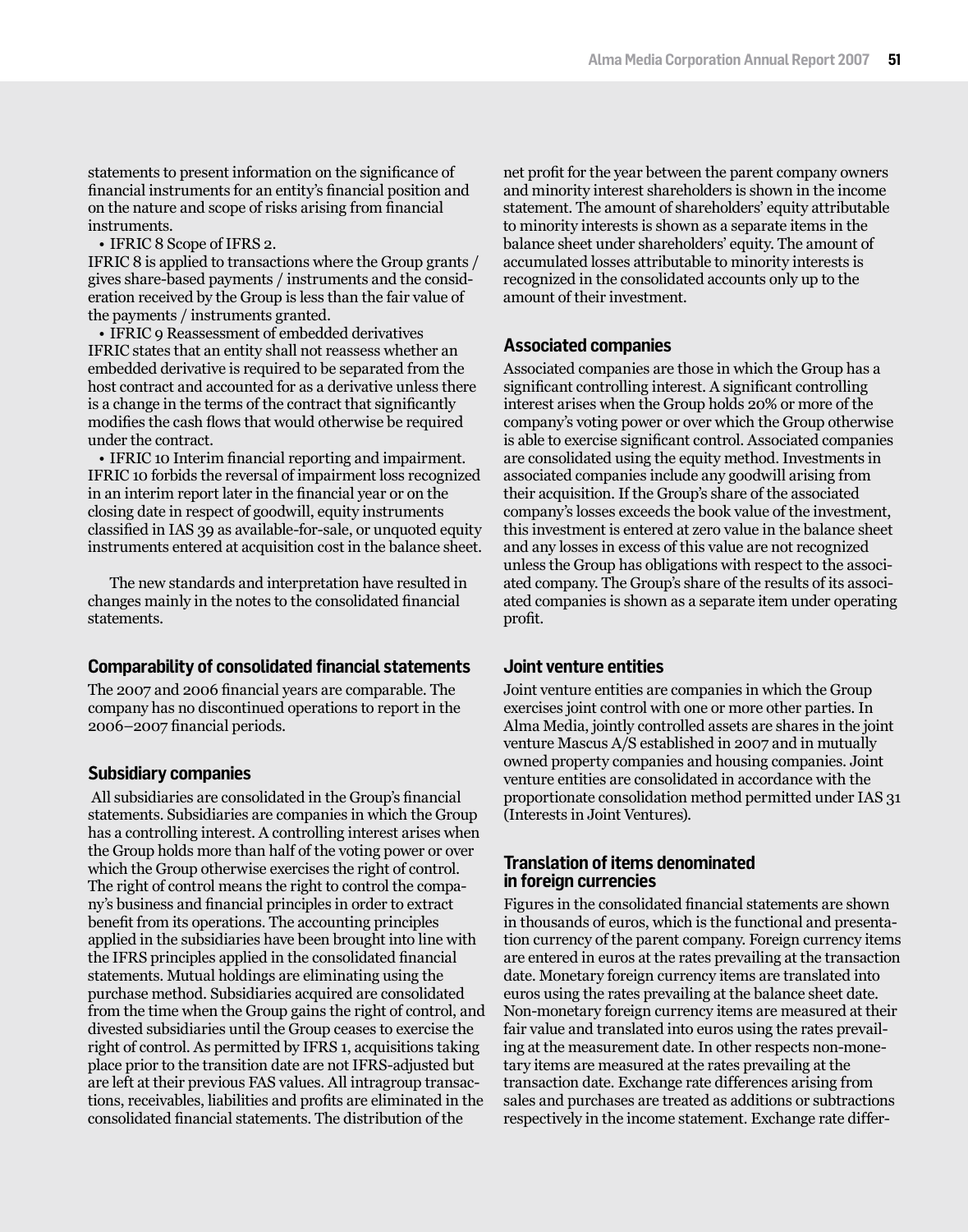statements to present information on the significance of financial instruments for an entity's financial position and on the nature and scope of risks arising from financial instruments.

• IFRIC 8 Scope of IFRS 2.

IFRIC 8 is applied to transactions where the Group grants / gives share-based payments / instruments and the consideration received by the Group is less than the fair value of the payments / instruments granted.

• IFRIC 9 Reassessment of embedded derivatives

IFRIC states that an entity shall not reassess whether an embedded derivative is required to be separated from the host contract and accounted for as a derivative unless there is a change in the terms of the contract that significantly modifies the cash flows that would otherwise be required under the contract.

• IFRIC 10 Interim financial reporting and impairment.

IFRIC 10 forbids the reversal of impairment loss recognized in an interim report later in the financial year or on the closing date in respect of goodwill, equity instruments classified in IAS 39 as available-for-sale, or unquoted equity instruments entered at acquisition cost in the balance sheet.

The new standards and interpretation have resulted in changes mainly in the notes to the consolidated financial statements.

## Comparability of consolidated financial statements

The 2007 and 2006 financial years are comparable. The company has no discontinued operations to report in the 2006–2007 financial periods.

## Subsidiary companies

All subsidiaries are consolidated in the Group's financial statements. Subsidiaries are companies in which the Group has a controlling interest. A controlling interest arises when the Group holds more than half of the voting power or over which the Group otherwise exercises the right of control. The right of control means the right to control the company's business and financial principles in order to extract benefit from its operations. The accounting principles applied in the subsidiaries have been brought into line with the IFRS principles applied in the consolidated financial statements. Mutual holdings are eliminating using the purchase method. Subsidiaries acquired are consolidated from the time when the Group gains the right of control, and divested subsidiaries until the Group ceases to exercise the right of control. As permitted by IFRS 1, acquisitions taking place prior to the transition date are not IFRS-adjusted but are left at their previous FAS values. All intragroup transactions, receivables, liabilities and profits are eliminated in the consolidated financial statements. The distribution of the net profit for the year between the parent company owners and minority interest shareholders is shown in the income statement. The amount of shareholders' equity attributable to minority interests is shown as a separate items in the balance sheet under shareholders' equity. The amount of accumulated losses attributable to minority interests is recognized in the consolidated accounts only up to the amount of their investment.

## Associated companies

Associated companies are those in which the Group has a significant controlling interest. A significant controlling interest arises when the Group holds 20% or more of the company's voting power or over which the Group otherwise is able to exercise significant control. Associated companies are consolidated using the equity method. Investments in associated companies include any goodwill arising from their acquisition. If the Group's share of the associated company's losses exceeds the book value of the investment, this investment is entered at zero value in the balance sheet and any losses in excess of this value are not recognized unless the Group has obligations with respect to the associated company. The Group's share of the results of its associated companies is shown as a separate item under operating profit.

## Joint venture entities

Joint venture entities are companies in which the Group exercises joint control with one or more other parties. In Alma Media, jointly controlled assets are shares in the joint venture Mascus A/S established in 2007 and in mutually owned property companies and housing companies. Joint venture entities are consolidated in accordance with the proportionate consolidation method permitted under IAS 31 (Interests in Joint Ventures).

## Translation of items denominated in foreign currencies

Figures in the consolidated financial statements are shown in thousands of euros, which is the functional and presentation currency of the parent company. Foreign currency items are entered in euros at the rates prevailing at the transaction date. Monetary foreign currency items are translated into euros using the rates prevailing at the balance sheet date. Non-monetary foreign currency items are measured at their fair value and translated into euros using the rates prevailing at the measurement date. In other respects non-monetary items are measured at the rates prevailing at the transaction date. Exchange rate differences arising from sales and purchases are treated as additions or subtractions respectively in the income statement. Exchange rate differ-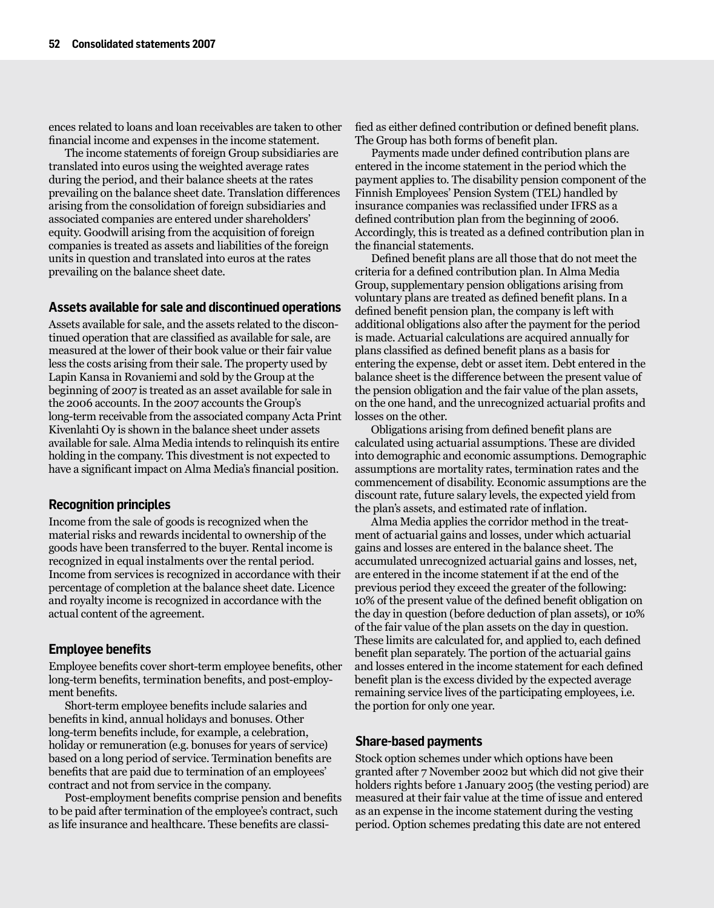ences related to loans and loan receivables are taken to other financial income and expenses in the income statement.

The income statements of foreign Group subsidiaries are translated into euros using the weighted average rates during the period, and their balance sheets at the rates prevailing on the balance sheet date. Translation differences arising from the consolidation of foreign subsidiaries and associated companies are entered under shareholders' equity. Goodwill arising from the acquisition of foreign companies is treated as assets and liabilities of the foreign units in question and translated into euros at the rates prevailing on the balance sheet date.

### Assets available for sale and discontinued operations

Assets available for sale, and the assets related to the discontinued operation that are classified as available for sale, are measured at the lower of their book value or their fair value less the costs arising from their sale. The property used by Lapin Kansa in Rovaniemi and sold by the Group at the beginning of 2007 is treated as an asset available for sale in the 2006 accounts. In the 2007 accounts the Group's long-term receivable from the associated company Acta Print Kivenlahti Oy is shown in the balance sheet under assets available for sale. Alma Media intends to relinquish its entire holding in the company. This divestment is not expected to have a significant impact on Alma Media's financial position.

### Recognition principles

Income from the sale of goods is recognized when the material risks and rewards incidental to ownership of the goods have been transferred to the buyer. Rental income is recognized in equal instalments over the rental period. Income from services is recognized in accordance with their percentage of completion at the balance sheet date. Licence and royalty income is recognized in accordance with the actual content of the agreement.

### Employee benefits

Employee benefits cover short-term employee benefits, other long-term benefits, termination benefits, and post-employment benefits.

Short-term employee benefits include salaries and benefits in kind, annual holidays and bonuses. Other long-term benefits include, for example, a celebration, holiday or remuneration (e.g. bonuses for years of service) based on a long period of service. Termination benefits are benefits that are paid due to termination of an employees' contract and not from service in the company.

Post-employment benefits comprise pension and benefits to be paid after termination of the employee's contract, such as life insurance and healthcare. These benefits are classified as either defined contribution or defined benefit plans. The Group has both forms of benefit plan.

Payments made under defined contribution plans are entered in the income statement in the period which the payment applies to. The disability pension component of the Finnish Employees' Pension System (TEL) handled by insurance companies was reclassified under IFRS as a defined contribution plan from the beginning of 2006. Accordingly, this is treated as a defined contribution plan in the financial statements.

Defined benefit plans are all those that do not meet the criteria for a defined contribution plan. In Alma Media Group, supplementary pension obligations arising from voluntary plans are treated as defined benefit plans. In a defined benefit pension plan, the company is left with additional obligations also after the payment for the period is made. Actuarial calculations are acquired annually for plans classified as defined benefit plans as a basis for entering the expense, debt or asset item. Debt entered in the balance sheet is the difference between the present value of the pension obligation and the fair value of the plan assets, on the one hand, and the unrecognized actuarial profits and losses on the other.

Obligations arising from defined benefit plans are calculated using actuarial assumptions. These are divided into demographic and economic assumptions. Demographic assumptions are mortality rates, termination rates and the commencement of disability. Economic assumptions are the discount rate, future salary levels, the expected yield from the plan's assets, and estimated rate of inflation.

Alma Media applies the corridor method in the treatment of actuarial gains and losses, under which actuarial gains and losses are entered in the balance sheet. The accumulated unrecognized actuarial gains and losses, net, are entered in the income statement if at the end of the previous period they exceed the greater of the following: 10% of the present value of the defined benefit obligation on the day in question (before deduction of plan assets), or 10% of the fair value of the plan assets on the day in question. These limits are calculated for, and applied to, each defined benefit plan separately. The portion of the actuarial gains and losses entered in the income statement for each defined benefit plan is the excess divided by the expected average remaining service lives of the participating employees, i.e. the portion for only one year.

### Share-based payments

Stock option schemes under which options have been granted after 7 November 2002 but which did not give their holders rights before 1 January 2005 (the vesting period) are measured at their fair value at the time of issue and entered as an expense in the income statement during the vesting period. Option schemes predating this date are not entered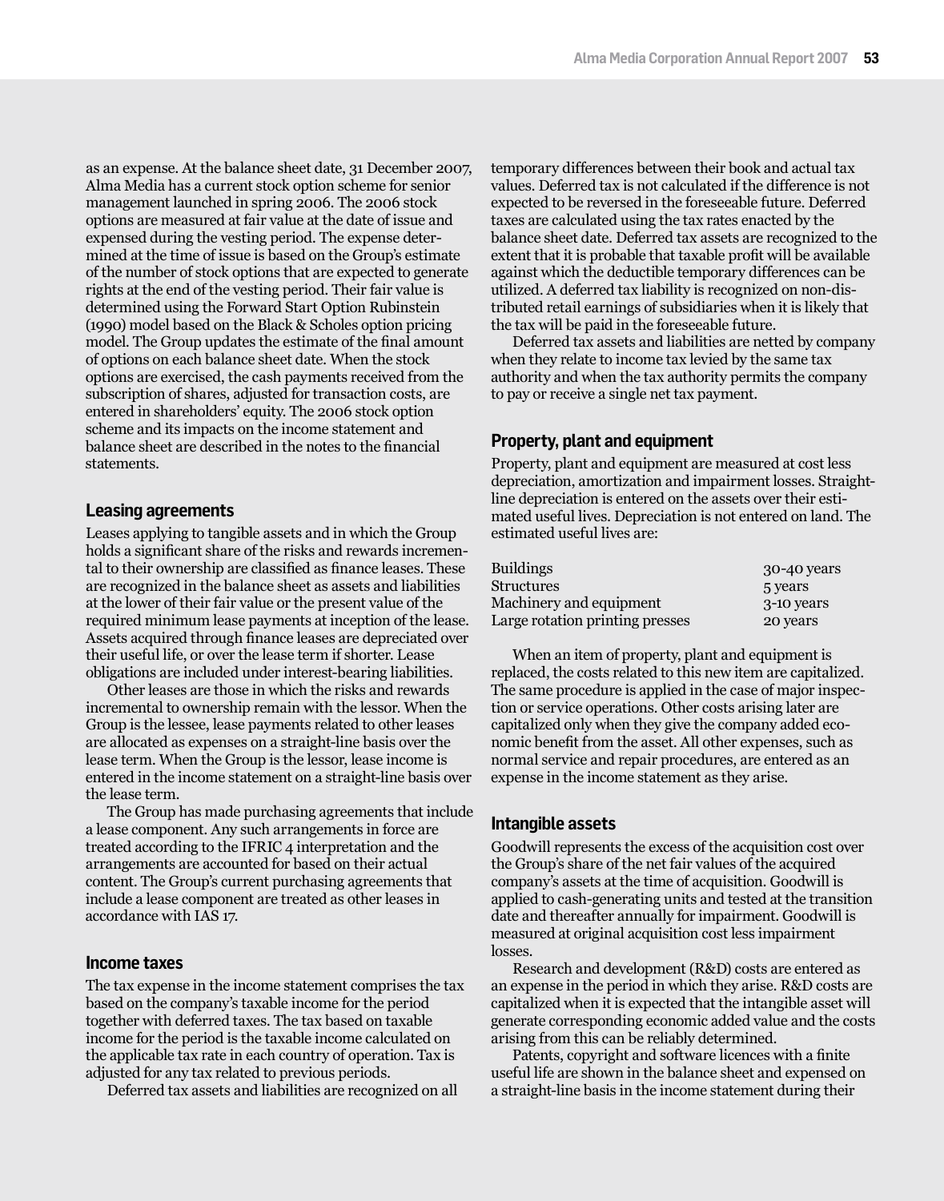as an expense. At the balance sheet date, 31 December 2007, Alma Media has a current stock option scheme for senior management launched in spring 2006. The 2006 stock options are measured at fair value at the date of issue and expensed during the vesting period. The expense determined at the time of issue is based on the Group's estimate of the number of stock options that are expected to generate rights at the end of the vesting period. Their fair value is determined using the Forward Start Option Rubinstein (1990) model based on the Black & Scholes option pricing model. The Group updates the estimate of the final amount of options on each balance sheet date. When the stock options are exercised, the cash payments received from the subscription of shares, adjusted for transaction costs, are entered in shareholders' equity. The 2006 stock option scheme and its impacts on the income statement and balance sheet are described in the notes to the financial statements.

### Leasing agreements

Leases applying to tangible assets and in which the Group holds a significant share of the risks and rewards incremental to their ownership are classified as finance leases. These are recognized in the balance sheet as assets and liabilities at the lower of their fair value or the present value of the required minimum lease payments at inception of the lease. Assets acquired through finance leases are depreciated over their useful life, or over the lease term if shorter. Lease obligations are included under interest-bearing liabilities.

Other leases are those in which the risks and rewards incremental to ownership remain with the lessor. When the Group is the lessee, lease payments related to other leases are allocated as expenses on a straight-line basis over the lease term. When the Group is the lessor, lease income is entered in the income statement on a straight-line basis over the lease term.

The Group has made purchasing agreements that include a lease component. Any such arrangements in force are treated according to the IFRIC 4 interpretation and the arrangements are accounted for based on their actual content. The Group's current purchasing agreements that include a lease component are treated as other leases in accordance with IAS 17.

### Income taxes

The tax expense in the income statement comprises the tax based on the company's taxable income for the period together with deferred taxes. The tax based on taxable income for the period is the taxable income calculated on the applicable tax rate in each country of operation. Tax is adjusted for any tax related to previous periods.

Deferred tax assets and liabilities are recognized on all temporary differences between their book and actual tax values. Deferred tax is not calculated if the difference is not expected to be reversed in the foreseeable future. Deferred taxes are calculated using the tax rates enacted by the balance sheet date. Deferred tax assets are recognized to the extent that it is probable that taxable profit will be available against which the deductible temporary differences can be utilized. A deferred tax liability is recognized on non-distributed retail earnings of subsidiaries when it is likely that the tax will be paid in the foreseeable future.

Deferred tax assets and liabilities are netted by company when they relate to income tax levied by the same tax authority and when the tax authority permits the company to pay or receive a single net tax payment.

### Property, plant and equipment

Property, plant and equipment are measured at cost less depreciation, amortization and impairment losses. Straight-line depreciation is entered on the assets over their estimated useful lives. Depreciation is not entered on land. The estimated useful lives are:

| | |
|---|---|
| Buildings | 30-40 years |
| Structures | 5 years |
| Machinery and equipment | 3-10 years |
| Large rotation printing presses | 20 years |

When an item of property, plant and equipment is replaced, the costs related to this new item are capitalized. The same procedure is applied in the case of major inspection or service operations. Other costs arising later are capitalized only when they give the company added economic benefit from the asset. All other expenses, such as normal service and repair procedures, are entered as an expense in the income statement as they arise.

### Intangible assets

Goodwill represents the excess of the acquisition cost over the Group's share of the net fair values of the acquired company's assets at the time of acquisition. Goodwill is applied to cash-generating units and tested at the transition date and thereafter annually for impairment. Goodwill is measured at original acquisition cost less impairment losses.

Research and development (R&D) costs are entered as an expense in the period in which they arise. R&D costs are capitalized when it is expected that the intangible asset will generate corresponding economic added value and the costs arising from this can be reliably determined.

Patents, copyright and software licences with a finite useful life are shown in the balance sheet and expensed on a straight-line basis in the income statement during their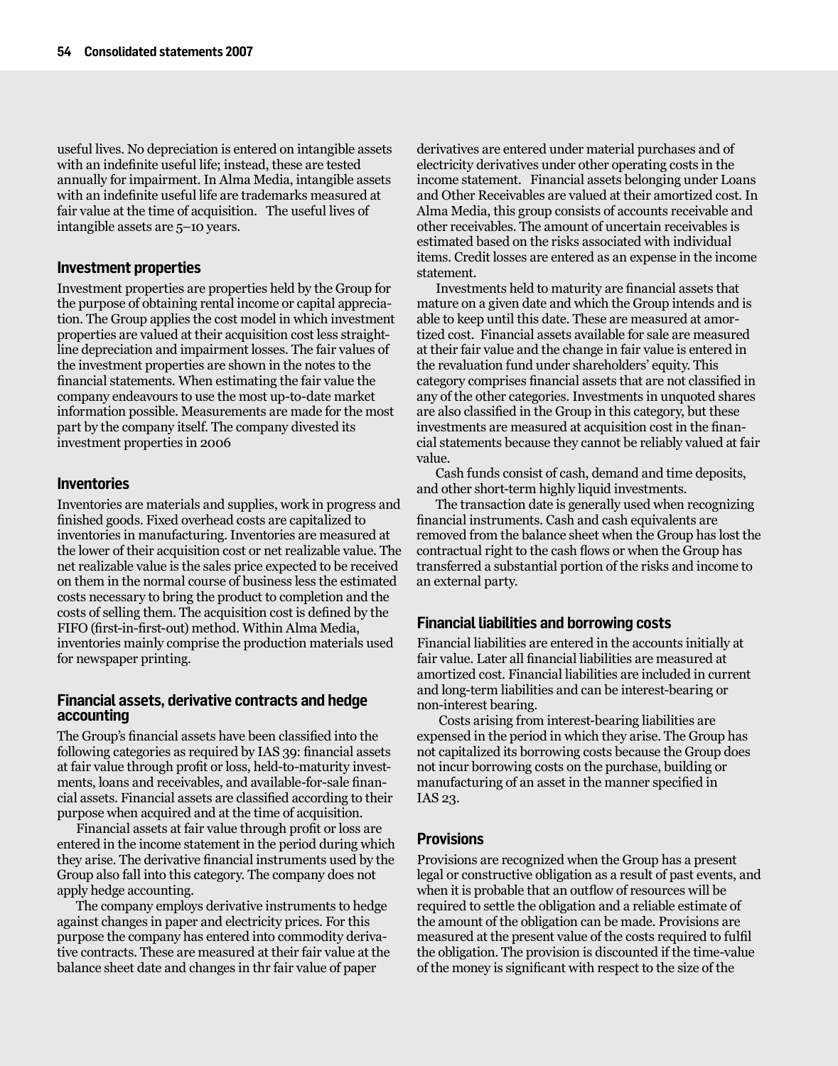useful lives. No depreciation is entered on intangible assets with an indefinite useful life; instead, these are tested annually for impairment. In Alma Media, intangible assets with an indefinite useful life are trademarks measured at fair value at the time of acquisition. The useful lives of intangible assets are 5–10 years.

### Investment properties

Investment properties are properties held by the Group for the purpose of obtaining rental income or capital appreciation. The Group applies the cost model in which investment properties are valued at their acquisition cost less straight-line depreciation and impairment losses. The fair values of the investment properties are shown in the notes to the financial statements. When estimating the fair value the company endeavours to use the most up-to-date market information possible. Measurements are made for the most part by the company itself. The company divested its investment properties in 2006

### Inventories

Inventories are materials and supplies, work in progress and finished goods. Fixed overhead costs are capitalized to inventories in manufacturing. Inventories are measured at the lower of their acquisition cost or net realizable value. The net realizable value is the sales price expected to be received on them in the normal course of business less the estimated costs necessary to bring the product to completion and the costs of selling them. The acquisition cost is defined by the FIFO (first-in-first-out) method. Within Alma Media, inventories mainly comprise the production materials used for newspaper printing.

### Financial assets, derivative contracts and hedge accounting

The Group's financial assets have been classified into the following categories as required by IAS 39: financial assets at fair value through profit or loss, held-to-maturity investments, loans and receivables, and available-for-sale financial assets. Financial assets are classified according to their purpose when acquired and at the time of acquisition.

Financial assets at fair value through profit or loss are entered in the income statement in the period during which they arise. The derivative financial instruments used by the Group also fall into this category. The company does not apply hedge accounting.

The company employs derivative instruments to hedge against changes in paper and electricity prices. For this purpose the company has entered into commodity derivative contracts. These are measured at their fair value at the balance sheet date and changes in thr fair value of paper derivatives are entered under material purchases and of electricity derivatives under other operating costs in the income statement. Financial assets belonging under Loans and Other Receivables are valued at their amortized cost. In Alma Media, this group consists of accounts receivable and other receivables. The amount of uncertain receivables is estimated based on the risks associated with individual items. Credit losses are entered as an expense in the income statement.

Investments held to maturity are financial assets that mature on a given date and which the Group intends and is able to keep until this date. These are measured at amortized cost. Financial assets available for sale are measured at their fair value and the change in fair value is entered in the revaluation fund under shareholders' equity. This category comprises financial assets that are not classified in any of the other categories. Investments in unquoted shares are also classified in the Group in this category, but these investments are measured at acquisition cost in the financial statements because they cannot be reliably valued at fair value.

Cash funds consist of cash, demand and time deposits, and other short-term highly liquid investments.

The transaction date is generally used when recognizing financial instruments. Cash and cash equivalents are removed from the balance sheet when the Group has lost the contractual right to the cash flows or when the Group has transferred a substantial portion of the risks and income to an external party.

### Financial liabilities and borrowing costs

Financial liabilities are entered in the accounts initially at fair value. Later all financial liabilities are measured at amortized cost. Financial liabilities are included in current and long-term liabilities and can be interest-bearing or non-interest bearing.

Costs arising from interest-bearing liabilities are expensed in the period in which they arise. The Group has not capitalized its borrowing costs because the Group does not incur borrowing costs on the purchase, building or manufacturing of an asset in the manner specified in IAS 23.

### Provisions

Provisions are recognized when the Group has a present legal or constructive obligation as a result of past events, and when it is probable that an outflow of resources will be required to settle the obligation and a reliable estimate of the amount of the obligation can be made. Provisions are measured at the present value of the costs required to fulfil the obligation. The provision is discounted if the time-value of the money is significant with respect to the size of the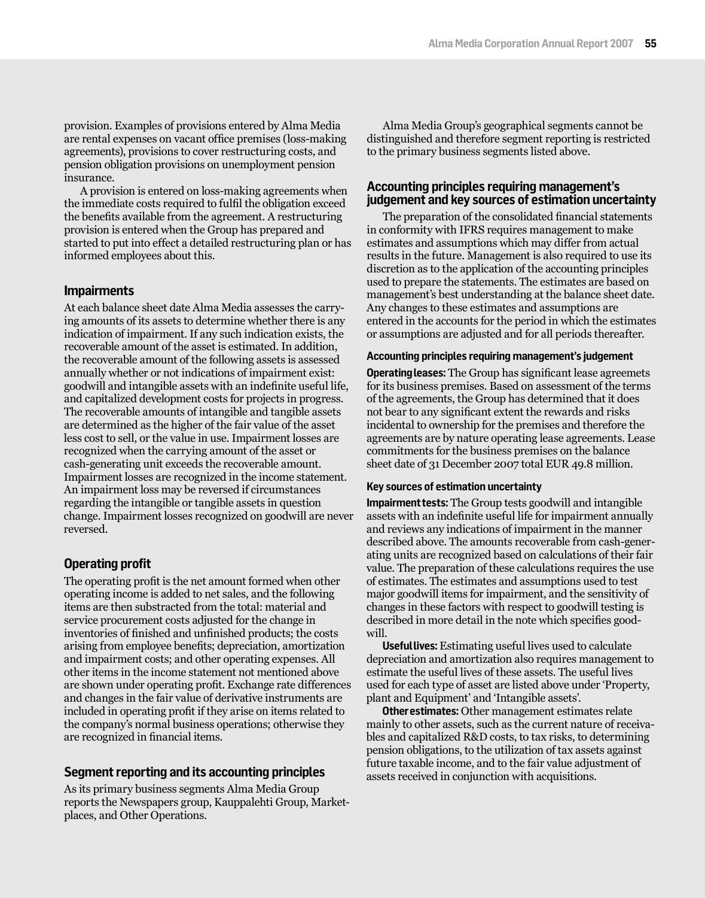provision. Examples of provisions entered by Alma Media are rental expenses on vacant office premises (loss-making agreements), provisions to cover restructuring costs, and pension obligation provisions on unemployment pension insurance.

A provision is entered on loss-making agreements when the immediate costs required to fulfil the obligation exceed the benefits available from the agreement. A restructuring provision is entered when the Group has prepared and started to put into effect a detailed restructuring plan or has informed employees about this.

## Impairments

At each balance sheet date Alma Media assesses the carrying amounts of its assets to determine whether there is any indication of impairment. If any such indication exists, the recoverable amount of the asset is estimated. In addition, the recoverable amount of the following assets is assessed annually whether or not indications of impairment exist: goodwill and intangible assets with an indefinite useful life, and capitalized development costs for projects in progress. The recoverable amounts of intangible and tangible assets are determined as the higher of the fair value of the asset less cost to sell, or the value in use. Impairment losses are recognized when the carrying amount of the asset or cash-generating unit exceeds the recoverable amount. Impairment losses are recognized in the income statement. An impairment loss may be reversed if circumstances regarding the intangible or tangible assets in question change. Impairment losses recognized on goodwill are never reversed.

## Operating profit

The operating profit is the net amount formed when other operating income is added to net sales, and the following items are then substracted from the total: material and service procurement costs adjusted for the change in inventories of finished and unfinished products; the costs arising from employee benefits; depreciation, amortization and impairment costs; and other operating expenses. All other items in the income statement not mentioned above are shown under operating profit. Exchange rate differences and changes in the fair value of derivative instruments are included in operating profit if they arise on items related to the company's normal business operations; otherwise they are recognized in financial items.

## Segment reporting and its accounting principles

As its primary business segments Alma Media Group reports the Newspapers group, Kauppalehti Group, Marketplaces, and Other Operations.

Alma Media Group's geographical segments cannot be distinguished and therefore segment reporting is restricted to the primary business segments listed above.

## Accounting principles requiring management's judgement and key sources of estimation uncertainty

The preparation of the consolidated financial statements in conformity with IFRS requires management to make estimates and assumptions which may differ from actual results in the future. Management is also required to use its discretion as to the application of the accounting principles used to prepare the statements. The estimates are based on management's best understanding at the balance sheet date. Any changes to these estimates and assumptions are entered in the accounts for the period in which the estimates or assumptions are adjusted and for all periods thereafter.

### Accounting principles requiring management's judgement

**Operating leases:** The Group has significant lease agreemets for its business premises. Based on assessment of the terms of the agreements, the Group has determined that it does not bear to any significant extent the rewards and risks incidental to ownership for the premises and therefore the agreements are by nature operating lease agreements. Lease commitments for the business premises on the balance sheet date of 31 December 2007 total EUR 49.8 million.

### Key sources of estimation uncertainty

**Impairment tests:** The Group tests goodwill and intangible assets with an indefinite useful life for impairment annually and reviews any indications of impairment in the manner described above. The amounts recoverable from cash-generating units are recognized based on calculations of their fair value. The preparation of these calculations requires the use of estimates. The estimates and assumptions used to test major goodwill items for impairment, and the sensitivity of changes in these factors with respect to goodwill testing is described in more detail in the note which specifies goodwill.

**Useful lives:** Estimating useful lives used to calculate depreciation and amortization also requires management to estimate the useful lives of these assets. The useful lives used for each type of asset are listed above under 'Property, plant and Equipment' and 'Intangible assets'.

**Other estimates:** Other management estimates relate mainly to other assets, such as the current nature of receivables and capitalized R&D costs, to tax risks, to determining pension obligations, to the utilization of tax assets against future taxable income, and to the fair value adjustment of assets received in conjunction with acquisitions.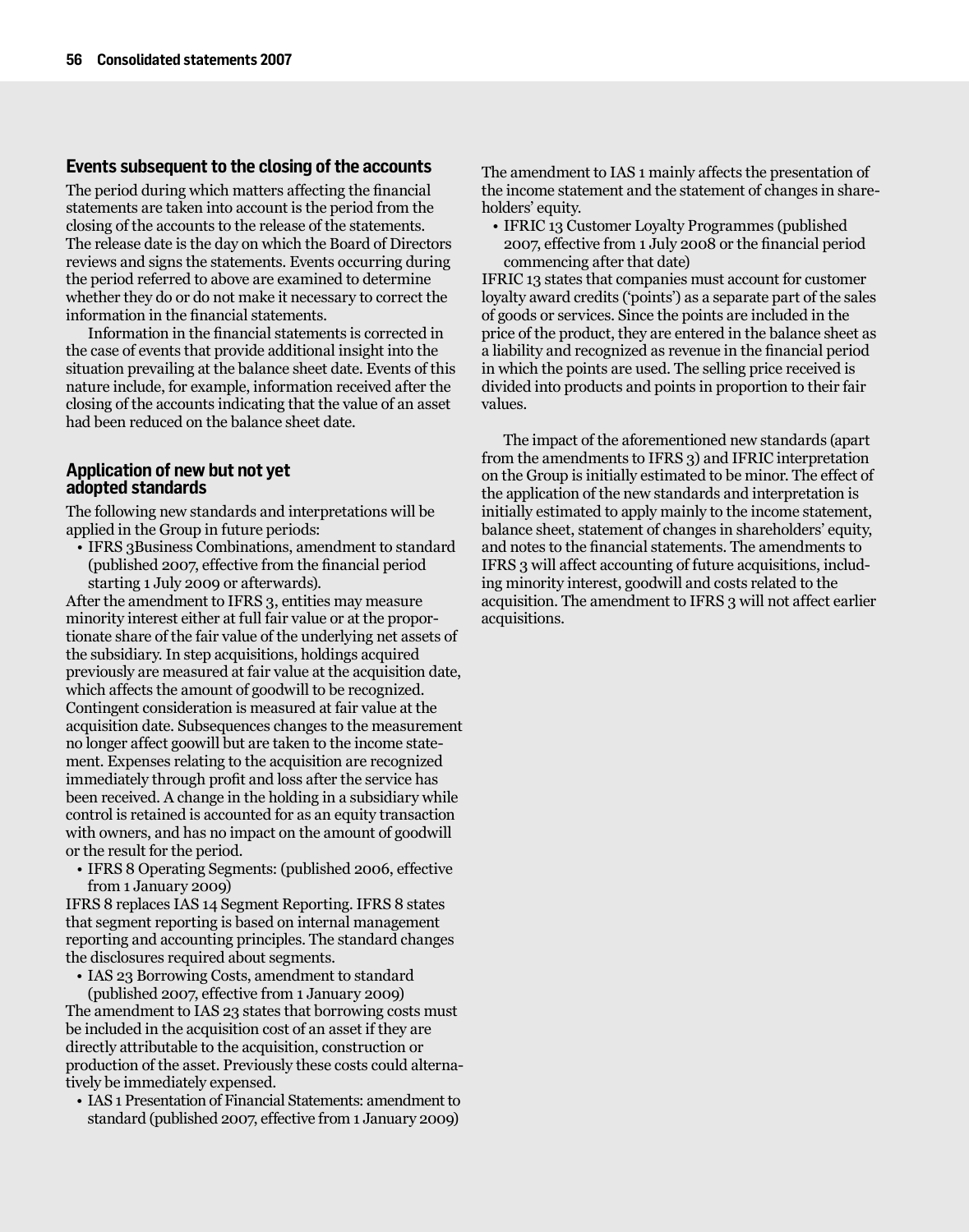## Events subsequent to the closing of the accounts

The period during which matters affecting the financial statements are taken into account is the period from the closing of the accounts to the release of the statements. The release date is the day on which the Board of Directors reviews and signs the statements. Events occurring during the period referred to above are examined to determine whether they do or do not make it necessary to correct the information in the financial statements.

Information in the financial statements is corrected in the case of events that provide additional insight into the situation prevailing at the balance sheet date. Events of this nature include, for example, information received after the closing of the accounts indicating that the value of an asset had been reduced on the balance sheet date.

## Application of new but not yet adopted standards

The following new standards and interpretations will be applied in the Group in future periods:

- IFRS 3Business Combinations, amendment to standard (published 2007, effective from the financial period starting 1 July 2009 or afterwards).

After the amendment to IFRS 3, entities may measure minority interest either at full fair value or at the proportionate share of the fair value of the underlying net assets of the subsidiary. In step acquisitions, holdings acquired previously are measured at fair value at the acquisition date, which affects the amount of goodwill to be recognized. Contingent consideration is measured at fair value at the acquisition date. Subsequences changes to the measurement no longer affect goowill but are taken to the income statement. Expenses relating to the acquisition are recognized immediately through profit and loss after the service has been received. A change in the holding in a subsidiary while control is retained is accounted for as an equity transaction with owners, and has no impact on the amount of goodwill or the result for the period.

- IFRS 8 Operating Segments: (published 2006, effective from 1 January 2009)

IFRS 8 replaces IAS 14 Segment Reporting. IFRS 8 states that segment reporting is based on internal management reporting and accounting principles. The standard changes the disclosures required about segments.

- IAS 23 Borrowing Costs, amendment to standard (published 2007, effective from 1 January 2009)

The amendment to IAS 23 states that borrowing costs must be included in the acquisition cost of an asset if they are directly attributable to the acquisition, construction or production of the asset. Previously these costs could alternatively be immediately expensed.

- IAS 1 Presentation of Financial Statements: amendment to standard (published 2007, effective from 1 January 2009)

The amendment to IAS 1 mainly affects the presentation of the income statement and the statement of changes in shareholders' equity.

- IFRIC 13 Customer Loyalty Programmes (published 2007, effective from 1 July 2008 or the financial period commencing after that date)

IFRIC 13 states that companies must account for customer loyalty award credits ('points') as a separate part of the sales of goods or services. Since the points are included in the price of the product, they are entered in the balance sheet as a liability and recognized as revenue in the financial period in which the points are used. The selling price received is divided into products and points in proportion to their fair values.

The impact of the aforementioned new standards (apart from the amendments to IFRS 3) and IFRIC interpretation on the Group is initially estimated to be minor. The effect of the application of the new standards and interpretation is initially estimated to apply mainly to the income statement, balance sheet, statement of changes in shareholders' equity, and notes to the financial statements. The amendments to IFRS 3 will affect accounting of future acquisitions, including minority interest, goodwill and costs related to the acquisition. The amendment to IFRS 3 will not affect earlier acquisitions.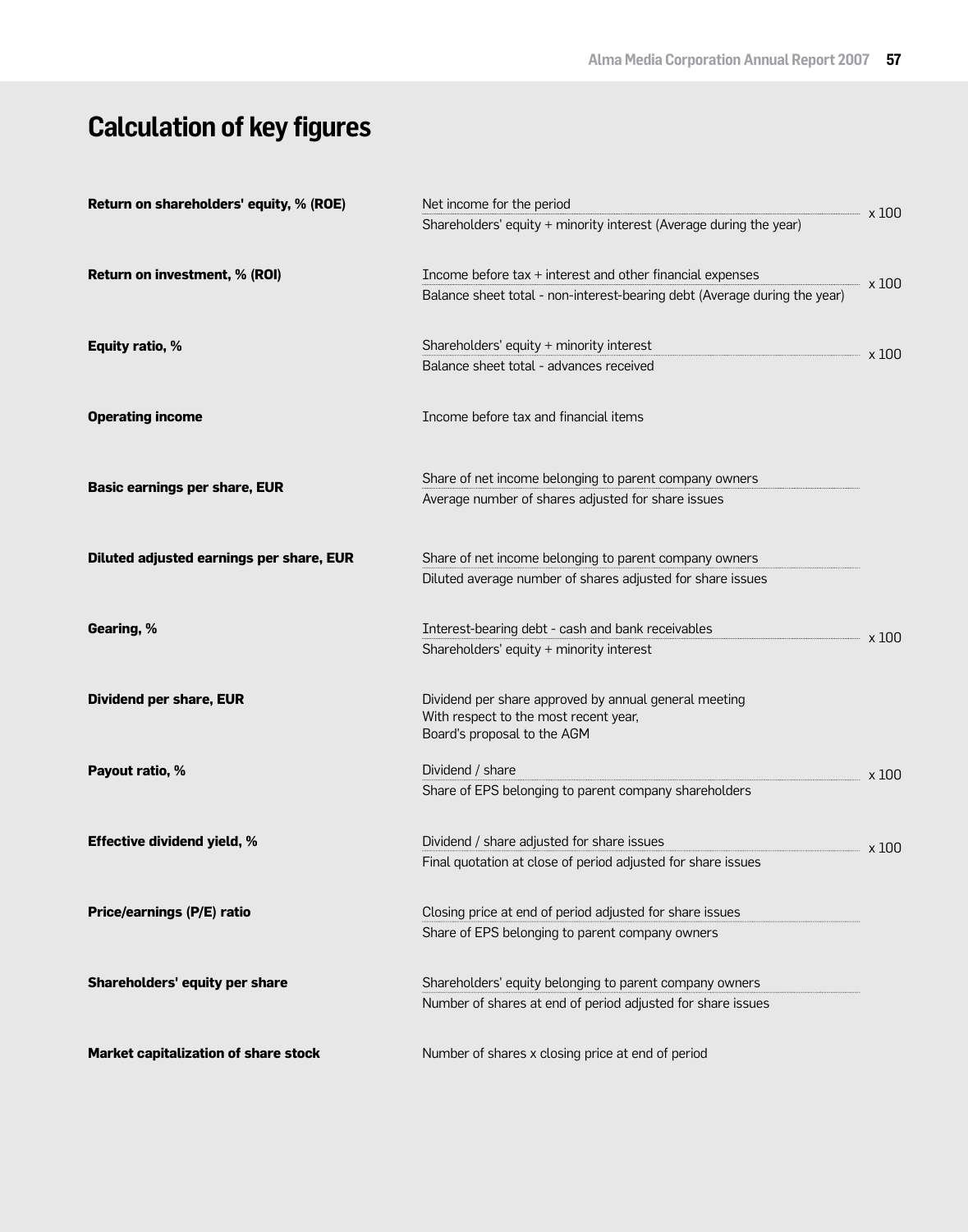# Calculation of key figures

| Key figure | Formula |
|---|---|
| **Return on shareholders' equity, % (ROE)** | $\frac{\text{Net income for the period}}{\text{Shareholders' equity + minority interest (Average during the year)}} \times 100$ |
| **Return on investment, % (ROI)** | $\frac{\text{Income before tax + interest and other financial expenses}}{\text{Balance sheet total - non-interest-bearing debt (Average during the year)}} \times 100$ |
| **Equity ratio, %** | $\frac{\text{Shareholders' equity + minority interest}}{\text{Balance sheet total - advances received}} \times 100$ |
| **Operating income** | Income before tax and financial items |
| **Basic earnings per share, EUR** | $\frac{\text{Share of net income belonging to parent company owners}}{\text{Average number of shares adjusted for share issues}}$ |
| **Diluted adjusted earnings per share, EUR** | $\frac{\text{Share of net income belonging to parent company owners}}{\text{Diluted average number of shares adjusted for share issues}}$ |
| **Gearing, %** | $\frac{\text{Interest-bearing debt - cash and bank receivables}}{\text{Shareholders' equity + minority interest}} \times 100$ |
| **Dividend per share, EUR** | Dividend per share approved by annual general meeting With respect to the most recent year, Board's proposal to the AGM |
| **Payout ratio, %** | $\frac{\text{Dividend / share}}{\text{Share of EPS belonging to parent company shareholders}} \times 100$ |
| **Effective dividend yield, %** | $\frac{\text{Dividend / share adjusted for share issues}}{\text{Final quotation at close of period adjusted for share issues}} \times 100$ |
| **Price/earnings (P/E) ratio** | $\frac{\text{Closing price at end of period adjusted for share issues}}{\text{Share of EPS belonging to parent company owners}}$ |
| **Shareholders' equity per share** | $\frac{\text{Shareholders' equity belonging to parent company owners}}{\text{Number of shares at end of period adjusted for share issues}}$ |
| **Market capitalization of share stock** | Number of shares x closing price at end of period |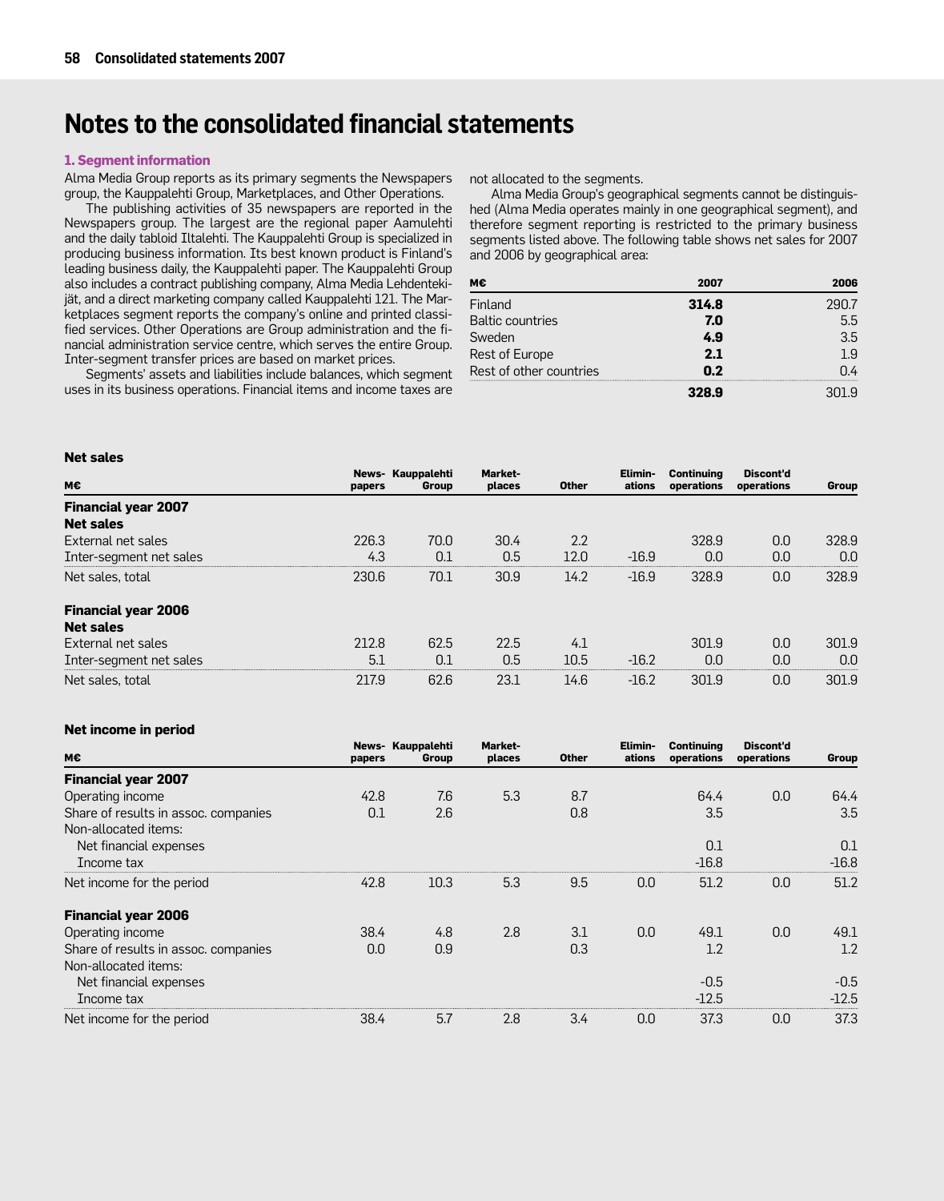# Notes to the consolidated financial statements

### 1. Segment information

Alma Media Group reports as its primary segments the Newspapers group, the Kauppalehti Group, Marketplaces, and Other Operations.

The publishing activities of 35 newspapers are reported in the Newspapers group. The largest are the regional paper Aamulehti and the daily tabloid Iltalehti. The Kauppalehti Group is specialized in producing business information. Its best known product is Finland's leading business daily, the Kauppalehti paper. The Kauppalehti Group also includes a contract publishing company, Alma Media Lehdentekijät, and a direct marketing company called Kauppalehti 121. The Marketplaces segment reports the company's online and printed classified services. Other Operations are Group administration and the financial administration service centre, which serves the entire Group. Inter-segment transfer prices are based on market prices.

Segments' assets and liabilities include balances, which segment uses in its business operations. Financial items and income taxes are not allocated to the segments.

Alma Media Group's geographical segments cannot be distinguished (Alma Media operates mainly in one geographical segment), and therefore segment reporting is restricted to the primary business segments listed above. The following table shows net sales for 2007 and 2006 by geographical area:

| M€ | 2007 | 2006 |
|---|---|---|
| Finland | **314.8** | 290.7 |
| Baltic countries | **7.0** | 5.5 |
| Sweden | **4.9** | 3.5 |
| Rest of Europe | **2.1** | 1.9 |
| Rest of other countries | **0.2** | 0.4 |
| | **328.9** | 301.9 |

**Net sales**

| M€ | Newspapers | Kauppalehti Group | Marketplaces | Other | Eliminations | Continuing operations | Discont'd operations | Group |
|---|---|---|---|---|---|---|---|---|
| **Financial year 2007** | | | | | | | | |
| **Net sales** | | | | | | | | |
| External net sales | 226.3 | 70.0 | 30.4 | 2.2 | | 328.9 | 0.0 | 328.9 |
| Inter-segment net sales | 4.3 | 0.1 | 0.5 | 12.0 | -16.9 | 0.0 | 0.0 | 0.0 |
| Net sales, total | 230.6 | 70.1 | 30.9 | 14.2 | -16.9 | 328.9 | 0.0 | 328.9 |
| **Financial year 2006** | | | | | | | | |
| **Net sales** | | | | | | | | |
| External net sales | 212.8 | 62.5 | 22.5 | 4.1 | | 301.9 | 0.0 | 301.9 |
| Inter-segment net sales | 5.1 | 0.1 | 0.5 | 10.5 | -16.2 | 0.0 | 0.0 | 0.0 |
| Net sales, total | 217.9 | 62.6 | 23.1 | 14.6 | -16.2 | 301.9 | 0.0 | 301.9 |

**Net income in period**

| M€ | Newspapers | Kauppalehti Group | Marketplaces | Other | Eliminations | Continuing operations | Discont'd operations | Group |
|---|---|---|---|---|---|---|---|---|
| **Financial year 2007** | | | | | | | | |
| Operating income | 42.8 | 7.6 | 5.3 | 8.7 | | 64.4 | 0.0 | 64.4 |
| Share of results in assoc. companies | 0.1 | 2.6 | | 0.8 | | 3.5 | | 3.5 |
| Non-allocated items: | | | | | | | | |
| Net financial expenses | | | | | | 0.1 | | 0.1 |
| Income tax | | | | | | -16.8 | | -16.8 |
| Net income for the period | 42.8 | 10.3 | 5.3 | 9.5 | 0.0 | 51.2 | 0.0 | 51.2 |
| **Financial year 2006** | | | | | | | | |
| Operating income | 38.4 | 4.8 | 2.8 | 3.1 | 0.0 | 49.1 | 0.0 | 49.1 |
| Share of results in assoc. companies | 0.0 | 0.9 | | 0.3 | | 1.2 | | 1.2 |
| Non-allocated items: | | | | | | | | |
| Net financial expenses | | | | | | -0.5 | | -0.5 |
| Income tax | | | | | | -12.5 | | -12.5 |
| Net income for the period | 38.4 | 5.7 | 2.8 | 3.4 | 0.0 | 37.3 | 0.0 | 37.3 |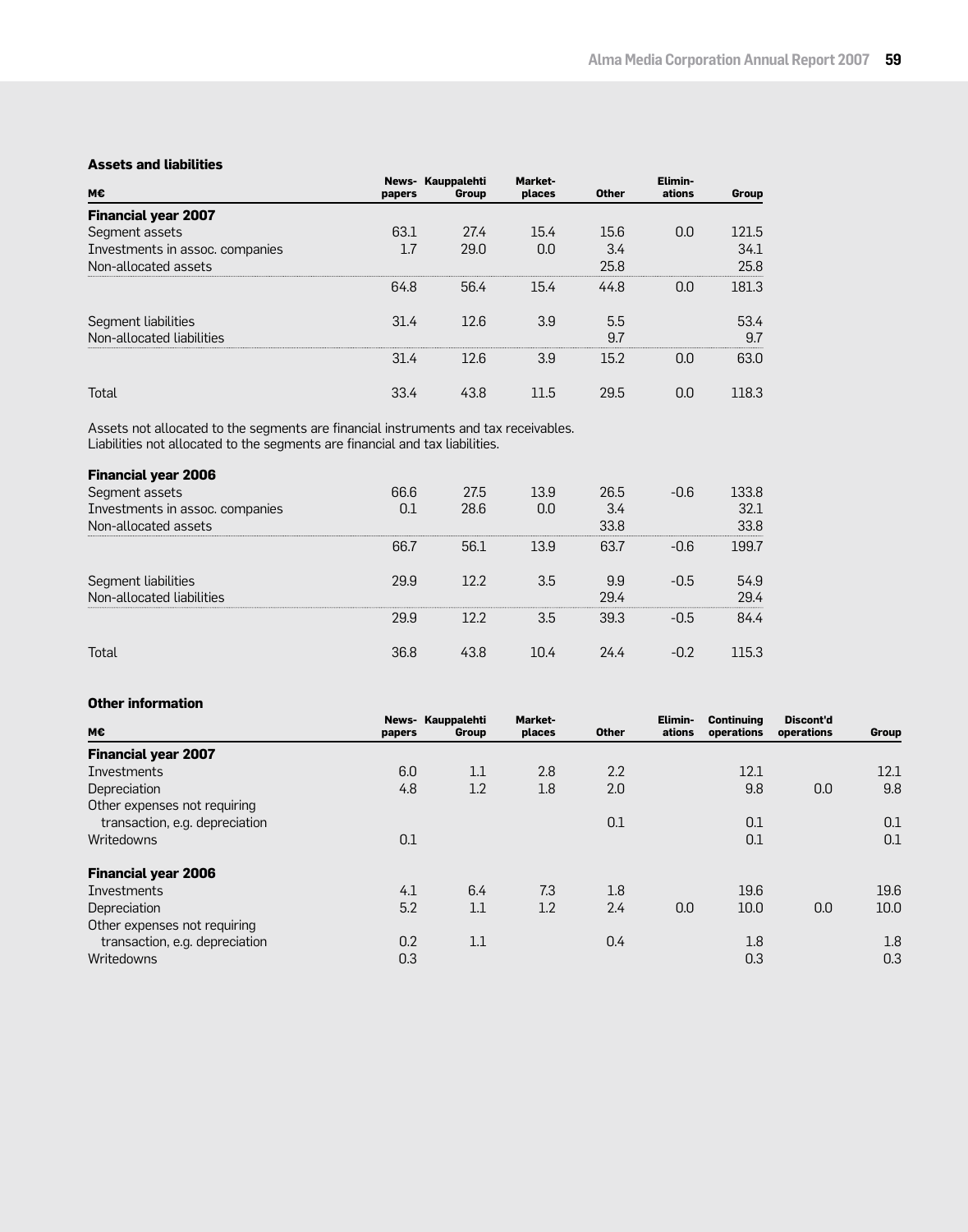### Assets and liabilities

| M€ | News-papers | Kauppalehti Group | Market-places | Other | Elimin-ations | Group |
|---|---|---|---|---|---|---|
| **Financial year 2007** | | | | | | |
| Segment assets | 63.1 | 27.4 | 15.4 | 15.6 | 0.0 | 121.5 |
| Investments in assoc. companies | 1.7 | 29.0 | 0.0 | 3.4 | | 34.1 |
| Non-allocated assets | | | | 25.8 | | 25.8 |
| | 64.8 | 56.4 | 15.4 | 44.8 | 0.0 | 181.3 |
| Segment liabilities | 31.4 | 12.6 | 3.9 | 5.5 | | 53.4 |
| Non-allocated liabilities | | | | 9.7 | | 9.7 |
| | 31.4 | 12.6 | 3.9 | 15.2 | 0.0 | 63.0 |
| Total | 33.4 | 43.8 | 11.5 | 29.5 | 0.0 | 118.3 |

Assets not allocated to the segments are financial instruments and tax receivables.
Liabilities not allocated to the segments are financial and tax liabilities.

| M€ | News-papers | Kauppalehti Group | Market-places | Other | Elimin-ations | Group |
|---|---|---|---|---|---|---|
| **Financial year 2006** | | | | | | |
| Segment assets | 66.6 | 27.5 | 13.9 | 26.5 | -0.6 | 133.8 |
| Investments in assoc. companies | 0.1 | 28.6 | 0.0 | 3.4 | | 32.1 |
| Non-allocated assets | | | | 33.8 | | 33.8 |
| | 66.7 | 56.1 | 13.9 | 63.7 | -0.6 | 199.7 |
| Segment liabilities | 29.9 | 12.2 | 3.5 | 9.9 | -0.5 | 54.9 |
| Non-allocated liabilities | | | | 29.4 | | 29.4 |
| | 29.9 | 12.2 | 3.5 | 39.3 | -0.5 | 84.4 |
| Total | 36.8 | 43.8 | 10.4 | 24.4 | -0.2 | 115.3 |

### Other information

| M€ | News-papers | Kauppalehti Group | Market-places | Other | Elimin-ations | Continuing operations | Discont'd operations | Group |
|---|---|---|---|---|---|---|---|---|
| **Financial year 2007** | | | | | | | | |
| Investments | 6.0 | 1.1 | 2.8 | 2.2 | | 12.1 | | 12.1 |
| Depreciation | 4.8 | 1.2 | 1.8 | 2.0 | | 9.8 | 0.0 | 9.8 |
| Other expenses not requiring transaction, e.g. depreciation | | | | 0.1 | | 0.1 | | 0.1 |
| Writedowns | 0.1 | | | | | 0.1 | | 0.1 |
| **Financial year 2006** | | | | | | | | |
| Investments | 4.1 | 6.4 | 7.3 | 1.8 | | 19.6 | | 19.6 |
| Depreciation | 5.2 | 1.1 | 1.2 | 2.4 | 0.0 | 10.0 | 0.0 | 10.0 |
| Other expenses not requiring transaction, e.g. depreciation | 0.2 | 1.1 | | 0.4 | | 1.8 | | 1.8 |
| Writedowns | 0.3 | | | | | 0.3 | | 0.3 |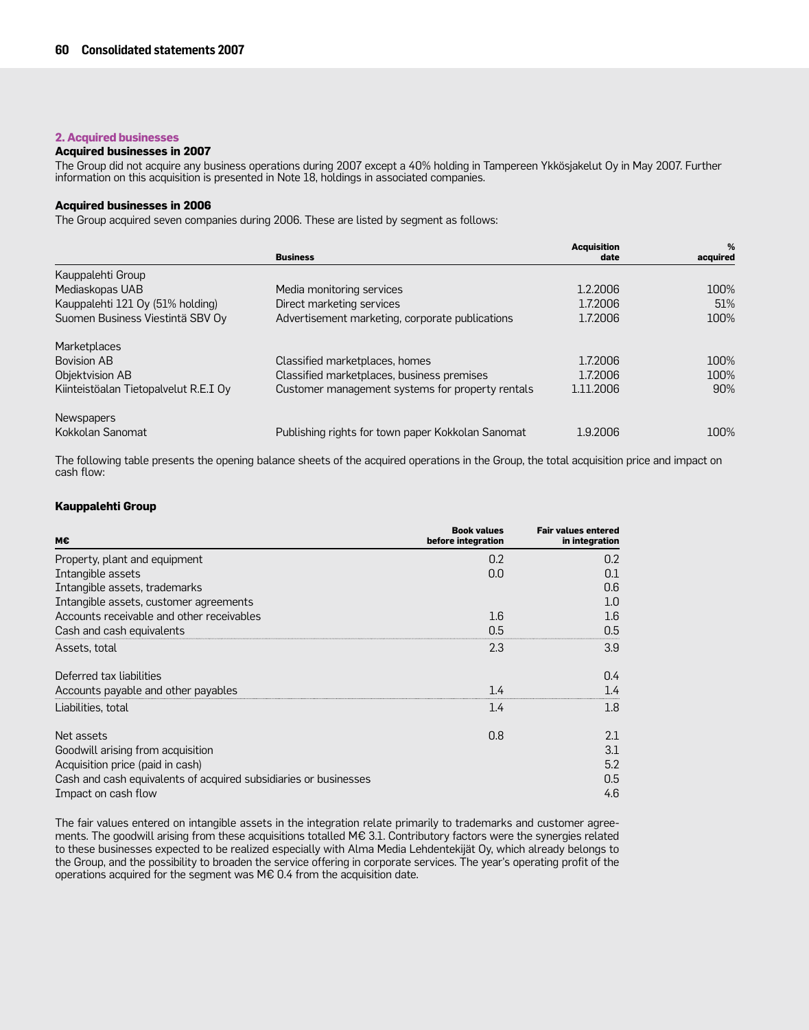## 2. Acquired businesses

### Acquired businesses in 2007

The Group did not acquire any business operations during 2007 except a 40% holding in Tampereen Ykkösjakelut Oy in May 2007. Further information on this acquisition is presented in Note 18, holdings in associated companies.

### Acquired businesses in 2006

The Group acquired seven companies during 2006. These are listed by segment as follows:

| | Business | Acquisition date | % acquired |
|---|---|---|---|
| Kauppalehti Group | | | |
| Mediaskopas UAB | Media monitoring services | 1.2.2006 | 100% |
| Kauppalehti 121 Oy (51% holding) | Direct marketing services | 1.7.2006 | 51% |
| Suomen Business Viestintä SBV Oy | Advertisement marketing, corporate publications | 1.7.2006 | 100% |
| Marketplaces | | | |
| Bovision AB | Classified marketplaces, homes | 1.7.2006 | 100% |
| Objektvision AB | Classified marketplaces, business premises | 1.7.2006 | 100% |
| Kiinteistöalan Tietopalvelut R.E.I Oy | Customer management systems for property rentals | 1.11.2006 | 90% |
| Newspapers | | | |
| Kokkolan Sanomat | Publishing rights for town paper Kokkolan Sanomat | 1.9.2006 | 100% |

The following table presents the opening balance sheets of the acquired operations in the Group, the total acquisition price and impact on cash flow:

### Kauppalehti Group

| M€ | Book values before integration | Fair values entered in integration |
|---|---|---|
| Property, plant and equipment | 0.2 | 0.2 |
| Intangible assets | 0.0 | 0.1 |
| Intangible assets, trademarks | | 0.6 |
| Intangible assets, customer agreements | | 1.0 |
| Accounts receivable and other receivables | 1.6 | 1.6 |
| Cash and cash equivalents | 0.5 | 0.5 |
| Assets, total | 2.3 | 3.9 |
| Deferred tax liabilities | | 0.4 |
| Accounts payable and other payables | 1.4 | 1.4 |
| Liabilities, total | 1.4 | 1.8 |
| Net assets | 0.8 | 2.1 |
| Goodwill arising from acquisition | | 3.1 |
| Acquisition price (paid in cash) | | 5.2 |
| Cash and cash equivalents of acquired subsidiaries or businesses | | 0.5 |
| Impact on cash flow | | 4.6 |

The fair values entered on intangible assets in the integration relate primarily to trademarks and customer agreements. The goodwill arising from these acquisitions totalled M€ 3.1. Contributory factors were the synergies related to these businesses expected to be realized especially with Alma Media Lehdentekijät Oy, which already belongs to the Group, and the possibility to broaden the service offering in corporate services. The year's operating profit of the operations acquired for the segment was M€ 0.4 from the acquisition date.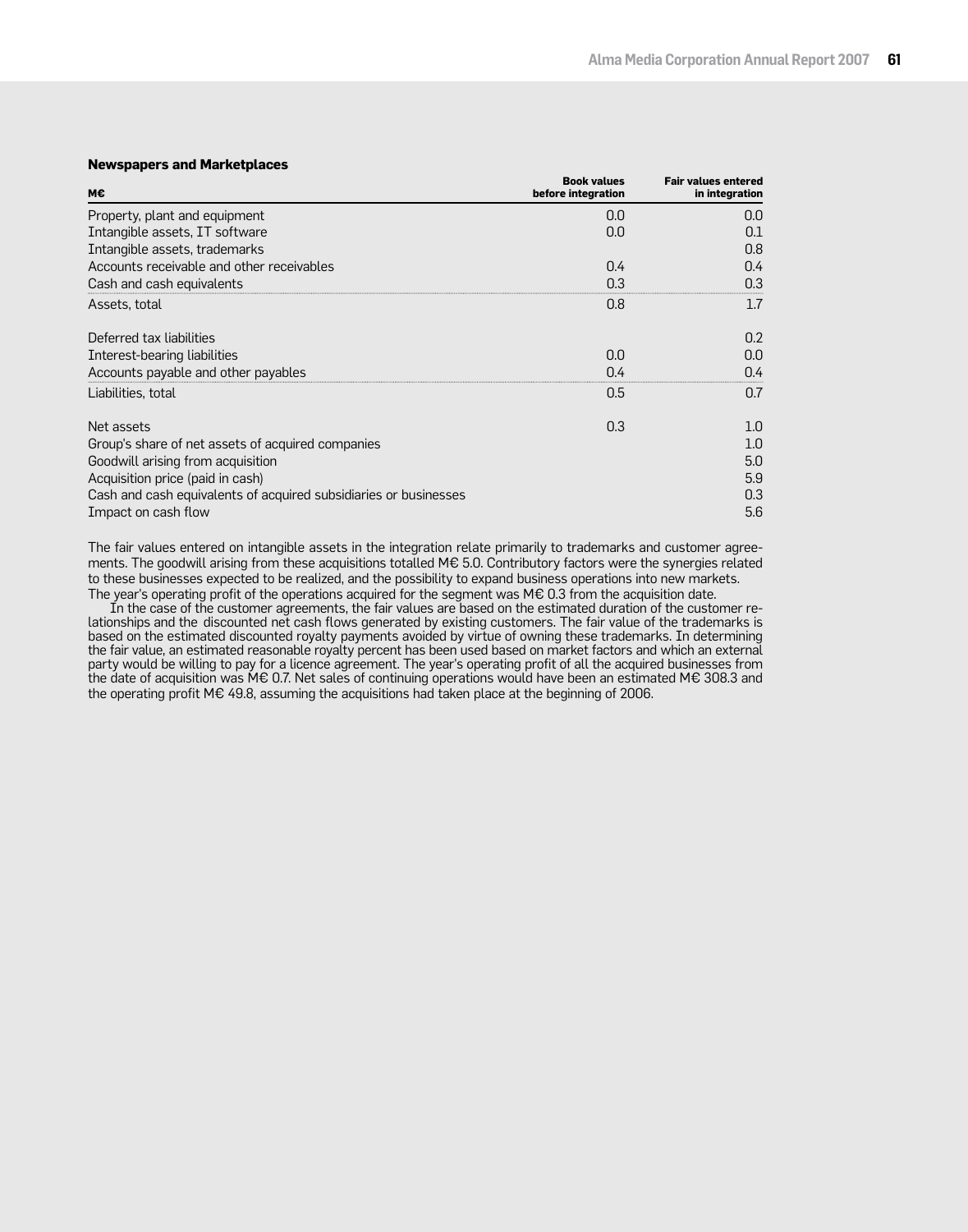### Newspapers and Marketplaces

| M€ | Book values before integration | Fair values entered in integration |
|---|---|---|
| Property, plant and equipment | 0.0 | 0.0 |
| Intangible assets, IT software | 0.0 | 0.1 |
| Intangible assets, trademarks | | 0.8 |
| Accounts receivable and other receivables | 0.4 | 0.4 |
| Cash and cash equivalents | 0.3 | 0.3 |
| Assets, total | 0.8 | 1.7 |
| | | |
| Deferred tax liabilities | | 0.2 |
| Interest-bearing liabilities | 0.0 | 0.0 |
| Accounts payable and other payables | 0.4 | 0.4 |
| Liabilities, total | 0.5 | 0.7 |
| | | |
| Net assets | 0.3 | 1.0 |
| Group's share of net assets of acquired companies | | 1.0 |
| Goodwill arising from acquisition | | 5.0 |
| Acquisition price (paid in cash) | | 5.9 |
| Cash and cash equivalents of acquired subsidiaries or businesses | | 0.3 |
| Impact on cash flow | | 5.6 |

The fair values entered on intangible assets in the integration relate primarily to trademarks and customer agreements. The goodwill arising from these acquisitions totalled M€ 5.0. Contributory factors were the synergies related to these businesses expected to be realized, and the possibility to expand business operations into new markets. The year's operating profit of the operations acquired for the segment was M€ 0.3 from the acquisition date.

In the case of the customer agreements, the fair values are based on the estimated duration of the customer relationships and the discounted net cash flows generated by existing customers. The fair value of the trademarks is based on the estimated discounted royalty payments avoided by virtue of owning these trademarks. In determining the fair value, an estimated reasonable royalty percent has been used based on market factors and which an external party would be willing to pay for a licence agreement. The year's operating profit of all the acquired businesses from the date of acquisition was M€ 0.7. Net sales of continuing operations would have been an estimated M€ 308.3 and the operating profit M€ 49.8, assuming the acquisitions had taken place at the beginning of 2006.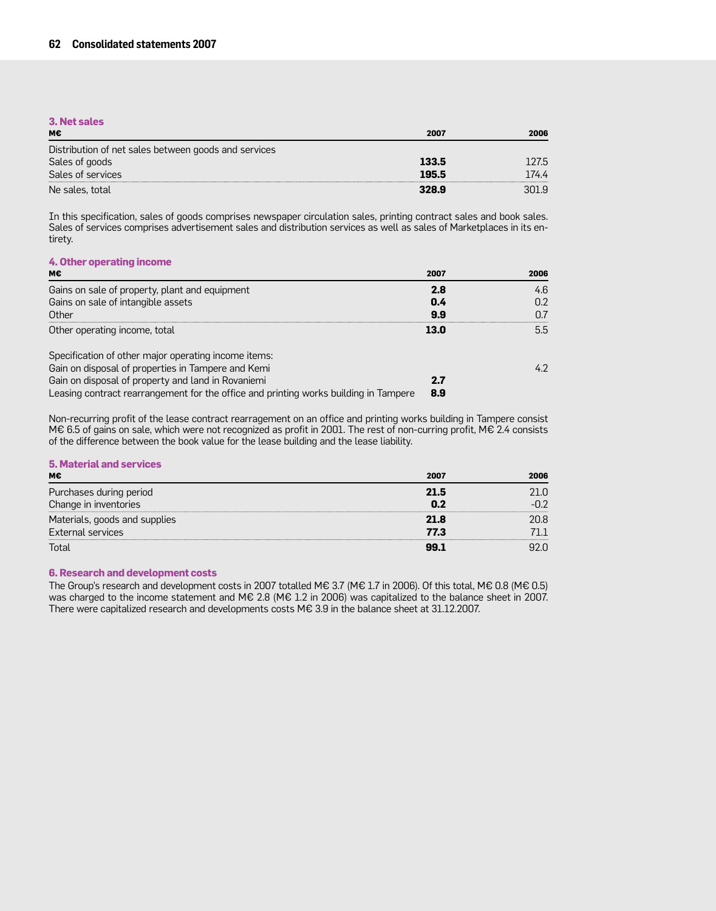### 3. Net sales

| M€ | 2007 | 2006 |
|---|---|---|
| Distribution of net sales between goods and services | | |
| Sales of goods | **133.5** | 127.5 |
| Sales of services | **195.5** | 174.4 |
| Ne sales, total | **328.9** | 301.9 |

In this specification, sales of goods comprises newspaper circulation sales, printing contract sales and book sales. Sales of services comprises advertisement sales and distribution services as well as sales of Marketplaces in its entirety.

### 4. Other operating income

| M€ | 2007 | 2006 |
|---|---|---|
| Gains on sale of property, plant and equipment | **2.8** | 4.6 |
| Gains on sale of intangible assets | **0.4** | 0.2 |
| Other | **9.9** | 0.7 |
| Other operating income, total | **13.0** | 5.5 |
| | | |
| Specification of other major operating income items: | | |
| Gain on disposal of properties in Tampere and Kemi | | 4.2 |
| Gain on disposal of property and land in Rovaniemi | **2.7** | |
| Leasing contract rearrangement for the office and printing works building in Tampere | **8.9** | |

Non-recurring profit of the lease contract rearragement on an office and printing works building in Tampere consist M€ 6.5 of gains on sale, which were not recognized as profit in 2001. The rest of non-curring profit, M€ 2.4 consists of the difference between the book value for the lease building and the lease liability.

### 5. Material and services

| M€ | 2007 | 2006 |
|---|---|---|
| Purchases during period | **21.5** | 21.0 |
| Change in inventories | **0.2** | -0.2 |
| Materials, goods and supplies | **21.8** | 20.8 |
| External services | **77.3** | 71.1 |
| Total | **99.1** | 92.0 |

### 6. Research and development costs

The Group's research and development costs in 2007 totalled M€ 3.7 (M€ 1.7 in 2006). Of this total, M€ 0.8 (M€ 0.5) was charged to the income statement and M€ 2.8 (M€ 1.2 in 2006) was capitalized to the balance sheet in 2007. There were capitalized research and developments costs M€ 3.9 in the balance sheet at 31.12.2007.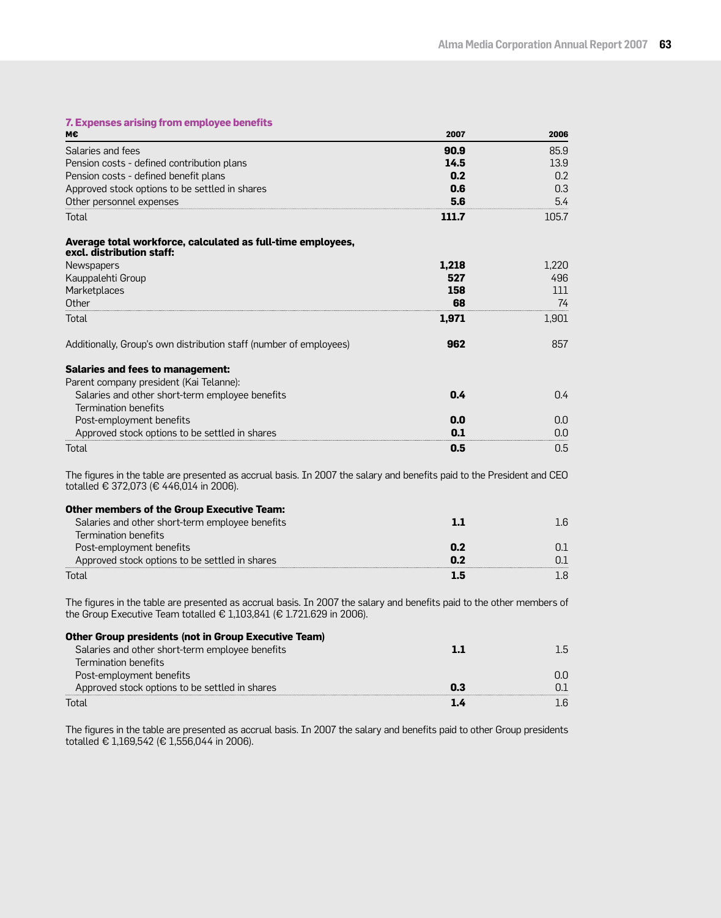### 7. Expenses arising from employee benefits

| M€ | 2007 | 2006 |
|---|---|---|
| Salaries and fees | **90.9** | 85.9 |
| Pension costs - defined contribution plans | **14.5** | 13.9 |
| Pension costs - defined benefit plans | **0.2** | 0.2 |
| Approved stock options to be settled in shares | **0.6** | 0.3 |
| Other personnel expenses | **5.6** | 5.4 |
| Total | **111.7** | 105.7 |
| **Average total workforce, calculated as full-time employees, excl. distribution staff:** | | |
| Newspapers | **1,218** | 1,220 |
| Kauppalehti Group | **527** | 496 |
| Marketplaces | **158** | 111 |
| Other | **68** | 74 |
| Total | **1,971** | 1,901 |
| Additionally, Group's own distribution staff (number of employees) | **962** | 857 |
| **Salaries and fees to management:** | | |
| Parent company president (Kai Telanne): | | |
| Salaries and other short-term employee benefits | **0.4** | 0.4 |
| Termination benefits | | |
| Post-employment benefits | **0.0** | 0.0 |
| Approved stock options to be settled in shares | **0.1** | 0.0 |
| Total | **0.5** | 0.5 |

The figures in the table are presented as accrual basis. In 2007 the salary and benefits paid to the President and CEO totalled € 372,073 (€ 446,014 in 2006).

| **Other members of the Group Executive Team:** | | |
|---|---|---|
| Salaries and other short-term employee benefits | **1.1** | 1.6 |
| Termination benefits | | |
| Post-employment benefits | **0.2** | 0.1 |
| Approved stock options to be settled in shares | **0.2** | 0.1 |
| Total | **1.5** | 1.8 |

The figures in the table are presented as accrual basis. In 2007 the salary and benefits paid to the other members of the Group Executive Team totalled € 1,103,841 (€ 1.721.629 in 2006).

| **Other Group presidents (not in Group Executive Team)** | | |
|---|---|---|
| Salaries and other short-term employee benefits | **1.1** | 1.5 |
| Termination benefits | | |
| Post-employment benefits | | 0.0 |
| Approved stock options to be settled in shares | **0.3** | 0.1 |
| Total | **1.4** | 1.6 |

The figures in the table are presented as accrual basis. In 2007 the salary and benefits paid to other Group presidents totalled € 1,169,542 (€ 1,556,044 in 2006).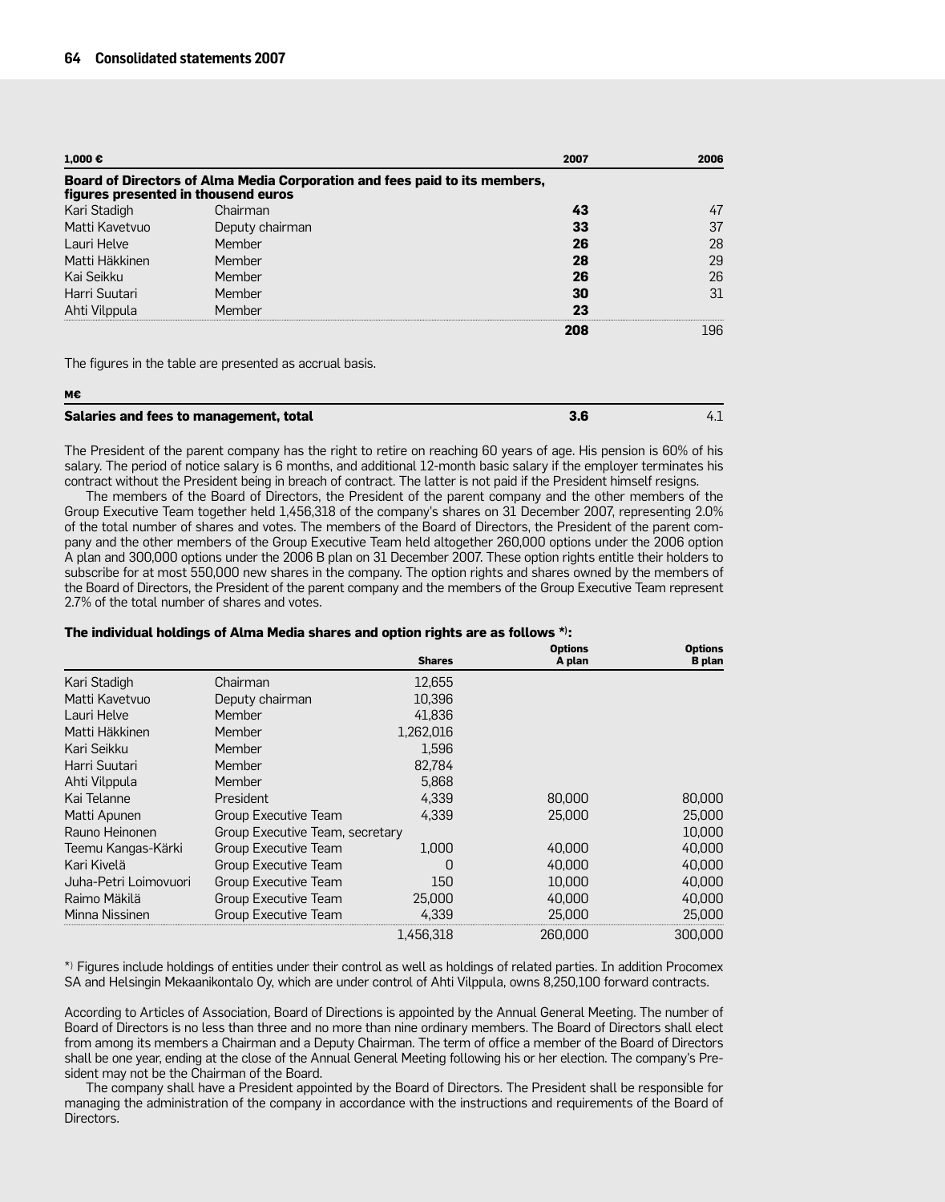| 1,000 € | | 2007 | 2006 |
|---|---|---|---|
| **Board of Directors of Alma Media Corporation and fees paid to its members, figures presented in thousend euros** | | | |
| Kari Stadigh | Chairman | **43** | 47 |
| Matti Kavetvuo | Deputy chairman | **33** | 37 |
| Lauri Helve | Member | **26** | 28 |
| Matti Häkkinen | Member | **28** | 29 |
| Kai Seikku | Member | **26** | 26 |
| Harri Suutari | Member | **30** | 31 |
| Ahti Vilppula | Member | **23** | |
| | | **208** | 196 |

The figures in the table are presented as accrual basis.

| M€ | | |
|---|---|---|
| **Salaries and fees to management, total** | **3.6** | 4.1 |

The President of the parent company has the right to retire on reaching 60 years of age. His pension is 60% of his salary. The period of notice salary is 6 months, and additional 12-month basic salary if the employer terminates his contract without the President being in breach of contract. The latter is not paid if the President himself resigns.

The members of the Board of Directors, the President of the parent company and the other members of the Group Executive Team together held 1,456,318 of the company's shares on 31 December 2007, representing 2.0% of the total number of shares and votes. The members of the Board of Directors, the President of the parent company and the other members of the Group Executive Team held altogether 260,000 options under the 2006 option A plan and 300,000 options under the 2006 B plan on 31 December 2007. These option rights entitle their holders to subscribe for at most 550,000 new shares in the company. The option rights and shares owned by the members of the Board of Directors, the President of the parent company and the members of the Group Executive Team represent 2.7% of the total number of shares and votes.

**The individual holdings of Alma Media shares and option rights are as follows \*):**

| | | Shares | Options A plan | Options B plan |
|---|---|---|---|---|
| Kari Stadigh | Chairman | 12,655 | | |
| Matti Kavetvuo | Deputy chairman | 10,396 | | |
| Lauri Helve | Member | 41,836 | | |
| Matti Häkkinen | Member | 1,262,016 | | |
| Kari Seikku | Member | 1,596 | | |
| Harri Suutari | Member | 82,784 | | |
| Ahti Vilppula | Member | 5,868 | | |
| Kai Telanne | President | 4,339 | 80,000 | 80,000 |
| Matti Apunen | Group Executive Team | 4,339 | 25,000 | 25,000 |
| Rauno Heinonen | Group Executive Team, secretary | | | 10,000 |
| Teemu Kangas-Kärki | Group Executive Team | 1,000 | 40,000 | 40,000 |
| Kari Kivelä | Group Executive Team | 0 | 40,000 | 40,000 |
| Juha-Petri Loimovuori | Group Executive Team | 150 | 10,000 | 40,000 |
| Raimo Mäkilä | Group Executive Team | 25,000 | 40,000 | 40,000 |
| Minna Nissinen | Group Executive Team | 4,339 | 25,000 | 25,000 |
| | | 1,456,318 | 260,000 | 300,000 |

\*) Figures include holdings of entities under their control as well as holdings of related parties. In addition Procomex SA and Helsingin Mekaanikontalo Oy, which are under control of Ahti Vilppula, owns 8,250,100 forward contracts.

According to Articles of Association, Board of Directions is appointed by the Annual General Meeting. The number of Board of Directors is no less than three and no more than nine ordinary members. The Board of Directors shall elect from among its members a Chairman and a Deputy Chairman. The term of office a member of the Board of Directors shall be one year, ending at the close of the Annual General Meeting following his or her election. The company's President may not be the Chairman of the Board.

The company shall have a President appointed by the Board of Directors. The President shall be responsible for managing the administration of the company in accordance with the instructions and requirements of the Board of Directors.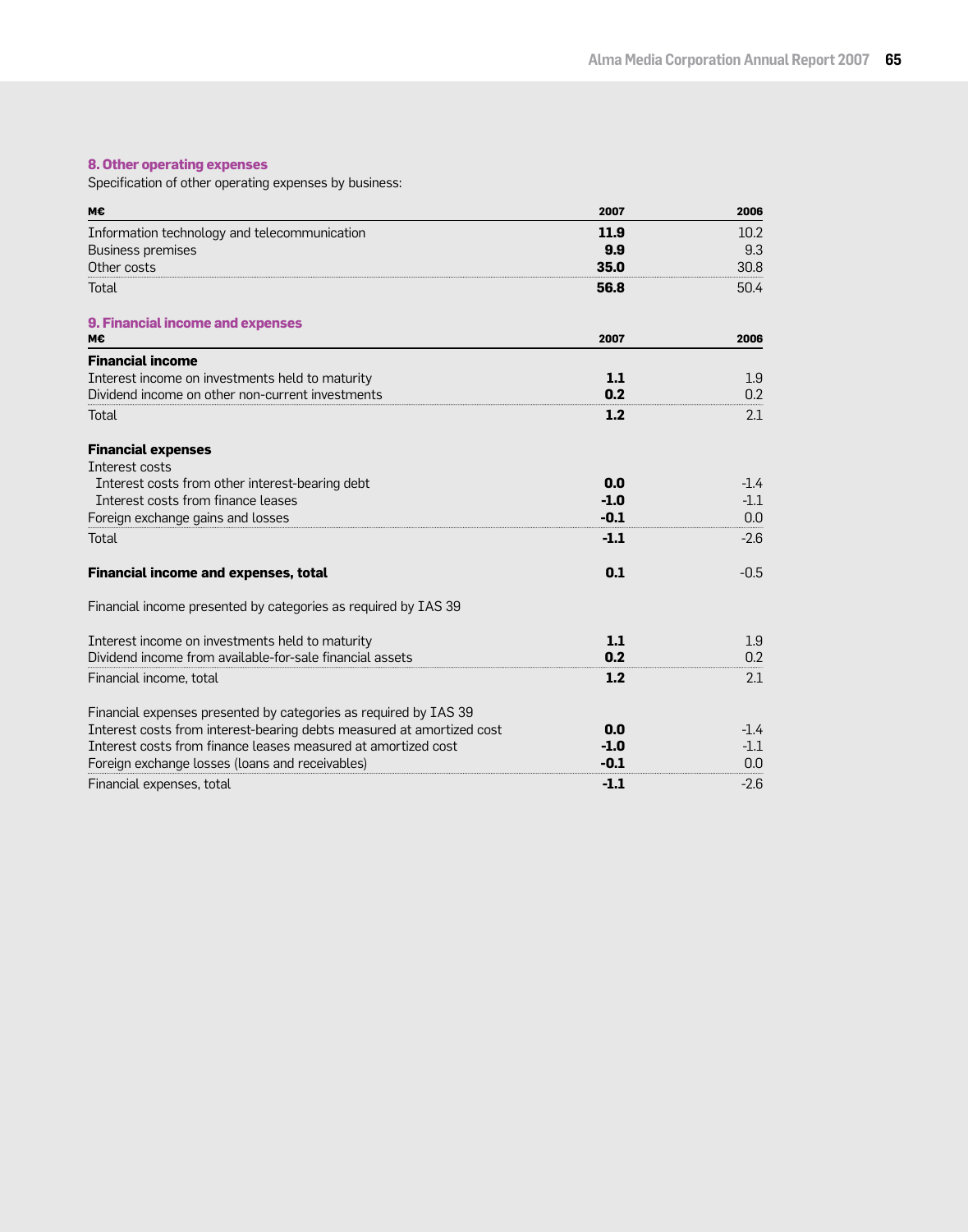## 8. Other operating expenses

Specification of other operating expenses by business:

| M€ | 2007 | 2006 |
|---|---|---|
| Information technology and telecommunication | **11.9** | 10.2 |
| Business premises | **9.9** | 9.3 |
| Other costs | **35.0** | 30.8 |
| Total | **56.8** | 50.4 |

## 9. Financial income and expenses

| M€ | 2007 | 2006 |
|---|---|---|
| **Financial income** | | |
| Interest income on investments held to maturity | **1.1** | 1.9 |
| Dividend income on other non-current investments | **0.2** | 0.2 |
| Total | **1.2** | 2.1 |
| | | |
| **Financial expenses** | | |
| Interest costs | | |
| Interest costs from other interest-bearing debt | **0.0** | -1.4 |
| Interest costs from finance leases | **-1.0** | -1.1 |
| Foreign exchange gains and losses | **-0.1** | 0.0 |
| Total | **-1.1** | -2.6 |
| | | |
| **Financial income and expenses, total** | **0.1** | -0.5 |

Financial income presented by categories as required by IAS 39

| | 2007 | 2006 |
|---|---|---|
| Interest income on investments held to maturity | **1.1** | 1.9 |
| Dividend income from available-for-sale financial assets | **0.2** | 0.2 |
| Financial income, total | **1.2** | 2.1 |

| Financial expenses presented by categories as required by IAS 39 | 2007 | 2006 |
|---|---|---|
| Interest costs from interest-bearing debts measured at amortized cost | **0.0** | -1.4 |
| Interest costs from finance leases measured at amortized cost | **-1.0** | -1.1 |
| Foreign exchange losses (loans and receivables) | **-0.1** | 0.0 |
| Financial expenses, total | **-1.1** | -2.6 |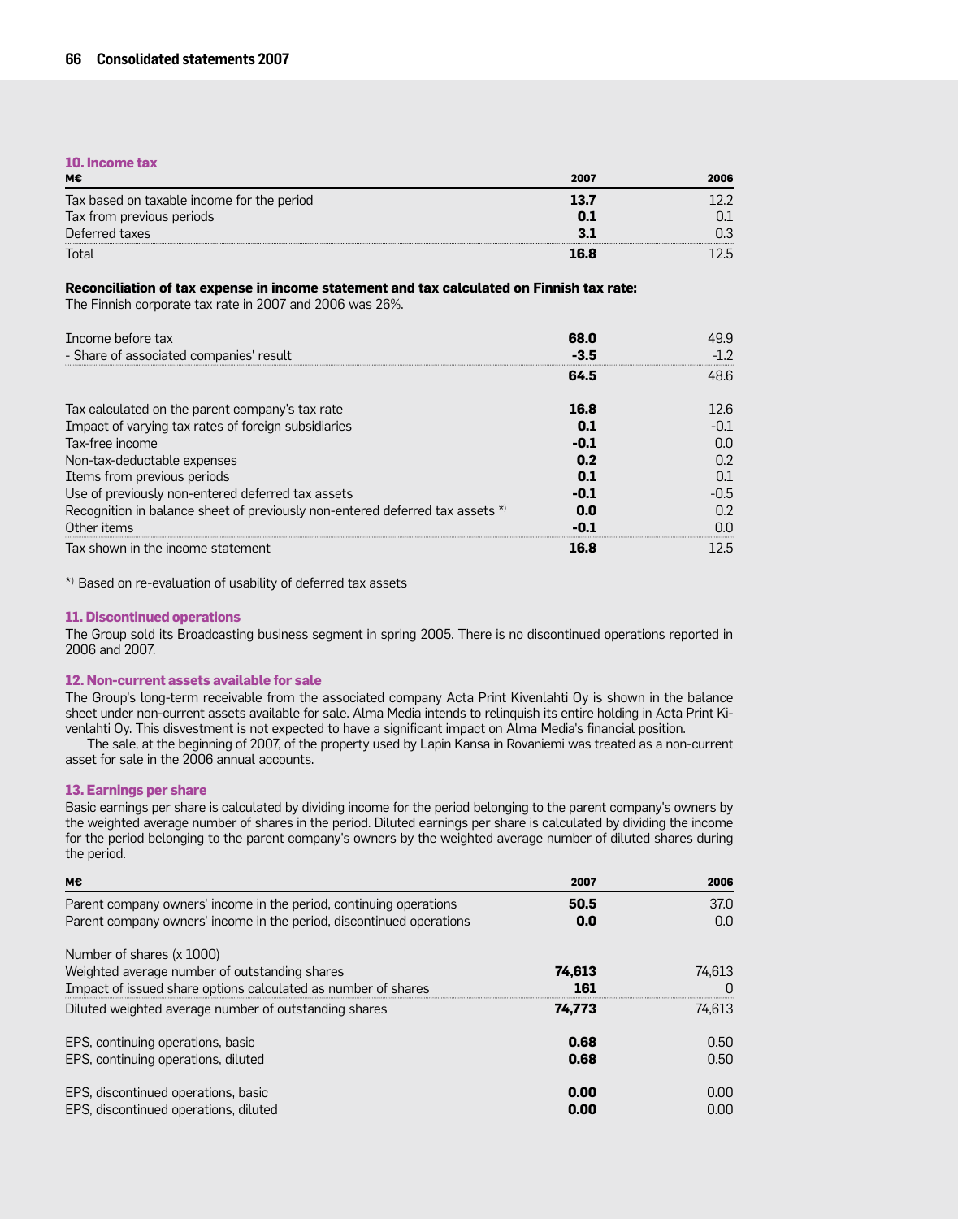### 10. Income tax

| M€ | 2007 | 2006 |
|---|---|---|
| Tax based on taxable income for the period | **13.7** | 12.2 |
| Tax from previous periods | **0.1** | 0.1 |
| Deferred taxes | **3.1** | 0.3 |
| Total | **16.8** | 12.5 |

**Reconciliation of tax expense in income statement and tax calculated on Finnish tax rate:**

The Finnish corporate tax rate in 2007 and 2006 was 26%.

| | 2007 | 2006 |
|---|---|---|
| Income before tax | **68.0** | 49.9 |
| - Share of associated companies' result | **-3.5** | -1.2 |
| | **64.5** | 48.6 |
| Tax calculated on the parent company's tax rate | **16.8** | 12.6 |
| Impact of varying tax rates of foreign subsidiaries | **0.1** | -0.1 |
| Tax-free income | **-0.1** | 0.0 |
| Non-tax-deductable expenses | **0.2** | 0.2 |
| Items from previous periods | **0.1** | 0.1 |
| Use of previously non-entered deferred tax assets | **-0.1** | -0.5 |
| Recognition in balance sheet of previously non-entered deferred tax assets *) | **0.0** | 0.2 |
| Other items | **-0.1** | 0.0 |
| Tax shown in the income statement | **16.8** | 12.5 |

*) Based on re-evaluation of usability of deferred tax assets

### 11. Discontinued operations

The Group sold its Broadcasting business segment in spring 2005. There is no discontinued operations reported in 2006 and 2007.

### 12. Non-current assets available for sale

The Group's long-term receivable from the associated company Acta Print Kivenlahti Oy is shown in the balance sheet under non-current assets available for sale. Alma Media intends to relinquish its entire holding in Acta Print Kivenlahti Oy. This disvestment is not expected to have a significant impact on Alma Media's financial position.

The sale, at the beginning of 2007, of the property used by Lapin Kansa in Rovaniemi was treated as a non-current asset for sale in the 2006 annual accounts.

### 13. Earnings per share

Basic earnings per share is calculated by dividing income for the period belonging to the parent company's owners by the weighted average number of shares in the period. Diluted earnings per share is calculated by dividing the income for the period belonging to the parent company's owners by the weighted average number of diluted shares during the period.

| M€ | 2007 | 2006 |
|---|---|---|
| Parent company owners' income in the period, continuing operations | **50.5** | 37.0 |
| Parent company owners' income in the period, discontinued operations | **0.0** | 0.0 |
| | | |
| Number of shares (x 1000) | | |
| Weighted average number of outstanding shares | **74,613** | 74,613 |
| Impact of issued share options calculated as number of shares | **161** | 0 |
| Diluted weighted average number of outstanding shares | **74,773** | 74,613 |
| | | |
| EPS, continuing operations, basic | **0.68** | 0.50 |
| EPS, continuing operations, diluted | **0.68** | 0.50 |
| | | |
| EPS, discontinued operations, basic | **0.00** | 0.00 |
| EPS, discontinued operations, diluted | **0.00** | 0.00 |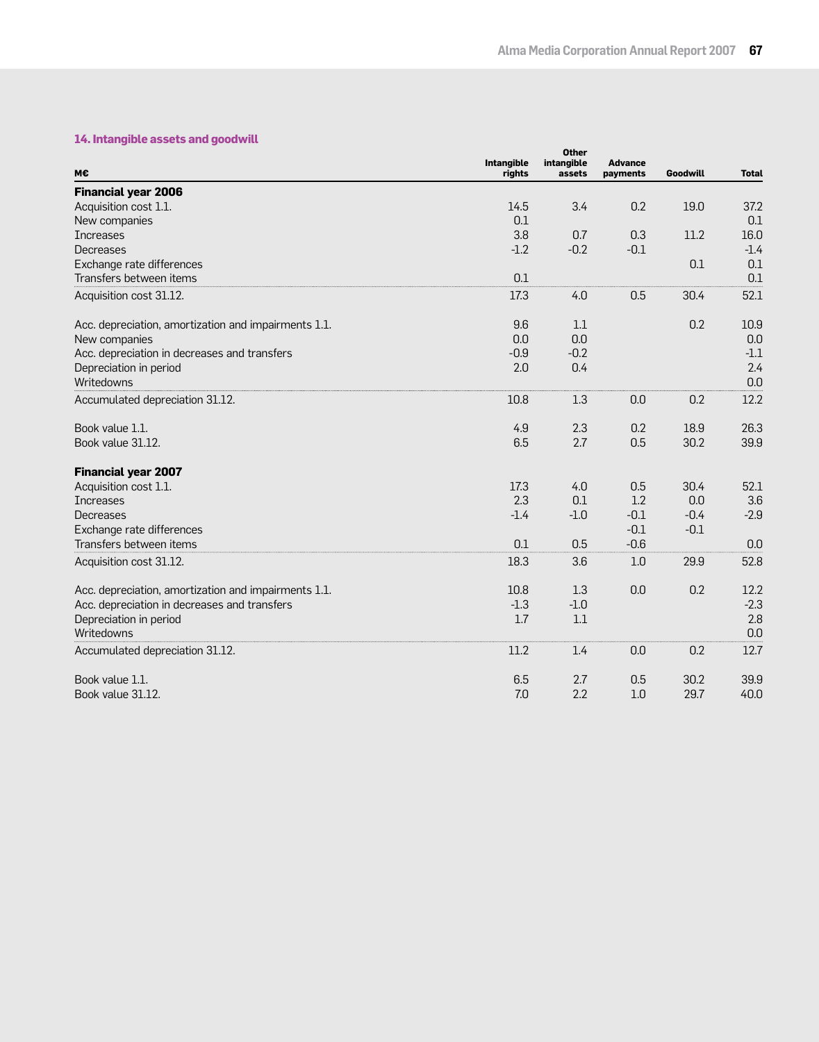### 14. Intangible assets and goodwill

| M€ | Intangible rights | Other intangible assets | Advance payments | Goodwill | Total |
|---|---|---|---|---|---|
| **Financial year 2006** | | | | | |
| Acquisition cost 1.1. | 14.5 | 3.4 | 0.2 | 19.0 | 37.2 |
| New companies | 0.1 | | | | 0.1 |
| Increases | 3.8 | 0.7 | 0.3 | 11.2 | 16.0 |
| Decreases | -1.2 | -0.2 | -0.1 | | -1.4 |
| Exchange rate differences | | | | 0.1 | 0.1 |
| Transfers between items | 0.1 | | | | 0.1 |
| Acquisition cost 31.12. | 17.3 | 4.0 | 0.5 | 30.4 | 52.1 |
| | | | | | |
| Acc. depreciation, amortization and impairments 1.1. | 9.6 | 1.1 | | 0.2 | 10.9 |
| New companies | 0.0 | 0.0 | | | 0.0 |
| Acc. depreciation in decreases and transfers | -0.9 | -0.2 | | | -1.1 |
| Depreciation in period | 2.0 | 0.4 | | | 2.4 |
| Writedowns | | | | | 0.0 |
| Accumulated depreciation 31.12. | 10.8 | 1.3 | 0.0 | 0.2 | 12.2 |
| | | | | | |
| Book value 1.1. | 4.9 | 2.3 | 0.2 | 18.9 | 26.3 |
| Book value 31.12. | 6.5 | 2.7 | 0.5 | 30.2 | 39.9 |
| | | | | | |
| **Financial year 2007** | | | | | |
| Acquisition cost 1.1. | 17.3 | 4.0 | 0.5 | 30.4 | 52.1 |
| Increases | 2.3 | 0.1 | 1.2 | 0.0 | 3.6 |
| Decreases | -1.4 | -1.0 | -0.1 | -0.4 | -2.9 |
| Exchange rate differences | | | -0.1 | -0.1 | |
| Transfers between items | 0.1 | 0.5 | -0.6 | | 0.0 |
| Acquisition cost 31.12. | 18.3 | 3.6 | 1.0 | 29.9 | 52.8 |
| | | | | | |
| Acc. depreciation, amortization and impairments 1.1. | 10.8 | 1.3 | 0.0 | 0.2 | 12.2 |
| Acc. depreciation in decreases and transfers | -1.3 | -1.0 | | | -2.3 |
| Depreciation in period | 1.7 | 1.1 | | | 2.8 |
| Writedowns | | | | | 0.0 |
| Accumulated depreciation 31.12. | 11.2 | 1.4 | 0.0 | 0.2 | 12.7 |
| | | | | | |
| Book value 1.1. | 6.5 | 2.7 | 0.5 | 30.2 | 39.9 |
| Book value 31.12. | 7.0 | 2.2 | 1.0 | 29.7 | 40.0 |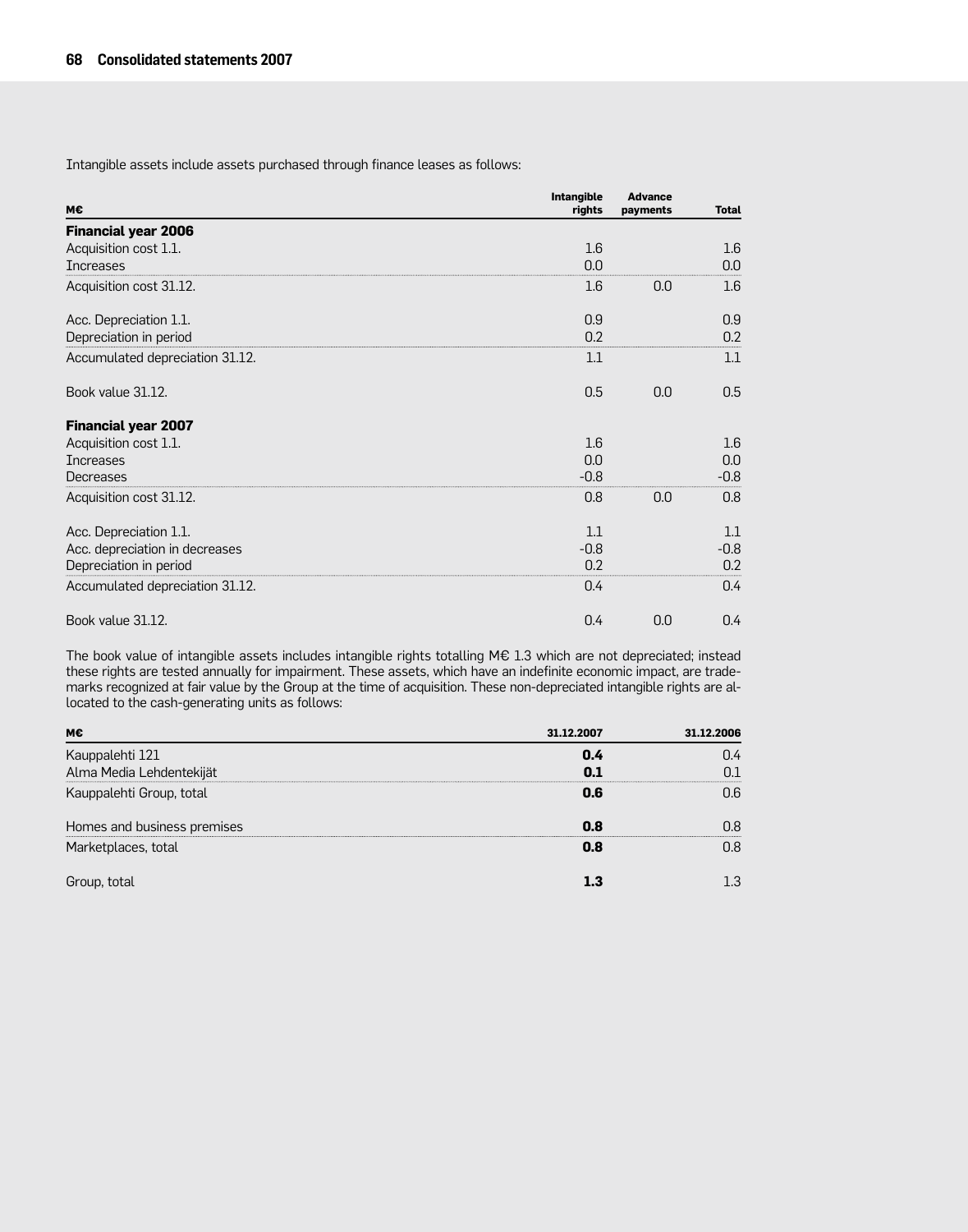Intangible assets include assets purchased through finance leases as follows:

| M€ | Intangible rights | Advance payments | Total |
|---|---|---|---|
| **Financial year 2006** | | | |
| Acquisition cost 1.1. | 1.6 | | 1.6 |
| Increases | 0.0 | | 0.0 |
| Acquisition cost 31.12. | 1.6 | 0.0 | 1.6 |
| | | | |
| Acc. Depreciation 1.1. | 0.9 | | 0.9 |
| Depreciation in period | 0.2 | | 0.2 |
| Accumulated depreciation 31.12. | 1.1 | | 1.1 |
| | | | |
| Book value 31.12. | 0.5 | 0.0 | 0.5 |
| | | | |
| **Financial year 2007** | | | |
| Acquisition cost 1.1. | 1.6 | | 1.6 |
| Increases | 0.0 | | 0.0 |
| Decreases | -0.8 | | -0.8 |
| Acquisition cost 31.12. | 0.8 | 0.0 | 0.8 |
| | | | |
| Acc. Depreciation 1.1. | 1.1 | | 1.1 |
| Acc. depreciation in decreases | -0.8 | | -0.8 |
| Depreciation in period | 0.2 | | 0.2 |
| Accumulated depreciation 31.12. | 0.4 | | 0.4 |
| | | | |
| Book value 31.12. | 0.4 | 0.0 | 0.4 |

The book value of intangible assets includes intangible rights totalling M€ 1.3 which are not depreciated; instead these rights are tested annually for impairment. These assets, which have an indefinite economic impact, are trademarks recognized at fair value by the Group at the time of acquisition. These non-depreciated intangible rights are allocated to the cash-generating units as follows:

| M€ | 31.12.2007 | 31.12.2006 |
|---|---|---|
| Kauppalehti 121 | **0.4** | 0.4 |
| Alma Media Lehdentekijät | **0.1** | 0.1 |
| Kauppalehti Group, total | **0.6** | 0.6 |
| | | |
| Homes and business premises | **0.8** | 0.8 |
| Marketplaces, total | **0.8** | 0.8 |
| | | |
| Group, total | **1.3** | 1.3 |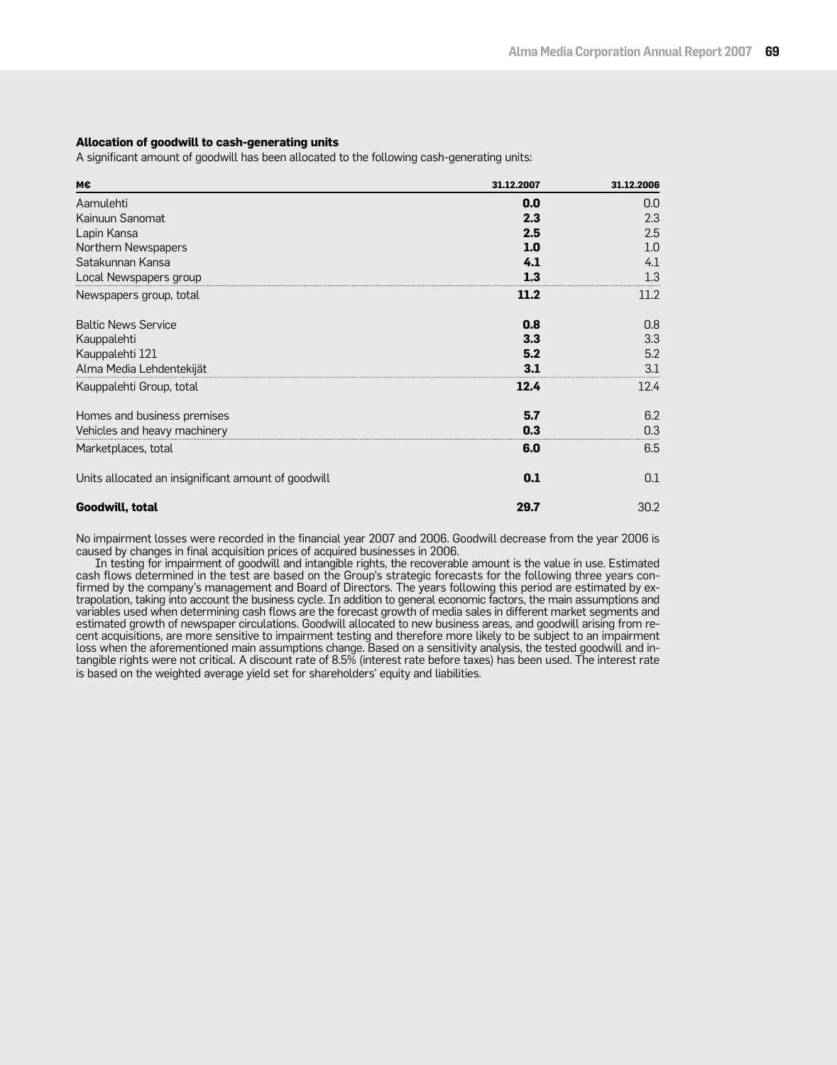**Allocation of goodwill to cash-generating units**

A significant amount of goodwill has been allocated to the following cash-generating units:

| M€ | 31.12.2007 | 31.12.2006 |
|---|---|---|
| Aamulehti | **0.0** | 0.0 |
| Kainuun Sanomat | **2.3** | 2.3 |
| Lapin Kansa | **2.5** | 2.5 |
| Northern Newspapers | **1.0** | 1.0 |
| Satakunnan Kansa | **4.1** | 4.1 |
| Local Newspapers group | **1.3** | 1.3 |
| Newspapers group, total | **11.2** | 11.2 |
| Baltic News Service | **0.8** | 0.8 |
| Kauppalehti | **3.3** | 3.3 |
| Kauppalehti 121 | **5.2** | 5.2 |
| Alma Media Lehdentekijät | **3.1** | 3.1 |
| Kauppalehti Group, total | **12.4** | 12.4 |
| Homes and business premises | **5.7** | 6.2 |
| Vehicles and heavy machinery | **0.3** | 0.3 |
| Marketplaces, total | **6.0** | 6.5 |
| Units allocated an insignificant amount of goodwill | **0.1** | 0.1 |
| **Goodwill, total** | **29.7** | 30.2 |

No impairment losses were recorded in the financial year 2007 and 2006. Goodwill decrease from the year 2006 is caused by changes in final acquisition prices of acquired businesses in 2006.

In testing for impairment of goodwill and intangible rights, the recoverable amount is the value in use. Estimated cash flows determined in the test are based on the Group's strategic forecasts for the following three years confirmed by the company's management and Board of Directors. The years following this period are estimated by extrapolation, taking into account the business cycle. In addition to general economic factors, the main assumptions and variables used when determining cash flows are the forecast growth of media sales in different market segments and estimated growth of newspaper circulations. Goodwill allocated to new business areas, and goodwill arising from recent acquisitions, are more sensitive to impairment testing and therefore more likely to be subject to an impairment loss when the aforementioned main assumptions change. Based on a sensitivity analysis, the tested goodwill and intangible rights were not critical. A discount rate of 8.5% (interest rate before taxes) has been used. The interest rate is based on the weighted average yield set for shareholders' equity and liabilities.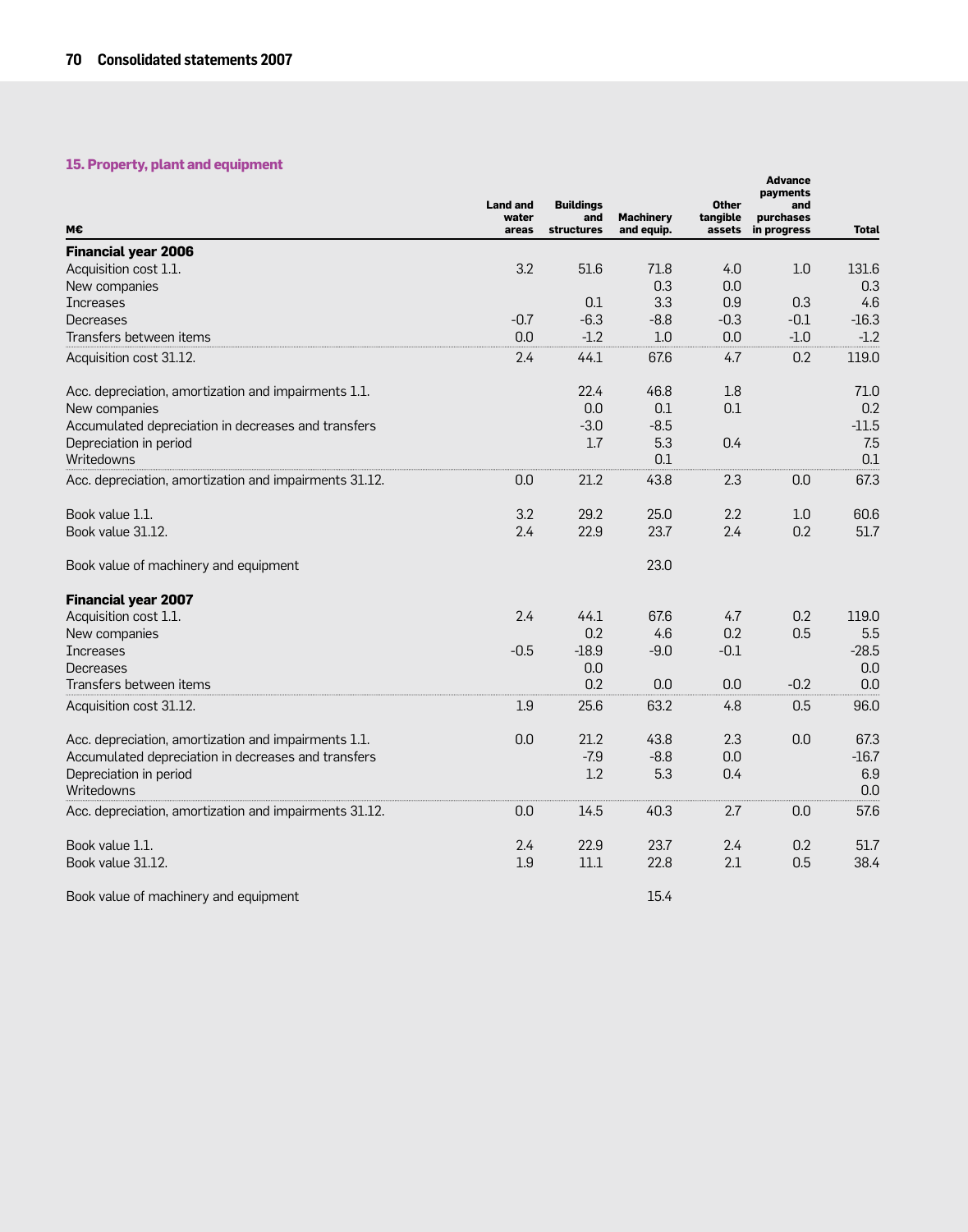## 15. Property, plant and equipment

| M€ | Land and water areas | Buildings and structures | Machinery and equip. | Other tangible assets | Advance payments and purchases in progress | Total |
|---|---|---|---|---|---|---|
| **Financial year 2006** | | | | | | |
| Acquisition cost 1.1. | 3.2 | 51.6 | 71.8 | 4.0 | 1.0 | 131.6 |
| New companies | | | 0.3 | 0.0 | | 0.3 |
| Increases | | 0.1 | 3.3 | 0.9 | 0.3 | 4.6 |
| Decreases | -0.7 | -6.3 | -8.8 | -0.3 | -0.1 | -16.3 |
| Transfers between items | 0.0 | -1.2 | 1.0 | 0.0 | -1.0 | -1.2 |
| Acquisition cost 31.12. | 2.4 | 44.1 | 67.6 | 4.7 | 0.2 | 119.0 |
| Acc. depreciation, amortization and impairments 1.1. | | 22.4 | 46.8 | 1.8 | | 71.0 |
| New companies | | 0.0 | 0.1 | 0.1 | | 0.2 |
| Accumulated depreciation in decreases and transfers | | -3.0 | -8.5 | | | -11.5 |
| Depreciation in period | | 1.7 | 5.3 | 0.4 | | 7.5 |
| Writedowns | | | 0.1 | | | 0.1 |
| Acc. depreciation, amortization and impairments 31.12. | 0.0 | 21.2 | 43.8 | 2.3 | 0.0 | 67.3 |
| Book value 1.1. | 3.2 | 29.2 | 25.0 | 2.2 | 1.0 | 60.6 |
| Book value 31.12. | 2.4 | 22.9 | 23.7 | 2.4 | 0.2 | 51.7 |
| Book value of machinery and equipment | | | 23.0 | | | |
| **Financial year 2007** | | | | | | |
| Acquisition cost 1.1. | 2.4 | 44.1 | 67.6 | 4.7 | 0.2 | 119.0 |
| New companies | | 0.2 | 4.6 | 0.2 | 0.5 | 5.5 |
| Increases | -0.5 | -18.9 | -9.0 | -0.1 | | -28.5 |
| Decreases | | 0.0 | | | | 0.0 |
| Transfers between items | | 0.2 | 0.0 | 0.0 | -0.2 | 0.0 |
| Acquisition cost 31.12. | 1.9 | 25.6 | 63.2 | 4.8 | 0.5 | 96.0 |
| Acc. depreciation, amortization and impairments 1.1. | 0.0 | 21.2 | 43.8 | 2.3 | 0.0 | 67.3 |
| Accumulated depreciation in decreases and transfers | | -7.9 | -8.8 | 0.0 | | -16.7 |
| Depreciation in period | | 1.2 | 5.3 | 0.4 | | 6.9 |
| Writedowns | | | | | | 0.0 |
| Acc. depreciation, amortization and impairments 31.12. | 0.0 | 14.5 | 40.3 | 2.7 | 0.0 | 57.6 |
| Book value 1.1. | 2.4 | 22.9 | 23.7 | 2.4 | 0.2 | 51.7 |
| Book value 31.12. | 1.9 | 11.1 | 22.8 | 2.1 | 0.5 | 38.4 |
| Book value of machinery and equipment | | | 15.4 | | | |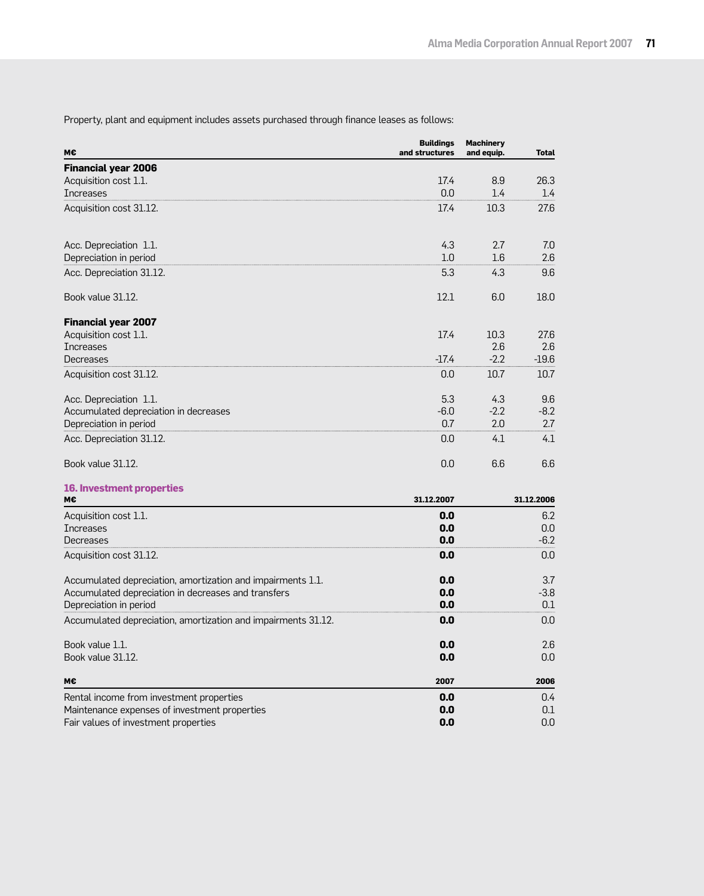Property, plant and equipment includes assets purchased through finance leases as follows:

| M€ | Buildings and structures | Machinery and equip. | Total |
|---|---|---|---|
| **Financial year 2006** | | | |
| Acquisition cost 1.1. | 17.4 | 8.9 | 26.3 |
| Increases | 0.0 | 1.4 | 1.4 |
| Acquisition cost 31.12. | 17.4 | 10.3 | 27.6 |
| | | | |
| Acc. Depreciation 1.1. | 4.3 | 2.7 | 7.0 |
| Depreciation in period | 1.0 | 1.6 | 2.6 |
| Acc. Depreciation 31.12. | 5.3 | 4.3 | 9.6 |
| | | | |
| Book value 31.12. | 12.1 | 6.0 | 18.0 |
| | | | |
| **Financial year 2007** | | | |
| Acquisition cost 1.1. | 17.4 | 10.3 | 27.6 |
| Increases | | 2.6 | 2.6 |
| Decreases | -17.4 | -2.2 | -19.6 |
| Acquisition cost 31.12. | 0.0 | 10.7 | 10.7 |
| | | | |
| Acc. Depreciation 1.1. | 5.3 | 4.3 | 9.6 |
| Accumulated depreciation in decreases | -6.0 | -2.2 | -8.2 |
| Depreciation in period | 0.7 | 2.0 | 2.7 |
| Acc. Depreciation 31.12. | 0.0 | 4.1 | 4.1 |
| | | | |
| Book value 31.12. | 0.0 | 6.6 | 6.6 |

## 16. Investment properties

| M€ | 31.12.2007 | 31.12.2006 |
|---|---|---|
| Acquisition cost 1.1. | **0.0** | 6.2 |
| Increases | **0.0** | 0.0 |
| Decreases | **0.0** | -6.2 |
| Acquisition cost 31.12. | **0.0** | 0.0 |
| | | |
| Accumulated depreciation, amortization and impairments 1.1. | **0.0** | 3.7 |
| Accumulated depreciation in decreases and transfers | **0.0** | -3.8 |
| Depreciation in period | **0.0** | 0.1 |
| Accumulated depreciation, amortization and impairments 31.12. | **0.0** | 0.0 |
| | | |
| Book value 1.1. | **0.0** | 2.6 |
| Book value 31.12. | **0.0** | 0.0 |

| M€ | 2007 | 2006 |
|---|---|---|
| Rental income from investment properties | **0.0** | 0.4 |
| Maintenance expenses of investment properties | **0.0** | 0.1 |
| Fair values of investment properties | **0.0** | 0.0 |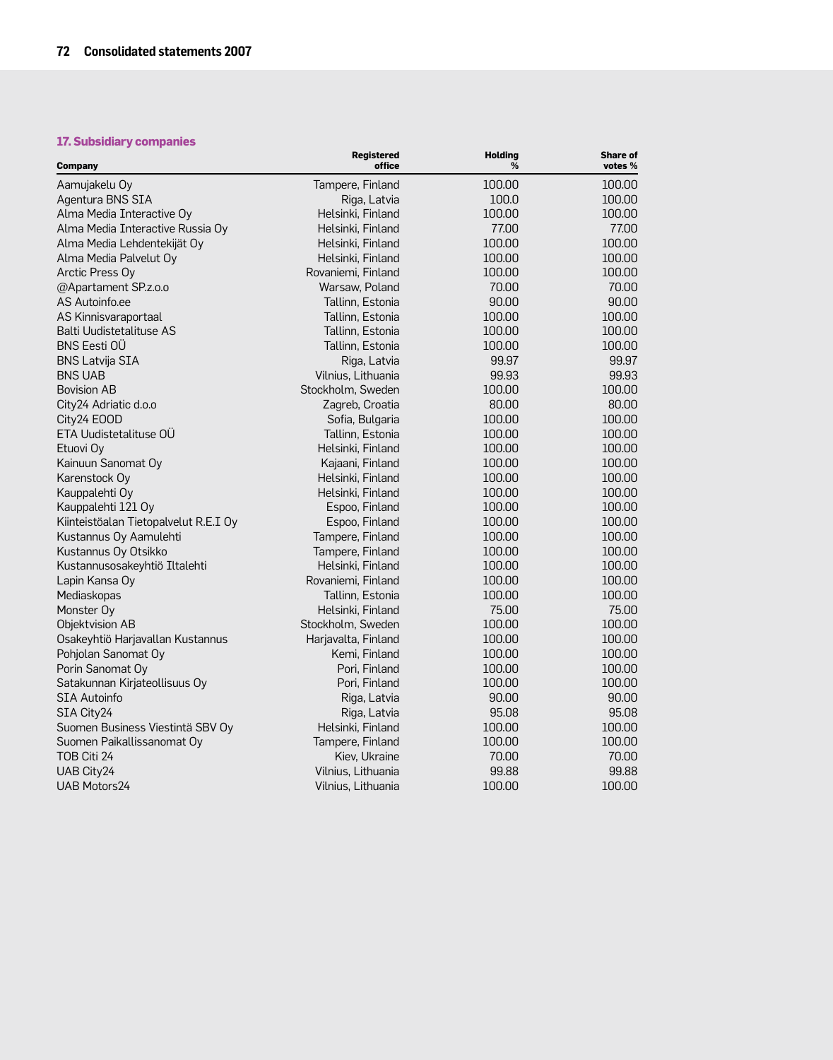## 17. Subsidiary companies

| Company | Registered office | Holding % | Share of votes % |
|---|---|---|---|
| Aamujakelu Oy | Tampere, Finland | 100.00 | 100.00 |
| Agentura BNS SIA | Riga, Latvia | 100.0 | 100.00 |
| Alma Media Interactive Oy | Helsinki, Finland | 100.00 | 100.00 |
| Alma Media Interactive Russia Oy | Helsinki, Finland | 77.00 | 77.00 |
| Alma Media Lehdentekijät Oy | Helsinki, Finland | 100.00 | 100.00 |
| Alma Media Palvelut Oy | Helsinki, Finland | 100.00 | 100.00 |
| Arctic Press Oy | Rovaniemi, Finland | 100.00 | 100.00 |
| @Apartament SP.z.o.o | Warsaw, Poland | 70.00 | 70.00 |
| AS Autoinfo.ee | Tallinn, Estonia | 90.00 | 90.00 |
| AS Kinnisvaraportaal | Tallinn, Estonia | 100.00 | 100.00 |
| Balti Uudistetalituse AS | Tallinn, Estonia | 100.00 | 100.00 |
| BNS Eesti OÜ | Tallinn, Estonia | 100.00 | 100.00 |
| BNS Latvija SIA | Riga, Latvia | 99.97 | 99.97 |
| BNS UAB | Vilnius, Lithuania | 99.93 | 99.93 |
| Bovision AB | Stockholm, Sweden | 100.00 | 100.00 |
| City24 Adriatic d.o.o | Zagreb, Croatia | 80.00 | 80.00 |
| City24 EOOD | Sofia, Bulgaria | 100.00 | 100.00 |
| ETA Uudistetalituse OÜ | Tallinn, Estonia | 100.00 | 100.00 |
| Etuovi Oy | Helsinki, Finland | 100.00 | 100.00 |
| Kainuun Sanomat Oy | Kajaani, Finland | 100.00 | 100.00 |
| Karenstock Oy | Helsinki, Finland | 100.00 | 100.00 |
| Kauppalehti Oy | Helsinki, Finland | 100.00 | 100.00 |
| Kauppalehti 121 Oy | Espoo, Finland | 100.00 | 100.00 |
| Kiinteistöalan Tietopalvelut R.E.I Oy | Espoo, Finland | 100.00 | 100.00 |
| Kustannus Oy Aamulehti | Tampere, Finland | 100.00 | 100.00 |
| Kustannus Oy Otsikko | Tampere, Finland | 100.00 | 100.00 |
| Kustannusosakeyhtiö Iltalehti | Helsinki, Finland | 100.00 | 100.00 |
| Lapin Kansa Oy | Rovaniemi, Finland | 100.00 | 100.00 |
| Mediaskopas | Tallinn, Estonia | 100.00 | 100.00 |
| Monster Oy | Helsinki, Finland | 75.00 | 75.00 |
| Objektvision AB | Stockholm, Sweden | 100.00 | 100.00 |
| Osakeyhtiö Harjavallan Kustannus | Harjavalta, Finland | 100.00 | 100.00 |
| Pohjolan Sanomat Oy | Kemi, Finland | 100.00 | 100.00 |
| Porin Sanomat Oy | Pori, Finland | 100.00 | 100.00 |
| Satakunnan Kirjateollisuus Oy | Pori, Finland | 100.00 | 100.00 |
| SIA Autoinfo | Riga, Latvia | 90.00 | 90.00 |
| SIA City24 | Riga, Latvia | 95.08 | 95.08 |
| Suomen Business Viestintä SBV Oy | Helsinki, Finland | 100.00 | 100.00 |
| Suomen Paikallissanomat Oy | Tampere, Finland | 100.00 | 100.00 |
| TOB Citi 24 | Kiev, Ukraine | 70.00 | 70.00 |
| UAB City24 | Vilnius, Lithuania | 99.88 | 99.88 |
| UAB Motors24 | Vilnius, Lithuania | 100.00 | 100.00 |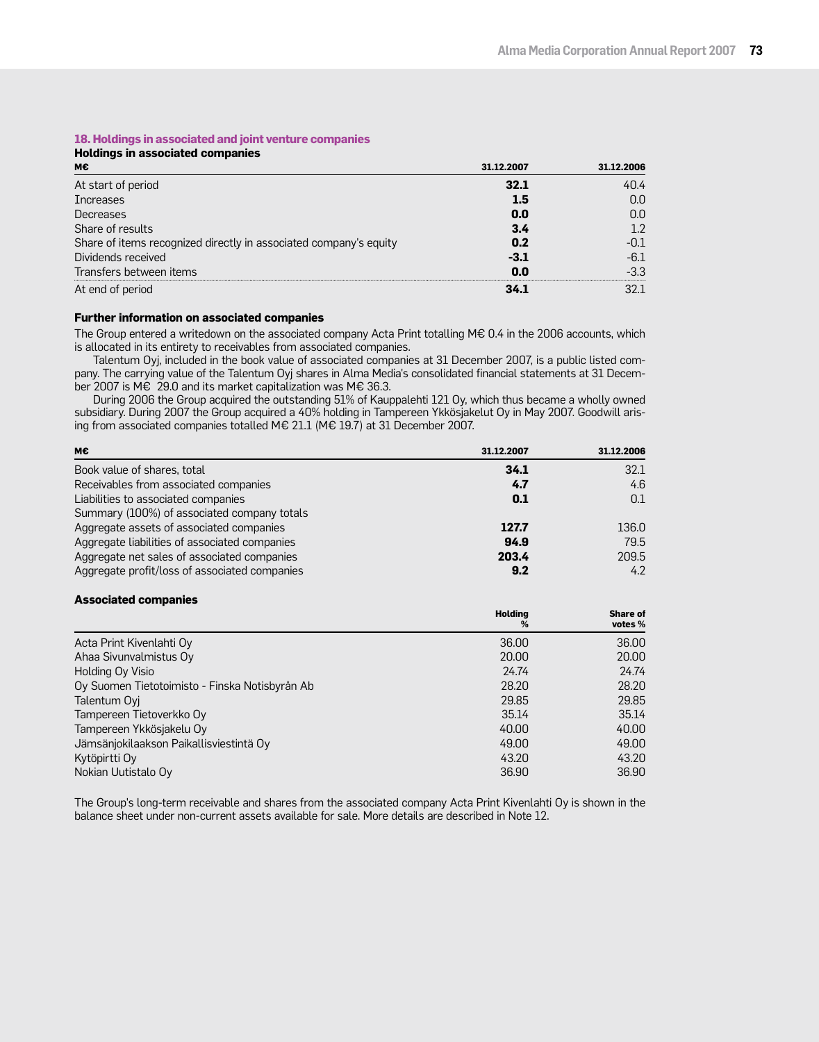## 18. Holdings in associated and joint venture companies

### Holdings in associated companies

| M€ | 31.12.2007 | 31.12.2006 |
|---|---|---|
| At start of period | **32.1** | 40.4 |
| Increases | **1.5** | 0.0 |
| Decreases | **0.0** | 0.0 |
| Share of results | **3.4** | 1.2 |
| Share of items recognized directly in associated company's equity | **0.2** | -0.1 |
| Dividends received | **-3.1** | -6.1 |
| Transfers between items | **0.0** | -3.3 |
| At end of period | **34.1** | 32.1 |

### Further information on associated companies

The Group entered a writedown on the associated company Acta Print totalling M€ 0.4 in the 2006 accounts, which is allocated in its entirety to receivables from associated companies.

Talentum Oyj, included in the book value of associated companies at 31 December 2007, is a public listed company. The carrying value of the Talentum Oyj shares in Alma Media's consolidated financial statements at 31 December 2007 is M€ 29.0 and its market capitalization was M€ 36.3.

During 2006 the Group acquired the outstanding 51% of Kauppalehti 121 Oy, which thus became a wholly owned subsidiary. During 2007 the Group acquired a 40% holding in Tampereen Ykkösjakelut Oy in May 2007. Goodwill arising from associated companies totalled M€ 21.1 (M€ 19.7) at 31 December 2007.

| M€ | 31.12.2007 | 31.12.2006 |
|---|---|---|
| Book value of shares, total | **34.1** | 32.1 |
| Receivables from associated companies | **4.7** | 4.6 |
| Liabilities to associated companies | **0.1** | 0.1 |
| Summary (100%) of associated company totals | | |
| Aggregate assets of associated companies | **127.7** | 136.0 |
| Aggregate liabilities of associated companies | **94.9** | 79.5 |
| Aggregate net sales of associated companies | **203.4** | 209.5 |
| Aggregate profit/loss of associated companies | **9.2** | 4.2 |

### Associated companies

| | Holding % | Share of votes % |
|---|---|---|
| Acta Print Kivenlahti Oy | 36.00 | 36.00 |
| Ahaa Sivunvalmistus Oy | 20.00 | 20.00 |
| Holding Oy Visio | 24.74 | 24.74 |
| Oy Suomen Tietotoimisto - Finska Notisbyrån Ab | 28.20 | 28.20 |
| Talentum Oyj | 29.85 | 29.85 |
| Tampereen Tietoverkko Oy | 35.14 | 35.14 |
| Tampereen Ykkösjakelu Oy | 40.00 | 40.00 |
| Jämsänjokilaakson Paikallisviestintä Oy | 49.00 | 49.00 |
| Kytöpirtti Oy | 43.20 | 43.20 |
| Nokian Uutistalo Oy | 36.90 | 36.90 |

The Group's long-term receivable and shares from the associated company Acta Print Kivenlahti Oy is shown in the balance sheet under non-current assets available for sale. More details are described in Note 12.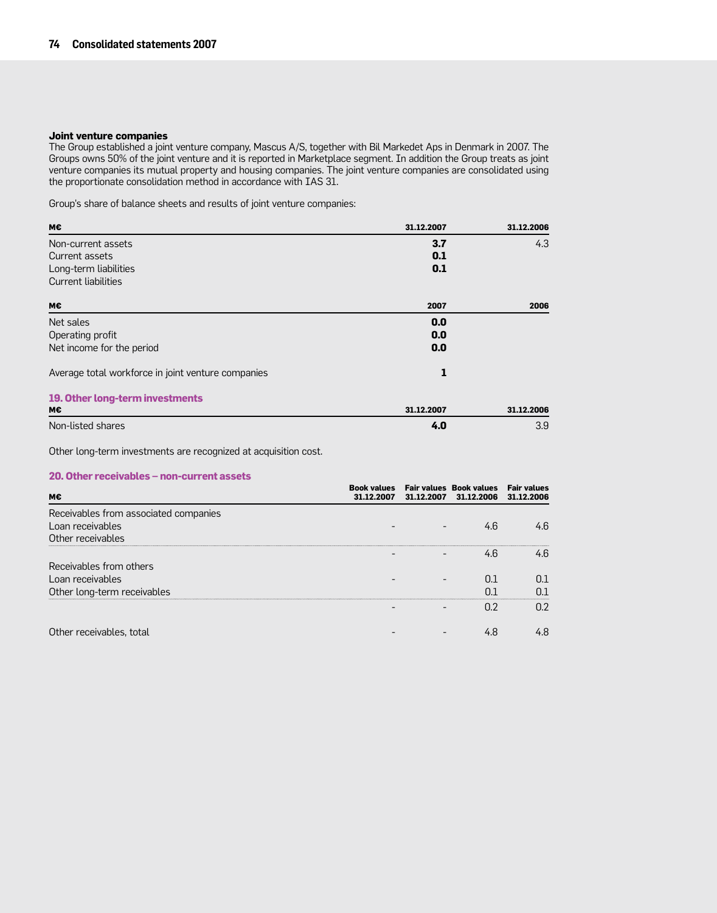**Joint venture companies**

The Group established a joint venture company, Mascus A/S, together with Bil Markedet Aps in Denmark in 2007. The Groups owns 50% of the joint venture and it is reported in Marketplace segment. In addition the Group treats as joint venture companies its mutual property and housing companies. The joint venture companies are consolidated using the proportionate consolidation method in accordance with IAS 31.

Group's share of balance sheets and results of joint venture companies:

| M€ | 31.12.2007 | 31.12.2006 |
|---|---|---|
| Non-current assets | **3.7** | 4.3 |
| Current assets | **0.1** | |
| Long-term liabilities | **0.1** | |
| Current liabilities | | |

| M€ | 2007 | 2006 |
|---|---|---|
| Net sales | **0.0** | |
| Operating profit | **0.0** | |
| Net income for the period | **0.0** | |
| Average total workforce in joint venture companies | **1** | |

## 19. Other long-term investments

| M€ | 31.12.2007 | 31.12.2006 |
|---|---|---|
| Non-listed shares | **4.0** | 3.9 |

Other long-term investments are recognized at acquisition cost.

## 20. Other receivables – non-current assets

| M€ | Book values 31.12.2007 | Fair values 31.12.2007 | Book values 31.12.2006 | Fair values 31.12.2006 |
|---|---|---|---|---|
| Receivables from associated companies | | | | |
| Loan receivables | - | - | 4.6 | 4.6 |
| Other receivables | | | | |
| | - | - | 4.6 | 4.6 |
| Receivables from others | | | | |
| Loan receivables | - | - | 0.1 | 0.1 |
| Other long-term receivables | | | 0.1 | 0.1 |
| | - | - | 0.2 | 0.2 |
| Other receivables, total | - | - | 4.8 | 4.8 |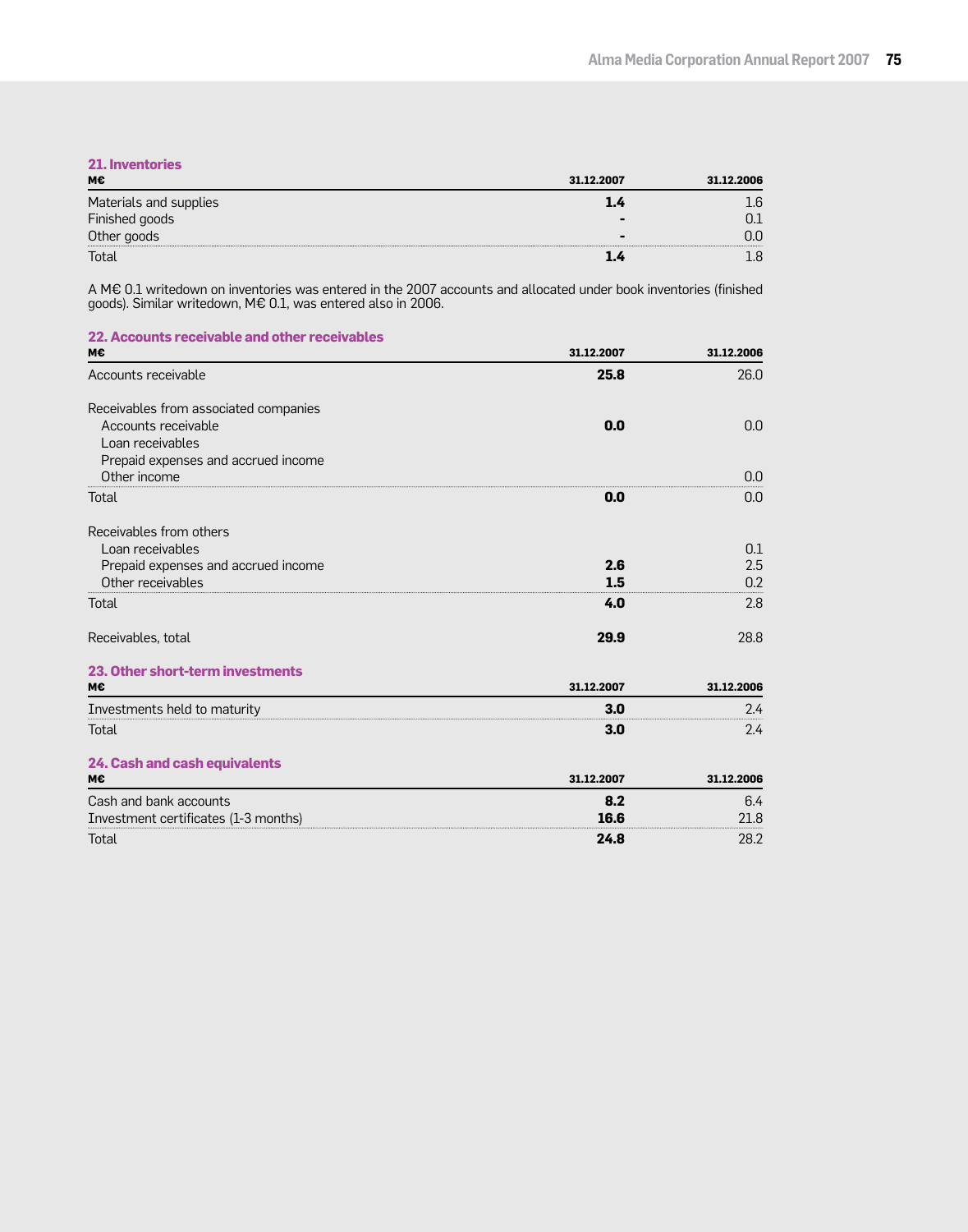## 21. Inventories

| M€ | 31.12.2007 | 31.12.2006 |
|---|---|---|
| Materials and supplies | **1.4** | 1.6 |
| Finished goods | **-** | 0.1 |
| Other goods | **-** | 0.0 |
| Total | **1.4** | 1.8 |

A M€ 0.1 writedown on inventories was entered in the 2007 accounts and allocated under book inventories (finished goods). Similar writedown, M€ 0.1, was entered also in 2006.

## 22. Accounts receivable and other receivables

| M€ | 31.12.2007 | 31.12.2006 |
|---|---|---|
| Accounts receivable | **25.8** | 26.0 |
| | | |
| Receivables from associated companies | | |
| Accounts receivable | **0.0** | 0.0 |
| Loan receivables | | |
| Prepaid expenses and accrued income | | |
| Other income | | 0.0 |
| Total | **0.0** | 0.0 |
| | | |
| Receivables from others | | |
| Loan receivables | | 0.1 |
| Prepaid expenses and accrued income | **2.6** | 2.5 |
| Other receivables | **1.5** | 0.2 |
| Total | **4.0** | 2.8 |
| | | |
| Receivables, total | **29.9** | 28.8 |

## 23. Other short-term investments

| M€ | 31.12.2007 | 31.12.2006 |
|---|---|---|
| Investments held to maturity | **3.0** | 2.4 |
| Total | **3.0** | 2.4 |

## 24. Cash and cash equivalents

| M€ | 31.12.2007 | 31.12.2006 |
|---|---|---|
| Cash and bank accounts | **8.2** | 6.4 |
| Investment certificates (1-3 months) | **16.6** | 21.8 |
| Total | **24.8** | 28.2 |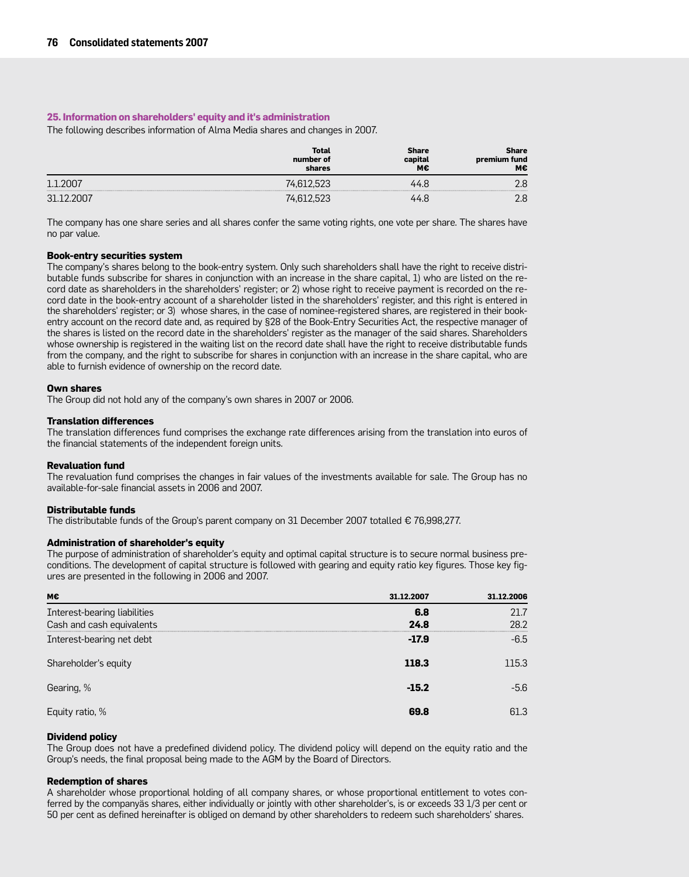## 25. Information on shareholders' equity and it's administration

The following describes information of Alma Media shares and changes in 2007.

| | Total number of shares | Share capital M€ | Share premium fund M€ |
|---|---|---|---|
| 1.1.2007 | 74,612,523 | 44.8 | 2.8 |
| 31.12.2007 | 74,612,523 | 44.8 | 2.8 |

The company has one share series and all shares confer the same voting rights, one vote per share. The shares have no par value.

**Book-entry securities system**

The company's shares belong to the book-entry system. Only such shareholders shall have the right to receive distributable funds subscribe for shares in conjunction with an increase in the share capital, 1) who are listed on the record date as shareholders in the shareholders' register; or 2) whose right to receive payment is recorded on the record date in the book-entry account of a shareholder listed in the shareholders' register, and this right is entered in the shareholders' register; or 3) whose shares, in the case of nominee-registered shares, are registered in their book-entry account on the record date and, as required by §28 of the Book-Entry Securities Act, the respective manager of the shares is listed on the record date in the shareholders' register as the manager of the said shares. Shareholders whose ownership is registered in the waiting list on the record date shall have the right to receive distributable funds from the company, and the right to subscribe for shares in conjunction with an increase in the share capital, who are able to furnish evidence of ownership on the record date.

**Own shares**

The Group did not hold any of the company's own shares in 2007 or 2006.

**Translation differences**

The translation differences fund comprises the exchange rate differences arising from the translation into euros of the financial statements of the independent foreign units.

**Revaluation fund**

The revaluation fund comprises the changes in fair values of the investments available for sale. The Group has no available-for-sale financial assets in 2006 and 2007.

**Distributable funds**

The distributable funds of the Group's parent company on 31 December 2007 totalled € 76,998,277.

**Administration of shareholder's equity**

The purpose of administration of shareholder's equity and optimal capital structure is to secure normal business preconditions. The development of capital structure is followed with gearing and equity ratio key figures. Those key figures are presented in the following in 2006 and 2007.

| M€ | 31.12.2007 | 31.12.2006 |
|---|---|---|
| Interest-bearing liabilities | **6.8** | 21.7 |
| Cash and cash equivalents | **24.8** | 28.2 |
| Interest-bearing net debt | **-17.9** | -6.5 |
| Shareholder's equity | **118.3** | 115.3 |
| Gearing, % | **-15.2** | -5.6 |
| Equity ratio, % | **69.8** | 61.3 |

**Dividend policy**

The Group does not have a predefined dividend policy. The dividend policy will depend on the equity ratio and the Group's needs, the final proposal being made to the AGM by the Board of Directors.

**Redemption of shares**

A shareholder whose proportional holding of all company shares, or whose proportional entitlement to votes conferred by the companyäs shares, either individually or jointly with other shareholder's, is or exceeds 33 1/3 per cent or 50 per cent as defined hereinafter is obliged on demand by other shareholders to redeem such shareholders' shares.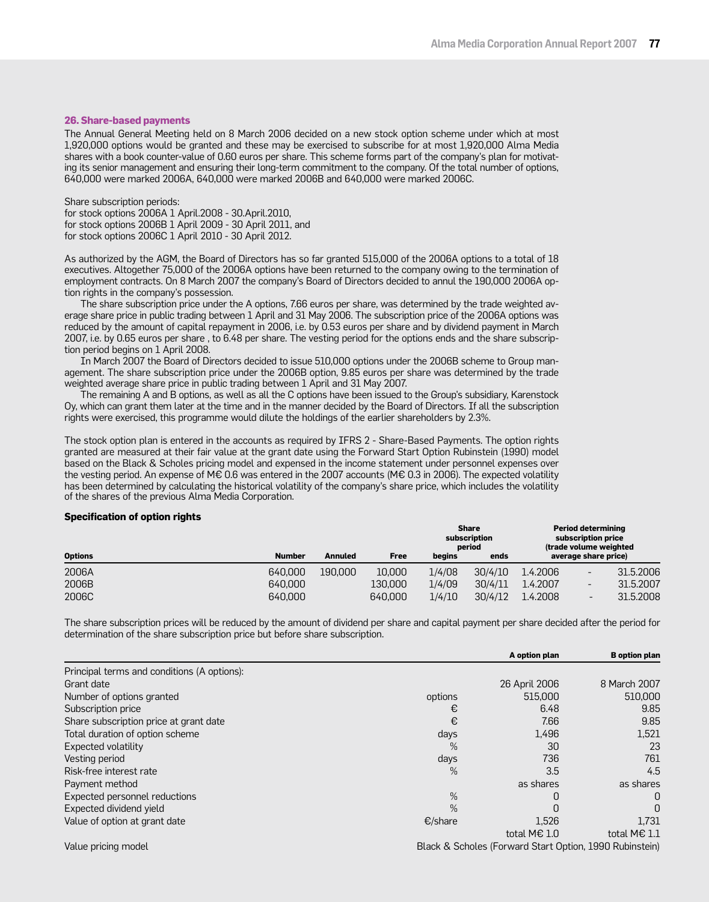## 26. Share-based payments

The Annual General Meeting held on 8 March 2006 decided on a new stock option scheme under which at most 1,920,000 options would be granted and these may be exercised to subscribe for at most 1,920,000 Alma Media shares with a book counter-value of 0.60 euros per share. This scheme forms part of the company's plan for motivating its senior management and ensuring their long-term commitment to the company. Of the total number of options, 640,000 were marked 2006A, 640,000 were marked 2006B and 640,000 were marked 2006C.

Share subscription periods:
for stock options 2006A 1 April.2008 - 30.April.2010,
for stock options 2006B 1 April 2009 - 30 April 2011, and
for stock options 2006C 1 April 2010 - 30 April 2012.

As authorized by the AGM, the Board of Directors has so far granted 515,000 of the 2006A options to a total of 18 executives. Altogether 75,000 of the 2006A options have been returned to the company owing to the termination of employment contracts. On 8 March 2007 the company's Board of Directors decided to annul the 190,000 2006A option rights in the company's possession.

The share subscription price under the A options, 7.66 euros per share, was determined by the trade weighted average share price in public trading between 1 April and 31 May 2006. The subscription price of the 2006A options was reduced by the amount of capital repayment in 2006, i.e. by 0.53 euros per share and by dividend payment in March 2007, i.e. by 0.65 euros per share , to 6.48 per share. The vesting period for the options ends and the share subscription period begins on 1 April 2008.

In March 2007 the Board of Directors decided to issue 510,000 options under the 2006B scheme to Group management. The share subscription price under the 2006B option, 9.85 euros per share was determined by the trade weighted average share price in public trading between 1 April and 31 May 2007.

The remaining A and B options, as well as all the C options have been issued to the Group's subsidiary, Karenstock Oy, which can grant them later at the time and in the manner decided by the Board of Directors. If all the subscription rights were exercised, this programme would dilute the holdings of the earlier shareholders by 2.3%.

The stock option plan is entered in the accounts as required by IFRS 2 - Share-Based Payments. The option rights granted are measured at their fair value at the grant date using the Forward Start Option Rubinstein (1990) model based on the Black & Scholes pricing model and expensed in the income statement under personnel expenses over the vesting period. An expense of M€ 0.6 was entered in the 2007 accounts (M€ 0.3 in 2006). The expected volatility has been determined by calculating the historical volatility of the company's share price, which includes the volatility of the shares of the previous Alma Media Corporation.

### Specification of option rights

| Options | Number | Annuled | Free | Share subscription period begins | Share subscription period ends | Period determining subscription price (trade volume weighted average share price) | | |
|---|---|---|---|---|---|---|---|---|
| 2006A | 640,000 | 190,000 | 10,000 | 1/4/08 | 30/4/10 | 1.4.2006 | - | 31.5.2006 |
| 2006B | 640,000 | | 130,000 | 1/4/09 | 30/4/11 | 1.4.2007 | - | 31.5.2007 |
| 2006C | 640,000 | | 640,000 | 1/4/10 | 30/4/12 | 1.4.2008 | - | 31.5.2008 |

The share subscription prices will be reduced by the amount of dividend per share and capital payment per share decided after the period for determination of the share subscription price but before share subscription.

| | | A option plan | B option plan |
|---|---|---|---|
| Principal terms and conditions (A options): | | | |
| Grant date | | 26 April 2006 | 8 March 2007 |
| Number of options granted | options | 515,000 | 510,000 |
| Subscription price | € | 6.48 | 9.85 |
| Share subscription price at grant date | € | 7.66 | 9.85 |
| Total duration of option scheme | days | 1,496 | 1,521 |
| Expected volatility | % | 30 | 23 |
| Vesting period | days | 736 | 761 |
| Risk-free interest rate | % | 3.5 | 4.5 |
| Payment method | | as shares | as shares |
| Expected personnel reductions | % | 0 | 0 |
| Expected dividend yield | % | 0 | 0 |
| Value of option at grant date | €/share | 1,526 | 1,731 |
| | | total M€ 1.0 | total M€ 1.1 |
| Value pricing model | | Black & Scholes (Forward Start Option, 1990 Rubinstein) | |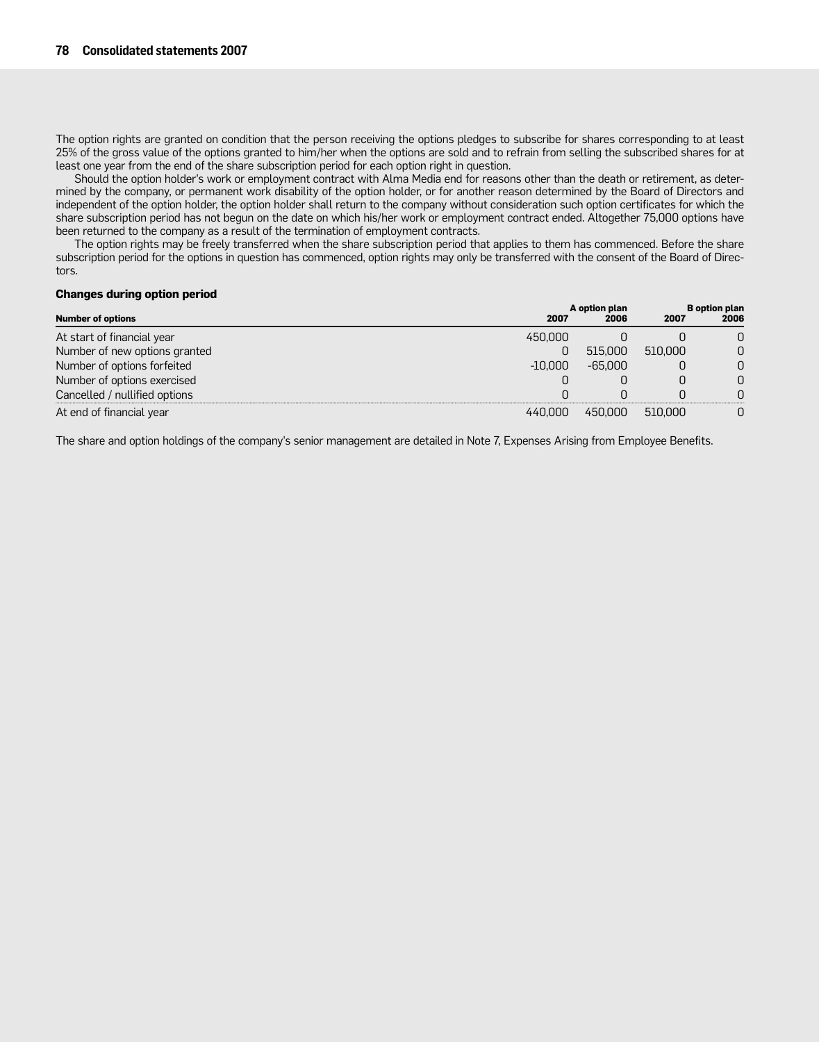The option rights are granted on condition that the person receiving the options pledges to subscribe for shares corresponding to at least 25% of the gross value of the options granted to him/her when the options are sold and to refrain from selling the subscribed shares for at least one year from the end of the share subscription period for each option right in question.

Should the option holder's work or employment contract with Alma Media end for reasons other than the death or retirement, as determined by the company, or permanent work disability of the option holder, or for another reason determined by the Board of Directors and independent of the option holder, the option holder shall return to the company without consideration such option certificates for which the share subscription period has not begun on the date on which his/her work or employment contract ended. Altogether 75,000 options have been returned to the company as a result of the termination of employment contracts.

The option rights may be freely transferred when the share subscription period that applies to them has commenced. Before the share subscription period for the options in question has commenced, option rights may only be transferred with the consent of the Board of Directors.

**Changes during option period**

| | A option plan | | B option plan | |
|---|---|---|---|---|
| **Number of options** | **2007** | **2006** | **2007** | **2006** |
| At start of financial year | 450,000 | 0 | 0 | 0 |
| Number of new options granted | 0 | 515,000 | 510,000 | 0 |
| Number of options forfeited | -10,000 | -65,000 | 0 | 0 |
| Number of options exercised | 0 | 0 | 0 | 0 |
| Cancelled / nullified options | 0 | 0 | 0 | 0 |
| At end of financial year | 440,000 | 450,000 | 510,000 | 0 |

The share and option holdings of the company's senior management are detailed in Note 7, Expenses Arising from Employee Benefits.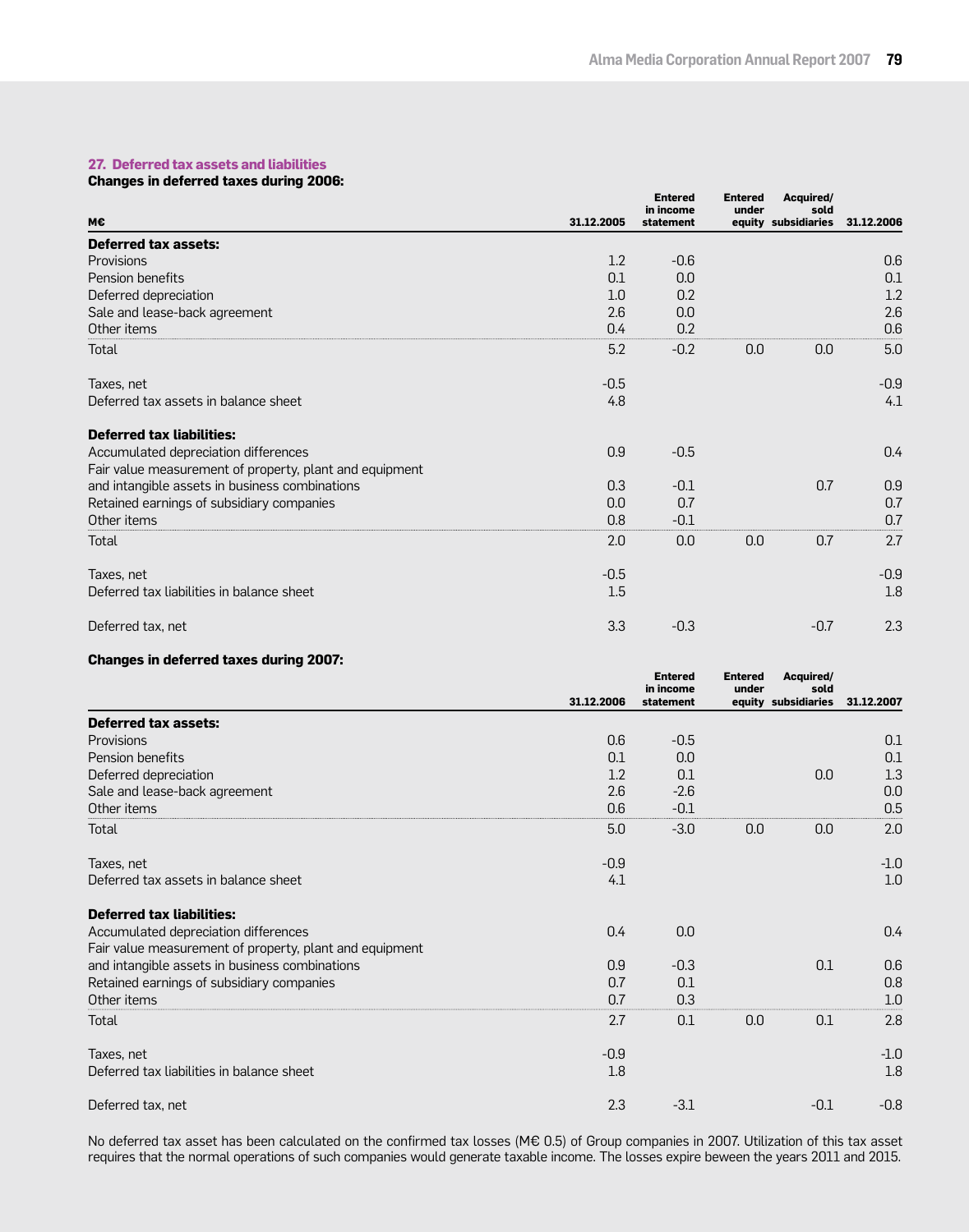## 27. Deferred tax assets and liabilities

**Changes in deferred taxes during 2006:**

| M€ | 31.12.2005 | Entered in income statement | Entered under equity | Acquired/ sold subsidiaries | 31.12.2006 |
|---|---|---|---|---|---|
| **Deferred tax assets:** | | | | | |
| Provisions | 1.2 | -0.6 | | | 0.6 |
| Pension benefits | 0.1 | 0.0 | | | 0.1 |
| Deferred depreciation | 1.0 | 0.2 | | | 1.2 |
| Sale and lease-back agreement | 2.6 | 0.0 | | | 2.6 |
| Other items | 0.4 | 0.2 | | | 0.6 |
| Total | 5.2 | -0.2 | 0.0 | 0.0 | 5.0 |
| Taxes, net | -0.5 | | | | -0.9 |
| Deferred tax assets in balance sheet | 4.8 | | | | 4.1 |
| **Deferred tax liabilities:** | | | | | |
| Accumulated depreciation differences | 0.9 | -0.5 | | | 0.4 |
| Fair value measurement of property, plant and equipment and intangible assets in business combinations | 0.3 | -0.1 | | 0.7 | 0.9 |
| Retained earnings of subsidiary companies | 0.0 | 0.7 | | | 0.7 |
| Other items | 0.8 | -0.1 | | | 0.7 |
| Total | 2.0 | 0.0 | 0.0 | 0.7 | 2.7 |
| Taxes, net | -0.5 | | | | -0.9 |
| Deferred tax liabilities in balance sheet | 1.5 | | | | 1.8 |
| Deferred tax, net | 3.3 | -0.3 | | -0.7 | 2.3 |

**Changes in deferred taxes during 2007:**

| | 31.12.2006 | Entered in income statement | Entered under equity | Acquired/ sold subsidiaries | 31.12.2007 |
|---|---|---|---|---|---|
| **Deferred tax assets:** | | | | | |
| Provisions | 0.6 | -0.5 | | | 0.1 |
| Pension benefits | 0.1 | 0.0 | | | 0.1 |
| Deferred depreciation | 1.2 | 0.1 | | 0.0 | 1.3 |
| Sale and lease-back agreement | 2.6 | -2.6 | | | 0.0 |
| Other items | 0.6 | -0.1 | | | 0.5 |
| Total | 5.0 | -3.0 | 0.0 | 0.0 | 2.0 |
| Taxes, net | -0.9 | | | | -1.0 |
| Deferred tax assets in balance sheet | 4.1 | | | | 1.0 |
| **Deferred tax liabilities:** | | | | | |
| Accumulated depreciation differences | 0.4 | 0.0 | | | 0.4 |
| Fair value measurement of property, plant and equipment and intangible assets in business combinations | 0.9 | -0.3 | | 0.1 | 0.6 |
| Retained earnings of subsidiary companies | 0.7 | 0.1 | | | 0.8 |
| Other items | 0.7 | 0.3 | | | 1.0 |
| Total | 2.7 | 0.1 | 0.0 | 0.1 | 2.8 |
| Taxes, net | -0.9 | | | | -1.0 |
| Deferred tax liabilities in balance sheet | 1.8 | | | | 1.8 |
| Deferred tax, net | 2.3 | -3.1 | | -0.1 | -0.8 |

No deferred tax asset has been calculated on the confirmed tax losses (M€ 0.5) of Group companies in 2007. Utilization of this tax asset requires that the normal operations of such companies would generate taxable income. The losses expire beween the years 2011 and 2015.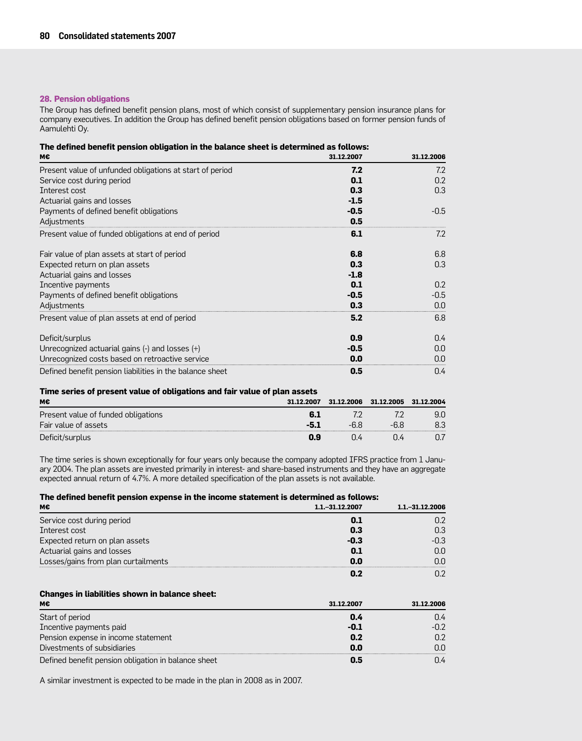## 28. Pension obligations

The Group has defined benefit pension plans, most of which consist of supplementary pension insurance plans for company executives. In addition the Group has defined benefit pension obligations based on former pension funds of Aamulehti Oy.

**The defined benefit pension obligation in the balance sheet is determined as follows:**

| M€ | 31.12.2007 | 31.12.2006 |
|---|---|---|
| Present value of unfunded obligations at start of period | **7.2** | 7.2 |
| Service cost during period | **0.1** | 0.2 |
| Interest cost | **0.3** | 0.3 |
| Actuarial gains and losses | **-1.5** | |
| Payments of defined benefit obligations | **-0.5** | -0.5 |
| Adjustments | **0.5** | |
| Present value of funded obligations at end of period | **6.1** | 7.2 |
| | | |
| Fair value of plan assets at start of period | **6.8** | 6.8 |
| Expected return on plan assets | **0.3** | 0.3 |
| Actuarial gains and losses | **-1.8** | |
| Incentive payments | **0.1** | 0.2 |
| Payments of defined benefit obligations | **-0.5** | -0.5 |
| Adjustments | **0.3** | 0.0 |
| Present value of plan assets at end of period | **5.2** | 6.8 |
| | | |
| Deficit/surplus | **0.9** | 0.4 |
| Unrecognized actuarial gains (-) and losses (+) | **-0.5** | 0.0 |
| Unrecognized costs based on retroactive service | **0.0** | 0.0 |
| Defined benefit pension liabilities in the balance sheet | **0.5** | 0.4 |

**Time series of present value of obligations and fair value of plan assets**

| M€ | 31.12.2007 | 31.12.2006 | 31.12.2005 | 31.12.2004 |
|---|---|---|---|---|
| Present value of funded obligations | **6.1** | 7.2 | 7.2 | 9.0 |
| Fair value of assets | **-5.1** | -6.8 | -6.8 | 8.3 |
| Deficit/surplus | **0.9** | 0.4 | 0.4 | 0.7 |

The time series is shown exceptionally for four years only because the company adopted IFRS practice from 1 January 2004. The plan assets are invested primarily in interest- and share-based instruments and they have an aggregate expected annual return of 4.7%. A more detailed specification of the plan assets is not available.

**The defined benefit pension expense in the income statement is determined as follows:**

| M€ | 1.1.–31.12.2007 | 1.1.–31.12.2006 |
|---|---|---|
| Service cost during period | **0.1** | 0.2 |
| Interest cost | **0.3** | 0.3 |
| Expected return on plan assets | **-0.3** | -0.3 |
| Actuarial gains and losses | **0.1** | 0.0 |
| Losses/gains from plan curtailments | **0.0** | 0.0 |
| | **0.2** | 0.2 |

**Changes in liabilities shown in balance sheet:**

| M€ | 31.12.2007 | 31.12.2006 |
|---|---|---|
| Start of period | **0.4** | 0.4 |
| Incentive payments paid | **-0.1** | -0.2 |
| Pension expense in income statement | **0.2** | 0.2 |
| Divestments of subsidiaries | **0.0** | 0.0 |
| Defined benefit pension obligation in balance sheet | **0.5** | 0.4 |

A similar investment is expected to be made in the plan in 2008 as in 2007.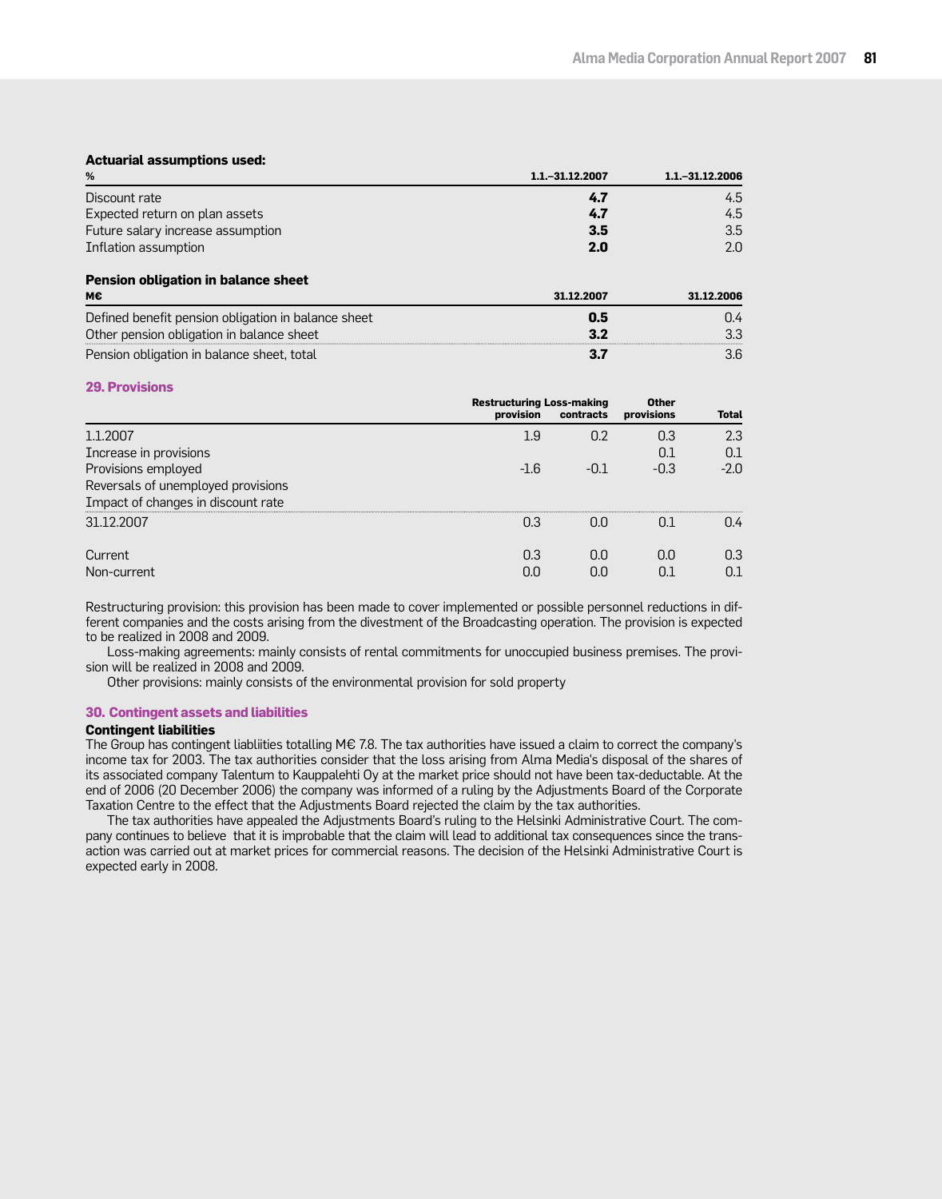**Actuarial assumptions used:**

| % | 1.1.–31.12.2007 | 1.1.–31.12.2006 |
|---|---|---|
| Discount rate | **4.7** | 4.5 |
| Expected return on plan assets | **4.7** | 4.5 |
| Future salary increase assumption | **3.5** | 3.5 |
| Inflation assumption | **2.0** | 2.0 |

**Pension obligation in balance sheet**

| M€ | 31.12.2007 | 31.12.2006 |
|---|---|---|
| Defined benefit pension obligation in balance sheet | **0.5** | 0.4 |
| Other pension obligation in balance sheet | **3.2** | 3.3 |
| Pension obligation in balance sheet, total | **3.7** | 3.6 |

## 29. Provisions

| | Restructuring provision | Loss-making contracts | Other provisions | Total |
|---|---|---|---|---|
| 1.1.2007 | 1.9 | 0.2 | 0.3 | 2.3 |
| Increase in provisions | | | 0.1 | 0.1 |
| Provisions employed | -1.6 | -0.1 | -0.3 | -2.0 |
| Reversals of unemployed provisions | | | | |
| Impact of changes in discount rate | | | | |
| 31.12.2007 | 0.3 | 0.0 | 0.1 | 0.4 |
| Current | 0.3 | 0.0 | 0.0 | 0.3 |
| Non-current | 0.0 | 0.0 | 0.1 | 0.1 |

Restructuring provision: this provision has been made to cover implemented or possible personnel reductions in different companies and the costs arising from the divestment of the Broadcasting operation. The provision is expected to be realized in 2008 and 2009.

Loss-making agreements: mainly consists of rental commitments for unoccupied business premises. The provision will be realized in 2008 and 2009.

Other provisions: mainly consists of the environmental provision for sold property

## 30. Contingent assets and liabilities

**Contingent liabilities**

The Group has contingent liabliities totalling M€ 7.8. The tax authorities have issued a claim to correct the company's income tax for 2003. The tax authorities consider that the loss arising from Alma Media's disposal of the shares of its associated company Talentum to Kauppalehti Oy at the market price should not have been tax-deductable. At the end of 2006 (20 December 2006) the company was informed of a ruling by the Adjustments Board of the Corporate Taxation Centre to the effect that the Adjustments Board rejected the claim by the tax authorities.

The tax authorities have appealed the Adjustments Board's ruling to the Helsinki Administrative Court. The company continues to believe that it is improbable that the claim will lead to additional tax consequences since the transaction was carried out at market prices for commercial reasons. The decision of the Helsinki Administrative Court is expected early in 2008.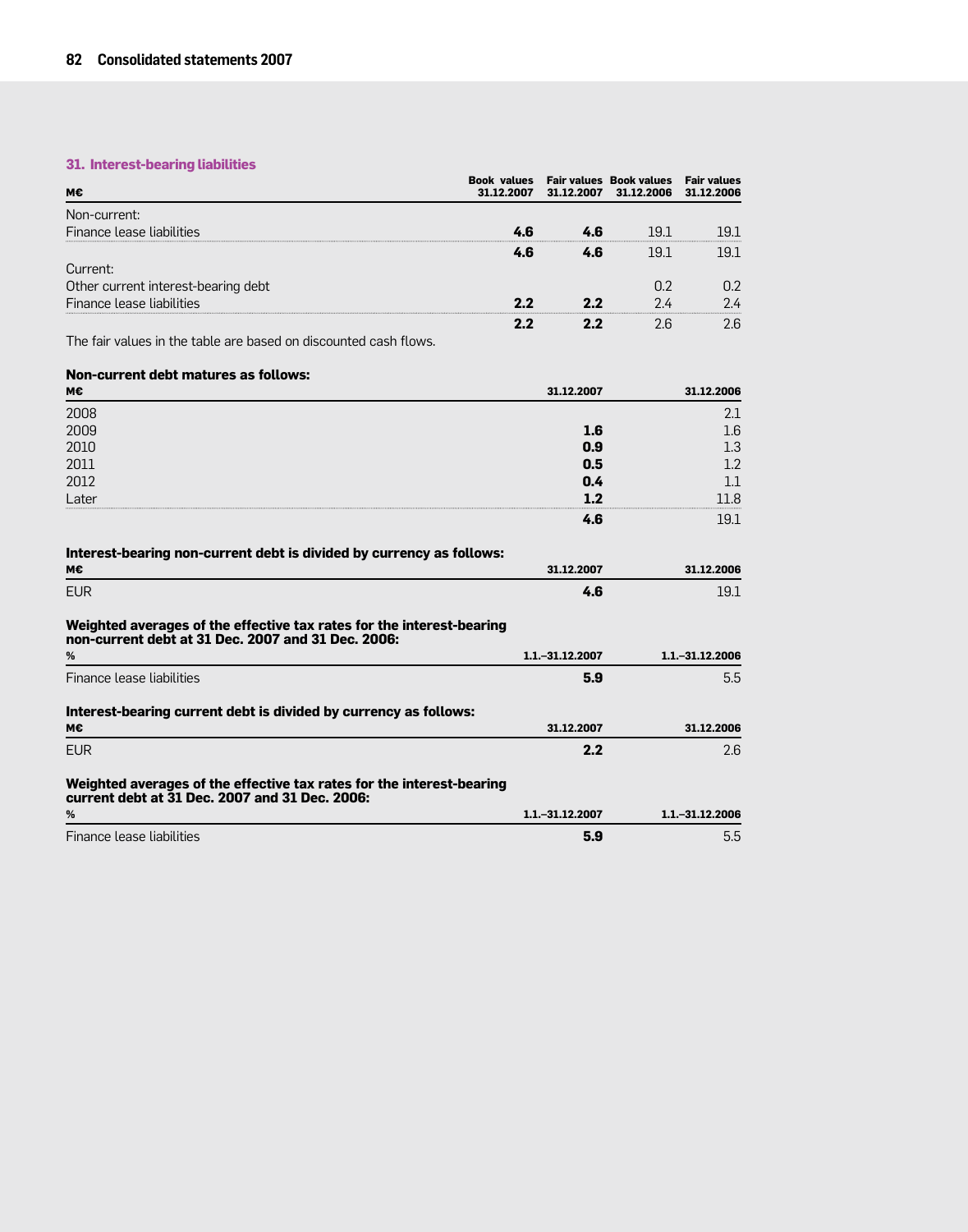### 31. Interest-bearing liabilities

| M€ | Book values 31.12.2007 | Fair values 31.12.2007 | Book values 31.12.2006 | Fair values 31.12.2006 |
|---|---|---|---|---|
| Non-current: | | | | |
| Finance lease liabilities | **4.6** | **4.6** | 19.1 | 19.1 |
| | **4.6** | **4.6** | 19.1 | 19.1 |
| Current: | | | | |
| Other current interest-bearing debt | | | 0.2 | 0.2 |
| Finance lease liabilities | **2.2** | **2.2** | 2.4 | 2.4 |
| | **2.2** | **2.2** | 2.6 | 2.6 |

The fair values in the table are based on discounted cash flows.

**Non-current debt matures as follows:**

| M€ | 31.12.2007 | 31.12.2006 |
|---|---|---|
| 2008 | | 2.1 |
| 2009 | **1.6** | 1.6 |
| 2010 | **0.9** | 1.3 |
| 2011 | **0.5** | 1.2 |
| 2012 | **0.4** | 1.1 |
| Later | **1.2** | 11.8 |
| | **4.6** | 19.1 |

**Interest-bearing non-current debt is divided by currency as follows:**

| M€ | 31.12.2007 | 31.12.2006 |
|---|---|---|
| EUR | **4.6** | 19.1 |

**Weighted averages of the effective tax rates for the interest-bearing non-current debt at 31 Dec. 2007 and 31 Dec. 2006:**

| % | 1.1.–31.12.2007 | 1.1.–31.12.2006 |
|---|---|---|
| Finance lease liabilities | **5.9** | 5.5 |

**Interest-bearing current debt is divided by currency as follows:**

| M€ | 31.12.2007 | 31.12.2006 |
|---|---|---|
| EUR | **2.2** | 2.6 |

**Weighted averages of the effective tax rates for the interest-bearing current debt at 31 Dec. 2007 and 31 Dec. 2006:**

| % | 1.1.–31.12.2007 | 1.1.–31.12.2006 |
|---|---|---|
| Finance lease liabilities | **5.9** | 5.5 |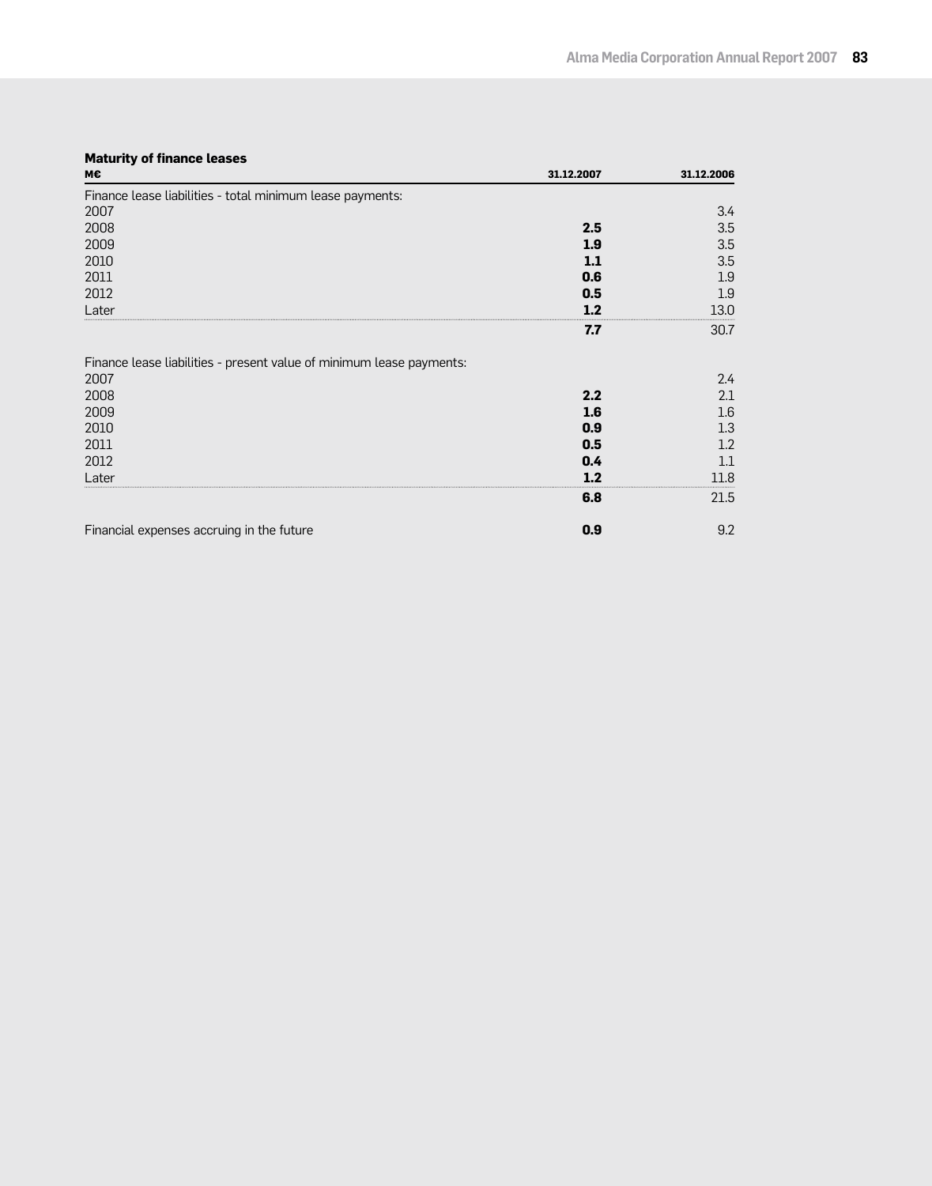### Maturity of finance leases

| M€ | 31.12.2007 | 31.12.2006 |
|---|---|---|
| Finance lease liabilities - total minimum lease payments: | | |
| 2007 | | 3.4 |
| 2008 | **2.5** | 3.5 |
| 2009 | **1.9** | 3.5 |
| 2010 | **1.1** | 3.5 |
| 2011 | **0.6** | 1.9 |
| 2012 | **0.5** | 1.9 |
| Later | **1.2** | 13.0 |
| | **7.7** | 30.7 |
| | | |
| Finance lease liabilities - present value of minimum lease payments: | | |
| 2007 | | 2.4 |
| 2008 | **2.2** | 2.1 |
| 2009 | **1.6** | 1.6 |
| 2010 | **0.9** | 1.3 |
| 2011 | **0.5** | 1.2 |
| 2012 | **0.4** | 1.1 |
| Later | **1.2** | 11.8 |
| | **6.8** | 21.5 |
| | | |
| Financial expenses accruing in the future | **0.9** | 9.2 |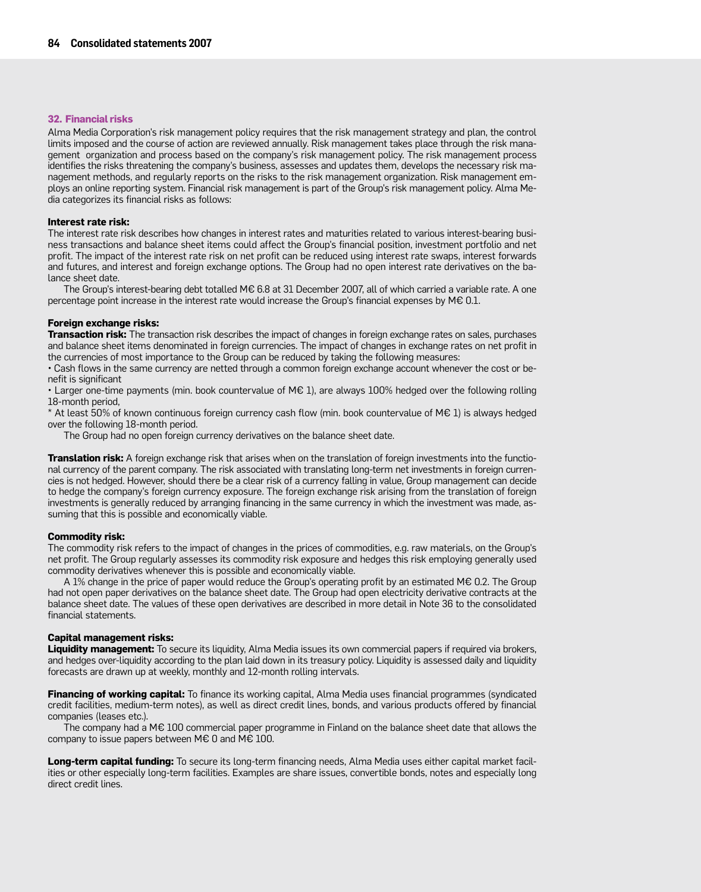## 32. Financial risks

Alma Media Corporation's risk management policy requires that the risk management strategy and plan, the control limits imposed and the course of action are reviewed annually. Risk management takes place through the risk management organization and process based on the company's risk management policy. The risk management process identifies the risks threatening the company's business, assesses and updates them, develops the necessary risk management methods, and regularly reports on the risks to the risk management organization. Risk management employs an online reporting system. Financial risk management is part of the Group's risk management policy. Alma Media categorizes its financial risks as follows:

### Interest rate risk:

The interest rate risk describes how changes in interest rates and maturities related to various interest-bearing business transactions and balance sheet items could affect the Group's financial position, investment portfolio and net profit. The impact of the interest rate risk on net profit can be reduced using interest rate swaps, interest forwards and futures, and interest and foreign exchange options. The Group had no open interest rate derivatives on the balance sheet date.

The Group's interest-bearing debt totalled M€ 6.8 at 31 December 2007, all of which carried a variable rate. A one percentage point increase in the interest rate would increase the Group's financial expenses by M€ 0.1.

### Foreign exchange risks:

**Transaction risk:** The transaction risk describes the impact of changes in foreign exchange rates on sales, purchases and balance sheet items denominated in foreign currencies. The impact of changes in exchange rates on net profit in the currencies of most importance to the Group can be reduced by taking the following measures:

• Cash flows in the same currency are netted through a common foreign exchange account whenever the cost or benefit is significant

• Larger one-time payments (min. book countervalue of M€ 1), are always 100% hedged over the following rolling 18-month period,

* At least 50% of known continuous foreign currency cash flow (min. book countervalue of M€ 1) is always hedged over the following 18-month period.

The Group had no open foreign currency derivatives on the balance sheet date.

**Translation risk:** A foreign exchange risk that arises when on the translation of foreign investments into the functional currency of the parent company. The risk associated with translating long-term net investments in foreign currencies is not hedged. However, should there be a clear risk of a currency falling in value, Group management can decide to hedge the company's foreign currency exposure. The foreign exchange risk arising from the translation of foreign investments is generally reduced by arranging financing in the same currency in which the investment was made, assuming that this is possible and economically viable.

### Commodity risk:

The commodity risk refers to the impact of changes in the prices of commodities, e.g. raw materials, on the Group's net profit. The Group regularly assesses its commodity risk exposure and hedges this risk employing generally used commodity derivatives whenever this is possible and economically viable.

A 1% change in the price of paper would reduce the Group's operating profit by an estimated M€ 0.2. The Group had not open paper derivatives on the balance sheet date. The Group had open electricity derivative contracts at the balance sheet date. The values of these open derivatives are described in more detail in Note 36 to the consolidated financial statements.

### Capital management risks:

**Liquidity management:** To secure its liquidity, Alma Media issues its own commercial papers if required via brokers, and hedges over-liquidity according to the plan laid down in its treasury policy. Liquidity is assessed daily and liquidity forecasts are drawn up at weekly, monthly and 12-month rolling intervals.

**Financing of working capital:** To finance its working capital, Alma Media uses financial programmes (syndicated credit facilities, medium-term notes), as well as direct credit lines, bonds, and various products offered by financial companies (leases etc.).

The company had a M€ 100 commercial paper programme in Finland on the balance sheet date that allows the company to issue papers between M€ 0 and M€ 100.

**Long-term capital funding:** To secure its long-term financing needs, Alma Media uses either capital market facilities or other especially long-term facilities. Examples are share issues, convertible bonds, notes and especially long direct credit lines.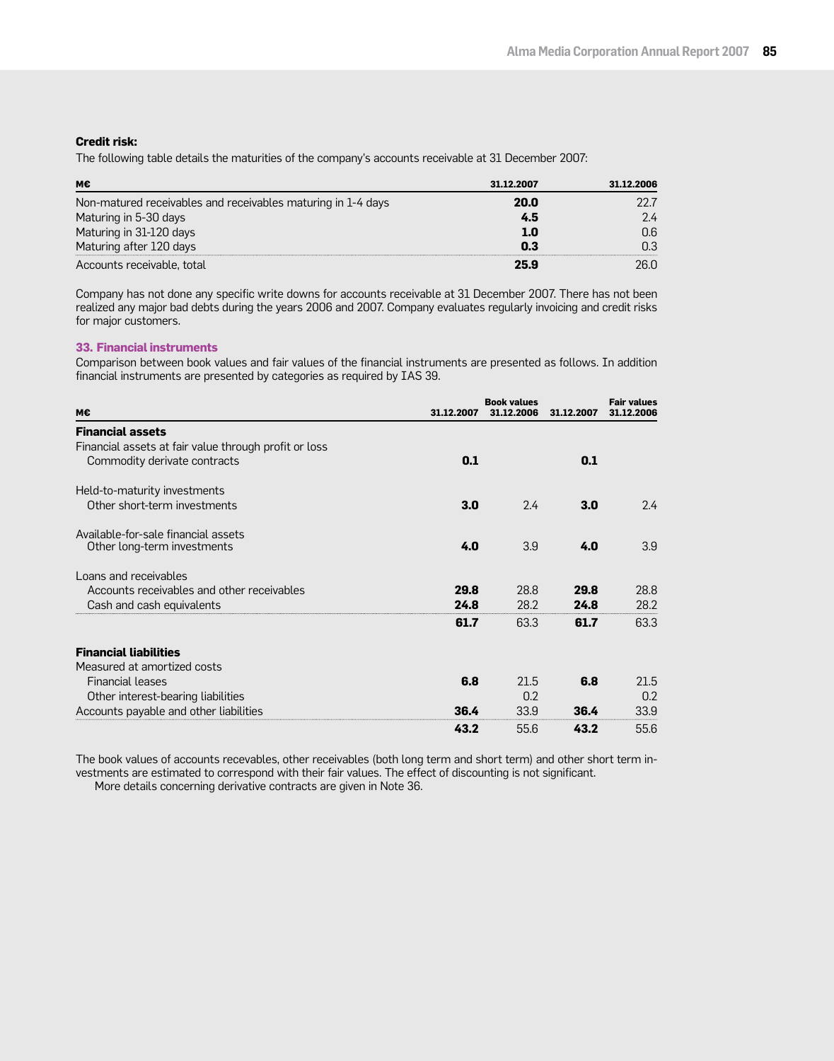**Credit risk:**

The following table details the maturities of the company's accounts receivable at 31 December 2007:

| M€ | 31.12.2007 | 31.12.2006 |
|---|---|---|
| Non-matured receivables and receivables maturing in 1-4 days | **20.0** | 22.7 |
| Maturing in 5-30 days | **4.5** | 2.4 |
| Maturing in 31-120 days | **1.0** | 0.6 |
| Maturing after 120 days | **0.3** | 0.3 |
| Accounts receivable, total | **25.9** | 26.0 |

Company has not done any specific write downs for accounts receivable at 31 December 2007. There has not been realized any major bad debts during the years 2006 and 2007. Company evaluates regularly invoicing and credit risks for major customers.

### 33. Financial instruments

Comparison between book values and fair values of the financial instruments are presented as follows. In addition financial instruments are presented by categories as required by IAS 39.

| | Book values | | Fair values | |
|---|---|---|---|---|
| M€ | 31.12.2007 | 31.12.2006 | 31.12.2007 | 31.12.2006 |
| **Financial assets** | | | | |
| Financial assets at fair value through profit or loss | | | | |
| Commodity derivate contracts | **0.1** | | **0.1** | |
| Held-to-maturity investments | | | | |
| Other short-term investments | **3.0** | 2.4 | **3.0** | 2.4 |
| Available-for-sale financial assets | | | | |
| Other long-term investments | **4.0** | 3.9 | **4.0** | 3.9 |
| Loans and receivables | | | | |
| Accounts receivables and other receivables | **29.8** | 28.8 | **29.8** | 28.8 |
| Cash and cash equivalents | **24.8** | 28.2 | **24.8** | 28.2 |
| | **61.7** | 63.3 | **61.7** | 63.3 |
| **Financial liabilities** | | | | |
| Measured at amortized costs | | | | |
| Financial leases | **6.8** | 21.5 | **6.8** | 21.5 |
| Other interest-bearing liabilities | | 0.2 | | 0.2 |
| Accounts payable and other liabilities | **36.4** | 33.9 | **36.4** | 33.9 |
| | **43.2** | 55.6 | **43.2** | 55.6 |

The book values of accounts recevables, other receivables (both long term and short term) and other short term investments are estimated to correspond with their fair values. The effect of discounting is not significant.

More details concerning derivative contracts are given in Note 36.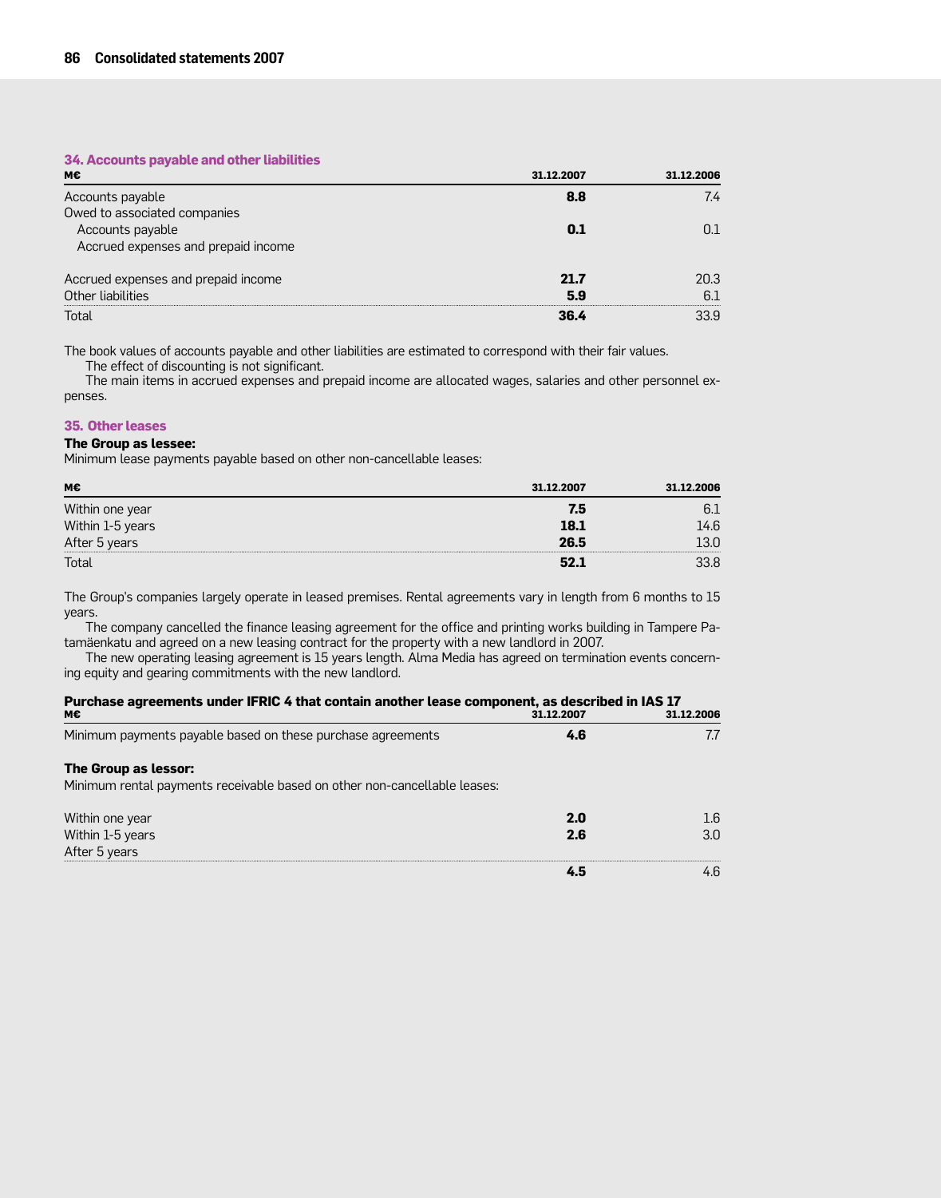### 34. Accounts payable and other liabilities

| M€ | 31.12.2007 | 31.12.2006 |
|---|---|---|
| Accounts payable | **8.8** | 7.4 |
| Owed to associated companies | | |
| Accounts payable | **0.1** | 0.1 |
| Accrued expenses and prepaid income | | |
| Accrued expenses and prepaid income | **21.7** | 20.3 |
| Other liabilities | **5.9** | 6.1 |
| Total | **36.4** | 33.9 |

The book values of accounts payable and other liabilities are estimated to correspond with their fair values.

The effect of discounting is not significant.

The main items in accrued expenses and prepaid income are allocated wages, salaries and other personnel expenses.

### 35. Other leases

**The Group as lessee:**

Minimum lease payments payable based on other non-cancellable leases:

| M€ | 31.12.2007 | 31.12.2006 |
|---|---|---|
| Within one year | **7.5** | 6.1 |
| Within 1-5 years | **18.1** | 14.6 |
| After 5 years | **26.5** | 13.0 |
| Total | **52.1** | 33.8 |

The Group's companies largely operate in leased premises. Rental agreements vary in length from 6 months to 15 years.

The company cancelled the finance leasing agreement for the office and printing works building in Tampere Patamäenkatu and agreed on a new leasing contract for the property with a new landlord in 2007.

The new operating leasing agreement is 15 years length. Alma Media has agreed on termination events concerning equity and gearing commitments with the new landlord.

**Purchase agreements under IFRIC 4 that contain another lease component, as described in IAS 17**

| M€ | 31.12.2007 | 31.12.2006 |
|---|---|---|
| Minimum payments payable based on these purchase agreements | **4.6** | 7.7 |

**The Group as lessor:**

Minimum rental payments receivable based on other non-cancellable leases:

| | 31.12.2007 | 31.12.2006 |
|---|---|---|
| Within one year | **2.0** | 1.6 |
| Within 1-5 years | **2.6** | 3.0 |
| After 5 years | | |
| | **4.5** | 4.6 |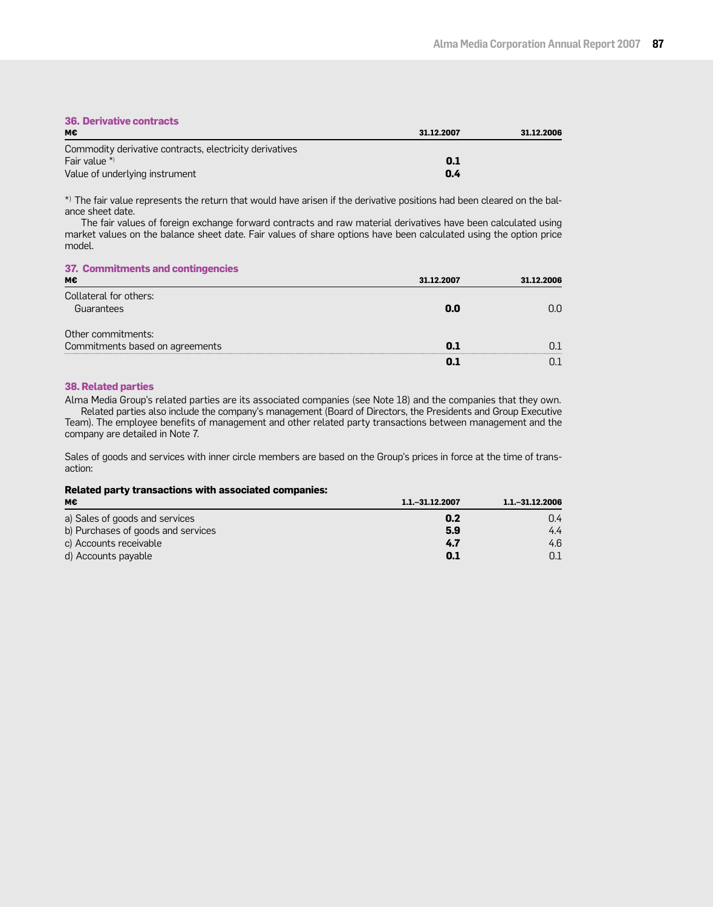## 36. Derivative contracts

| M€ | 31.12.2007 | 31.12.2006 |
|---|---|---|
| Commodity derivative contracts, electricity derivatives | | |
| Fair value *) | **0.1** | |
| Value of underlying instrument | **0.4** | |

*) The fair value represents the return that would have arisen if the derivative positions had been cleared on the balance sheet date.

The fair values of foreign exchange forward contracts and raw material derivatives have been calculated using market values on the balance sheet date. Fair values of share options have been calculated using the option price model.

## 37. Commitments and contingencies

| M€ | 31.12.2007 | 31.12.2006 |
|---|---|---|
| Collateral for others: | | |
| Guarantees | **0.0** | 0.0 |
| Other commitments: | | |
| Commitments based on agreements | **0.1** | 0.1 |
| | **0.1** | 0.1 |

## 38. Related parties

Alma Media Group's related parties are its associated companies (see Note 18) and the companies that they own.

Related parties also include the company's management (Board of Directors, the Presidents and Group Executive Team). The employee benefits of management and other related party transactions between management and the company are detailed in Note 7.

Sales of goods and services with inner circle members are based on the Group's prices in force at the time of transaction:

**Related party transactions with associated companies:**

| M€ | 1.1.–31.12.2007 | 1.1.–31.12.2006 |
|---|---|---|
| a) Sales of goods and services | **0.2** | 0.4 |
| b) Purchases of goods and services | **5.9** | 4.4 |
| c) Accounts receivable | **4.7** | 4.6 |
| d) Accounts payable | **0.1** | 0.1 |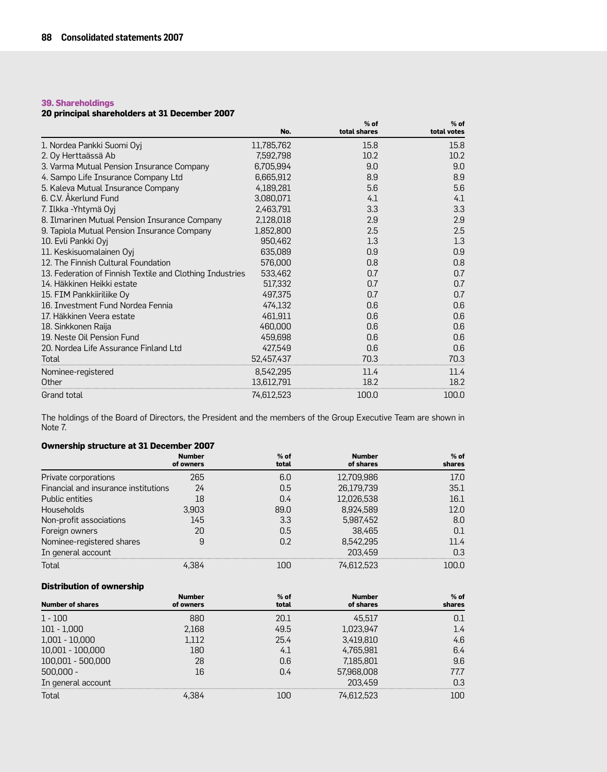## 39. Shareholdings

### 20 principal shareholders at 31 December 2007

| | No. | % of total shares | % of total votes |
|---|---|---|---|
| 1. Nordea Pankki Suomi Oyj | 11,785,762 | 15.8 | 15.8 |
| 2. Oy Herttaässä Ab | 7,592,798 | 10.2 | 10.2 |
| 3. Varma Mutual Pension Insurance Company | 6,705,994 | 9.0 | 9.0 |
| 4. Sampo Life Insurance Company Ltd | 6,665,912 | 8.9 | 8.9 |
| 5. Kaleva Mutual Insurance Company | 4,189,281 | 5.6 | 5.6 |
| 6. C.V. Åkerlund Fund | 3,080,071 | 4.1 | 4.1 |
| 7. Ilkka -Yhtymä Oyj | 2,463,791 | 3.3 | 3.3 |
| 8. Ilmarinen Mutual Pension Insurance Company | 2,128,018 | 2.9 | 2.9 |
| 9. Tapiola Mutual Pension Insurance Company | 1,852,800 | 2.5 | 2.5 |
| 10. Evli Pankki Oyj | 950,462 | 1.3 | 1.3 |
| 11. Keskisuomalainen Oyj | 635,089 | 0.9 | 0.9 |
| 12. The Finnish Cultural Foundation | 576,000 | 0.8 | 0.8 |
| 13. Federation of Finnish Textile and Clothing Industries | 533,462 | 0.7 | 0.7 |
| 14. Häkkinen Heikki estate | 517,332 | 0.7 | 0.7 |
| 15. FIM Pankkiiriliike Oy | 497,375 | 0.7 | 0.7 |
| 16. Investment Fund Nordea Fennia | 474,132 | 0.6 | 0.6 |
| 17. Häkkinen Veera estate | 461,911 | 0.6 | 0.6 |
| 18. Sinkkonen Raija | 460,000 | 0.6 | 0.6 |
| 19. Neste Oil Pension Fund | 459,698 | 0.6 | 0.6 |
| 20. Nordea Life Assurance Finland Ltd | 427,549 | 0.6 | 0.6 |
| Total | 52,457,437 | 70.3 | 70.3 |
| Nominee-registered | 8,542,295 | 11.4 | 11.4 |
| Other | 13,612,791 | 18.2 | 18.2 |
| Grand total | 74,612,523 | 100.0 | 100.0 |

The holdings of the Board of Directors, the President and the members of the Group Executive Team are shown in Note 7.

### Ownership structure at 31 December 2007

| | Number of owners | % of total | Number of shares | % of shares |
|---|---|---|---|---|
| Private corporations | 265 | 6.0 | 12,709,986 | 17.0 |
| Financial and insurance institutions | 24 | 0.5 | 26,179,739 | 35.1 |
| Public entities | 18 | 0.4 | 12,026,538 | 16.1 |
| Households | 3,903 | 89.0 | 8,924,589 | 12.0 |
| Non-profit associations | 145 | 3.3 | 5,987,452 | 8.0 |
| Foreign owners | 20 | 0.5 | 38,465 | 0.1 |
| Nominee-registered shares | 9 | 0.2 | 8,542,295 | 11.4 |
| In general account | | | 203,459 | 0.3 |
| Total | 4,384 | 100 | 74,612,523 | 100.0 |

### Distribution of ownership

| Number of shares | Number of owners | % of total | Number of shares | % of shares |
|---|---|---|---|---|
| 1 - 100 | 880 | 20.1 | 45,517 | 0.1 |
| 101 - 1,000 | 2,168 | 49.5 | 1,023,947 | 1.4 |
| 1,001 - 10,000 | 1,112 | 25.4 | 3,419,810 | 4.6 |
| 10,001 - 100,000 | 180 | 4.1 | 4,765,981 | 6.4 |
| 100,001 - 500,000 | 28 | 0.6 | 7,185,801 | 9.6 |
| 500,000 - | 16 | 0.4 | 57,968,008 | 77.7 |
| In general account | | | 203,459 | 0.3 |
| Total | 4,384 | 100 | 74,612,523 | 100 |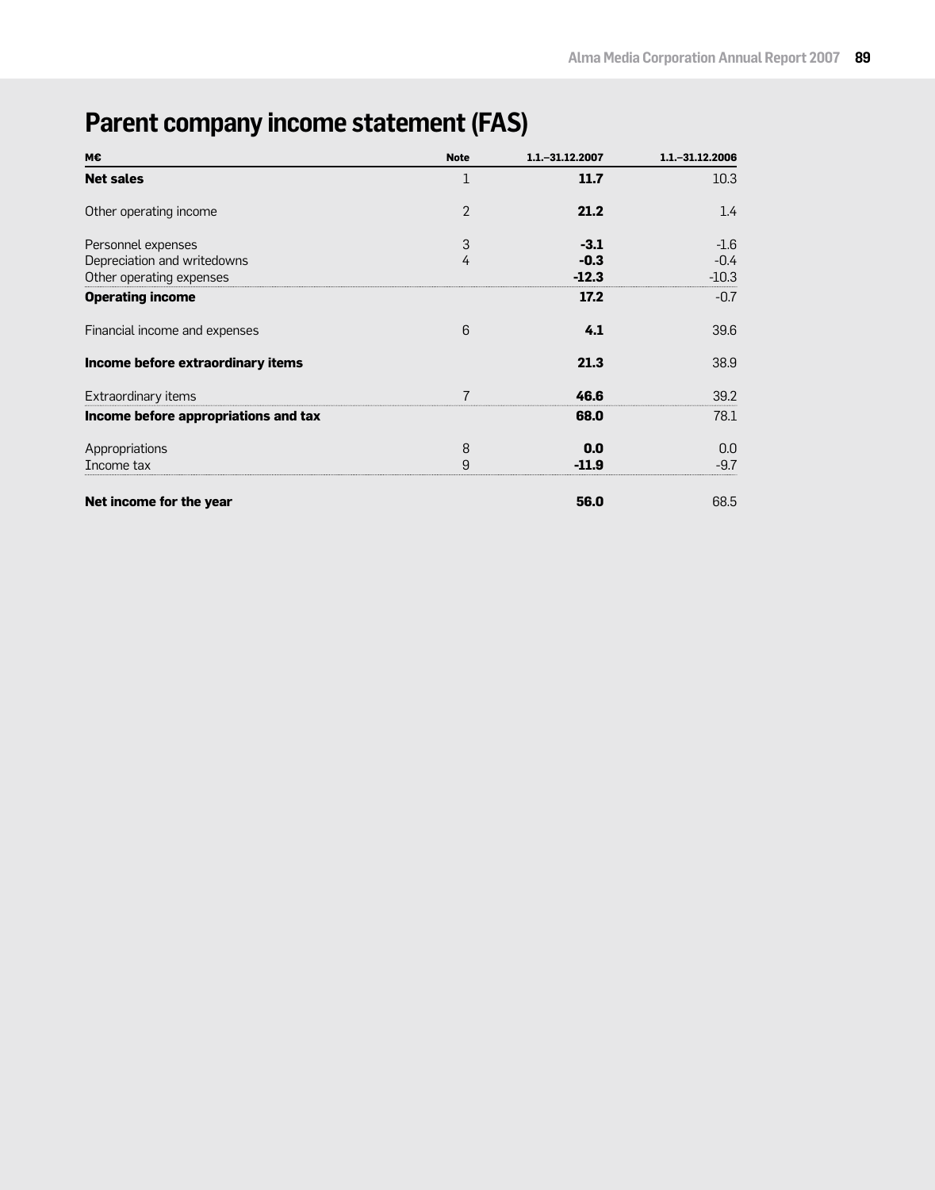# Parent company income statement (FAS)

| M€ | Note | 1.1.–31.12.2007 | 1.1.–31.12.2006 |
|---|---|---|---|
| **Net sales** | 1 | **11.7** | 10.3 |
| Other operating income | 2 | **21.2** | 1.4 |
| Personnel expenses | 3 | **-3.1** | -1.6 |
| Depreciation and writedowns | 4 | **-0.3** | -0.4 |
| Other operating expenses | | **-12.3** | -10.3 |
| **Operating income** | | **17.2** | -0.7 |
| Financial income and expenses | 6 | **4.1** | 39.6 |
| **Income before extraordinary items** | | **21.3** | 38.9 |
| Extraordinary items | 7 | **46.6** | 39.2 |
| **Income before appropriations and tax** | | **68.0** | 78.1 |
| Appropriations | 8 | **0.0** | 0.0 |
| Income tax | 9 | **-11.9** | -9.7 |
| **Net income for the year** | | **56.0** | 68.5 |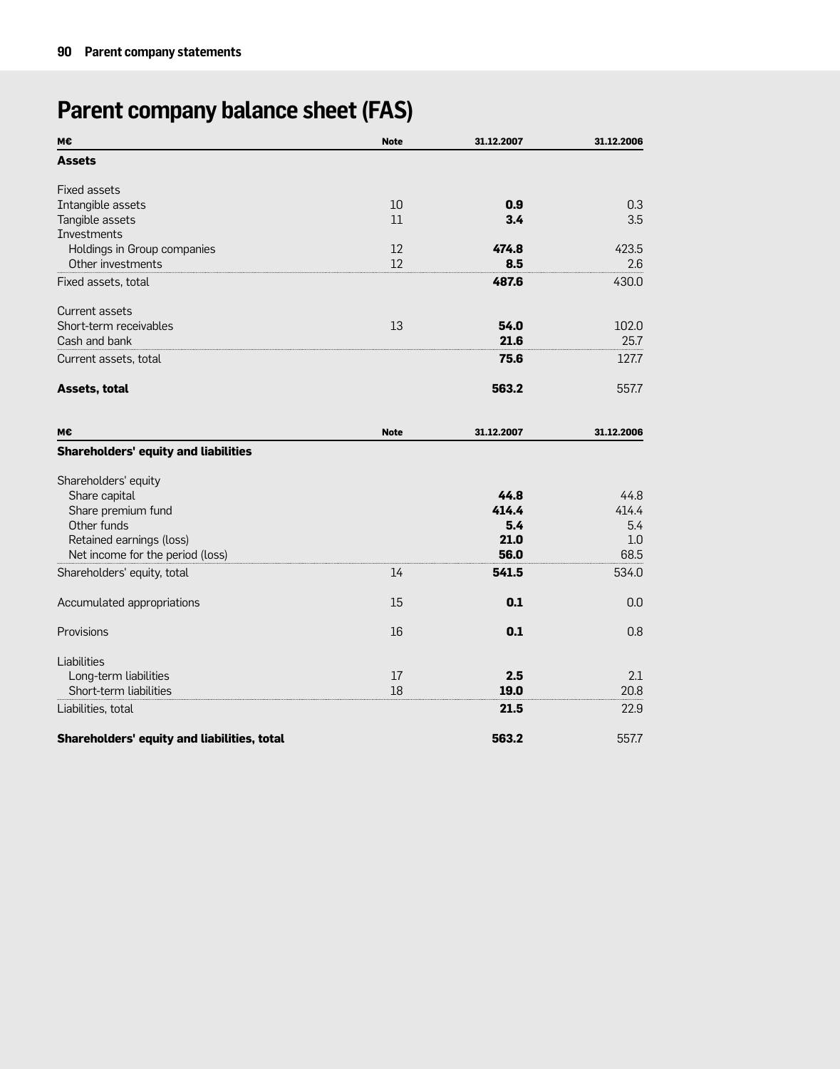# Parent company balance sheet (FAS)

| M€ | Note | 31.12.2007 | 31.12.2006 |
|---|---|---|---|
| **Assets** | | | |
| Fixed assets | | | |
| Intangible assets | 10 | **0.9** | 0.3 |
| Tangible assets | 11 | **3.4** | 3.5 |
| Investments | | | |
| Holdings in Group companies | 12 | **474.8** | 423.5 |
| Other investments | 12 | **8.5** | 2.6 |
| Fixed assets, total | | **487.6** | 430.0 |
| Current assets | | | |
| Short-term receivables | 13 | **54.0** | 102.0 |
| Cash and bank | | **21.6** | 25.7 |
| Current assets, total | | **75.6** | 127.7 |
| **Assets, total** | | **563.2** | 557.7 |

| M€ | Note | 31.12.2007 | 31.12.2006 |
|---|---|---|---|
| **Shareholders' equity and liabilities** | | | |
| Shareholders' equity | | | |
| Share capital | | **44.8** | 44.8 |
| Share premium fund | | **414.4** | 414.4 |
| Other funds | | **5.4** | 5.4 |
| Retained earnings (loss) | | **21.0** | 1.0 |
| Net income for the period (loss) | | **56.0** | 68.5 |
| Shareholders' equity, total | 14 | **541.5** | 534.0 |
| Accumulated appropriations | 15 | **0.1** | 0.0 |
| Provisions | 16 | **0.1** | 0.8 |
| Liabilities | | | |
| Long-term liabilities | 17 | **2.5** | 2.1 |
| Short-term liabilities | 18 | **19.0** | 20.8 |
| Liabilities, total | | **21.5** | 22.9 |
| **Shareholders' equity and liabilities, total** | | **563.2** | 557.7 |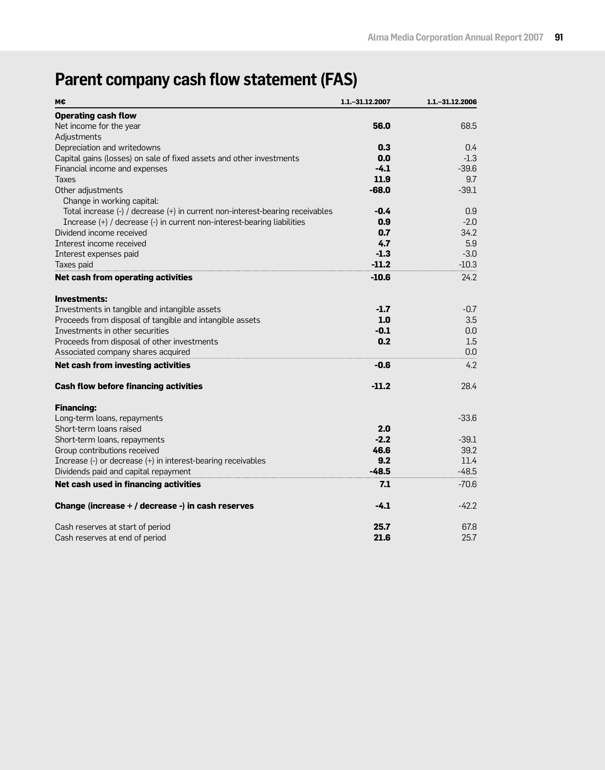# Parent company cash flow statement (FAS)

| M€ | 1.1.–31.12.2007 | 1.1.–31.12.2006 |
|---|---|---|
| **Operating cash flow** | | |
| Net income for the year | **56.0** | 68.5 |
| Adjustments | | |
| Depreciation and writedowns | **0.3** | 0.4 |
| Capital gains (losses) on sale of fixed assets and other investments | **0.0** | -1.3 |
| Financial income and expenses | **-4.1** | -39.6 |
| Taxes | **11.9** | 9.7 |
| Other adjustments | **-68.0** | -39.1 |
| Change in working capital: | | |
| Total increase (-) / decrease (+) in current non-interest-bearing receivables | **-0.4** | 0.9 |
| Increase (+) / decrease (-) in current non-interest-bearing liabilities | **0.9** | -2.0 |
| Dividend income received | **0.7** | 34.2 |
| Interest income received | **4.7** | 5.9 |
| Interest expenses paid | **-1.3** | -3.0 |
| Taxes paid | **-11.2** | -10.3 |
| **Net cash from operating activities** | **-10.6** | 24.2 |
| | | |
| **Investments:** | | |
| Investments in tangible and intangible assets | **-1.7** | -0.7 |
| Proceeds from disposal of tangible and intangible assets | **1.0** | 3.5 |
| Investments in other securities | **-0.1** | 0.0 |
| Proceeds from disposal of other investments | **0.2** | 1.5 |
| Associated company shares acquired | | 0.0 |
| **Net cash from investing activities** | **-0.6** | 4.2 |
| | | |
| **Cash flow before financing activities** | **-11.2** | 28.4 |
| | | |
| **Financing:** | | |
| Long-term loans, repayments | | -33.6 |
| Short-term loans raised | **2.0** | |
| Short-term loans, repayments | **-2.2** | -39.1 |
| Group contributions received | **46.6** | 39.2 |
| Increase (-) or decrease (+) in interest-bearing receivables | **9.2** | 11.4 |
| Dividends paid and capital repayment | **-48.5** | -48.5 |
| **Net cash used in financing activities** | **7.1** | -70.6 |
| | | |
| **Change (increase + / decrease -) in cash reserves** | **-4.1** | -42.2 |
| | | |
| Cash reserves at start of period | **25.7** | 67.8 |
| Cash reserves at end of period | **21.6** | 25.7 |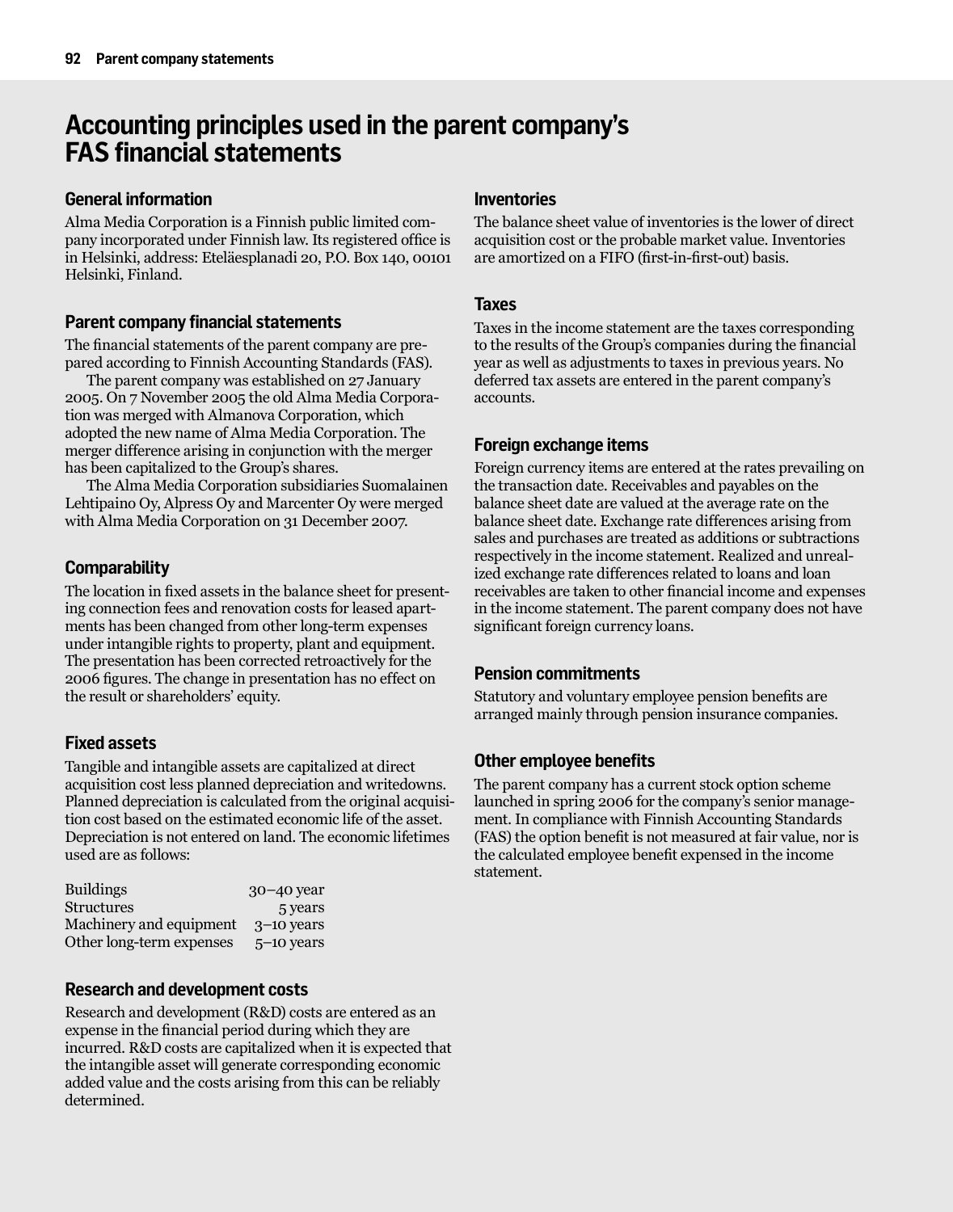# Accounting principles used in the parent company's FAS financial statements

## General information

Alma Media Corporation is a Finnish public limited company incorporated under Finnish law. Its registered office is in Helsinki, address: Eteläesplanadi 20, P.O. Box 140, 00101 Helsinki, Finland.

## Parent company financial statements

The financial statements of the parent company are prepared according to Finnish Accounting Standards (FAS).

The parent company was established on 27 January 2005. On 7 November 2005 the old Alma Media Corporation was merged with Almanova Corporation, which adopted the new name of Alma Media Corporation. The merger difference arising in conjunction with the merger has been capitalized to the Group's shares.

The Alma Media Corporation subsidiaries Suomalainen Lehtipaino Oy, Alpress Oy and Marcenter Oy were merged with Alma Media Corporation on 31 December 2007.

## Comparability

The location in fixed assets in the balance sheet for presenting connection fees and renovation costs for leased apartments has been changed from other long-term expenses under intangible rights to property, plant and equipment. The presentation has been corrected retroactively for the 2006 figures. The change in presentation has no effect on the result or shareholders' equity.

## Fixed assets

Tangible and intangible assets are capitalized at direct acquisition cost less planned depreciation and writedowns. Planned depreciation is calculated from the original acquisition cost based on the estimated economic life of the asset. Depreciation is not entered on land. The economic lifetimes used are as follows:

| | |
|---|---|
| Buildings | 30–40 year |
| Structures | 5 years |
| Machinery and equipment | 3–10 years |
| Other long-term expenses | 5–10 years |

## Research and development costs

Research and development (R&D) costs are entered as an expense in the financial period during which they are incurred. R&D costs are capitalized when it is expected that the intangible asset will generate corresponding economic added value and the costs arising from this can be reliably determined.

## Inventories

The balance sheet value of inventories is the lower of direct acquisition cost or the probable market value. Inventories are amortized on a FIFO (first-in-first-out) basis.

## Taxes

Taxes in the income statement are the taxes corresponding to the results of the Group's companies during the financial year as well as adjustments to taxes in previous years. No deferred tax assets are entered in the parent company's accounts.

## Foreign exchange items

Foreign currency items are entered at the rates prevailing on the transaction date. Receivables and payables on the balance sheet date are valued at the average rate on the balance sheet date. Exchange rate differences arising from sales and purchases are treated as additions or subtractions respectively in the income statement. Realized and unrealized exchange rate differences related to loans and loan receivables are taken to other financial income and expenses in the income statement. The parent company does not have significant foreign currency loans.

## Pension commitments

Statutory and voluntary employee pension benefits are arranged mainly through pension insurance companies.

## Other employee benefits

The parent company has a current stock option scheme launched in spring 2006 for the company's senior management. In compliance with Finnish Accounting Standards (FAS) the option benefit is not measured at fair value, nor is the calculated employee benefit expensed in the income statement.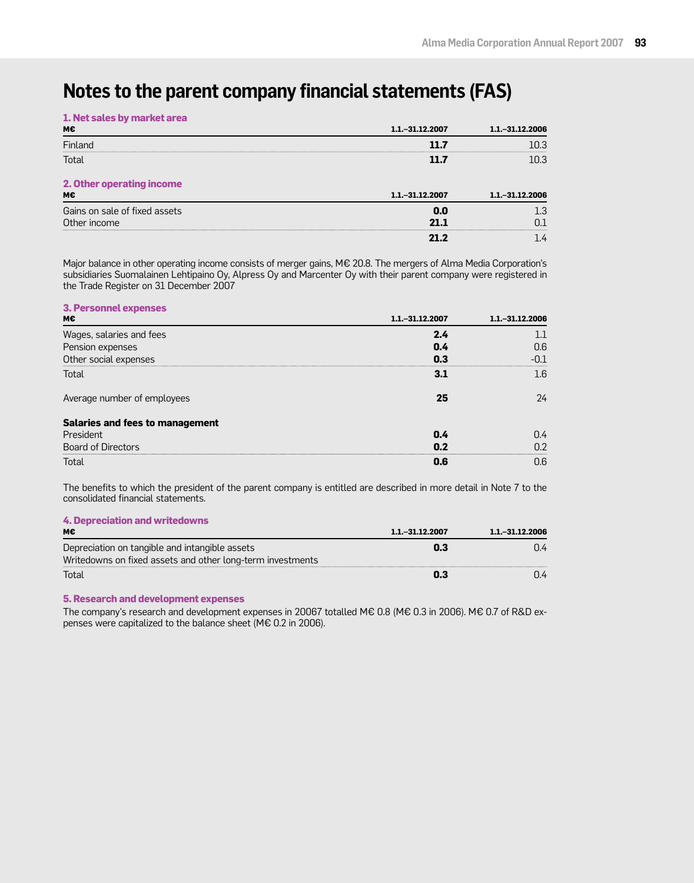# Notes to the parent company financial statements (FAS)

### 1. Net sales by market area

| M€ | 1.1.–31.12.2007 | 1.1.–31.12.2006 |
|---|---|---|
| Finland | **11.7** | 10.3 |
| Total | **11.7** | 10.3 |

### 2. Other operating income

| M€ | 1.1.–31.12.2007 | 1.1.–31.12.2006 |
|---|---|---|
| Gains on sale of fixed assets | **0.0** | 1.3 |
| Other income | **21.1** | 0.1 |
| | **21.2** | 1.4 |

Major balance in other operating income consists of merger gains, M€ 20.8. The mergers of Alma Media Corporation's subsidiaries Suomalainen Lehtipaino Oy, Alpress Oy and Marcenter Oy with their parent company were registered in the Trade Register on 31 December 2007

### 3. Personnel expenses

| M€ | 1.1.–31.12.2007 | 1.1.–31.12.2006 |
|---|---|---|
| Wages, salaries and fees | **2.4** | 1.1 |
| Pension expenses | **0.4** | 0.6 |
| Other social expenses | **0.3** | -0.1 |
| Total | **3.1** | 1.6 |
| | | |
| Average number of employees | **25** | 24 |
| | | |
| **Salaries and fees to management** | | |
| President | **0.4** | 0.4 |
| Board of Directors | **0.2** | 0.2 |
| Total | **0.6** | 0.6 |

The benefits to which the president of the parent company is entitled are described in more detail in Note 7 to the consolidated financial statements.

### 4. Depreciation and writedowns

| M€ | 1.1.–31.12.2007 | 1.1.–31.12.2006 |
|---|---|---|
| Depreciation on tangible and intangible assets | **0.3** | 0.4 |
| Writedowns on fixed assets and other long-term investments | | |
| Total | **0.3** | 0.4 |

### 5. Research and development expenses

The company's research and development expenses in 20067 totalled M€ 0.8 (M€ 0.3 in 2006). M€ 0.7 of R&D expenses were capitalized to the balance sheet (M€ 0.2 in 2006).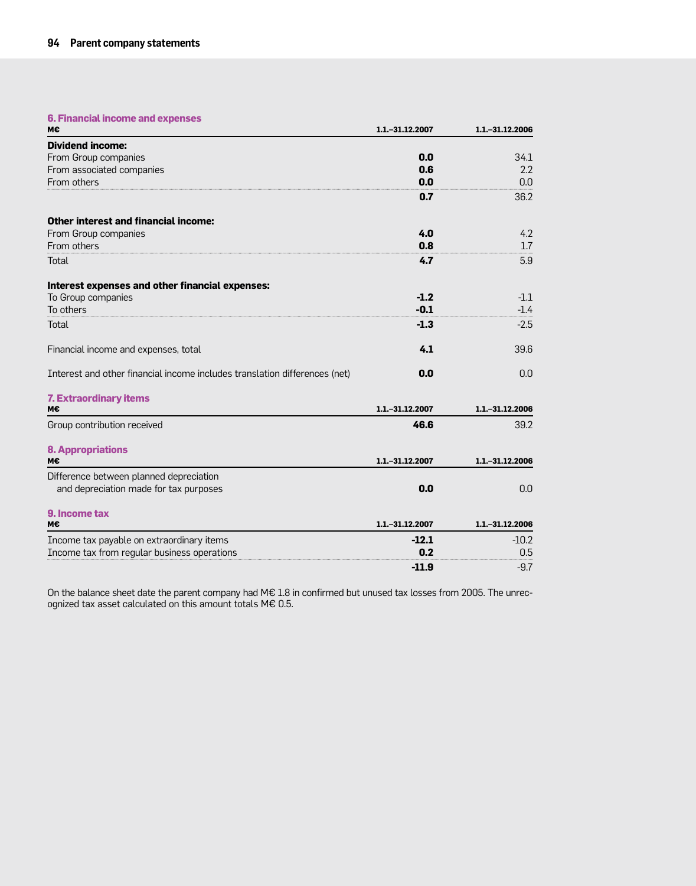## 6. Financial income and expenses

| M€ | 1.1.–31.12.2007 | 1.1.–31.12.2006 |
|---|---|---|
| **Dividend income:** | | |
| From Group companies | **0.0** | 34.1 |
| From associated companies | **0.6** | 2.2 |
| From others | **0.0** | 0.0 |
| | **0.7** | 36.2 |
| | | |
| **Other interest and financial income:** | | |
| From Group companies | **4.0** | 4.2 |
| From others | **0.8** | 1.7 |
| Total | **4.7** | 5.9 |
| | | |
| **Interest expenses and other financial expenses:** | | |
| To Group companies | **-1.2** | -1.1 |
| To others | **-0.1** | -1.4 |
| Total | **-1.3** | -2.5 |
| | | |
| Financial income and expenses, total | **4.1** | 39.6 |
| | | |
| Interest and other financial income includes translation differences (net) | **0.0** | 0.0 |

## 7. Extraordinary items

| M€ | 1.1.–31.12.2007 | 1.1.–31.12.2006 |
|---|---|---|
| Group contribution received | **46.6** | 39.2 |

## 8. Appropriations

| M€ | 1.1.–31.12.2007 | 1.1.–31.12.2006 |
|---|---|---|
| Difference between planned depreciation and depreciation made for tax purposes | **0.0** | 0.0 |

## 9. Income tax

| M€ | 1.1.–31.12.2007 | 1.1.–31.12.2006 |
|---|---|---|
| Income tax payable on extraordinary items | **-12.1** | -10.2 |
| Income tax from regular business operations | **0.2** | 0.5 |
| | **-11.9** | -9.7 |

On the balance sheet date the parent company had M€ 1.8 in confirmed but unused tax losses from 2005. The unrecognized tax asset calculated on this amount totals M€ 0.5.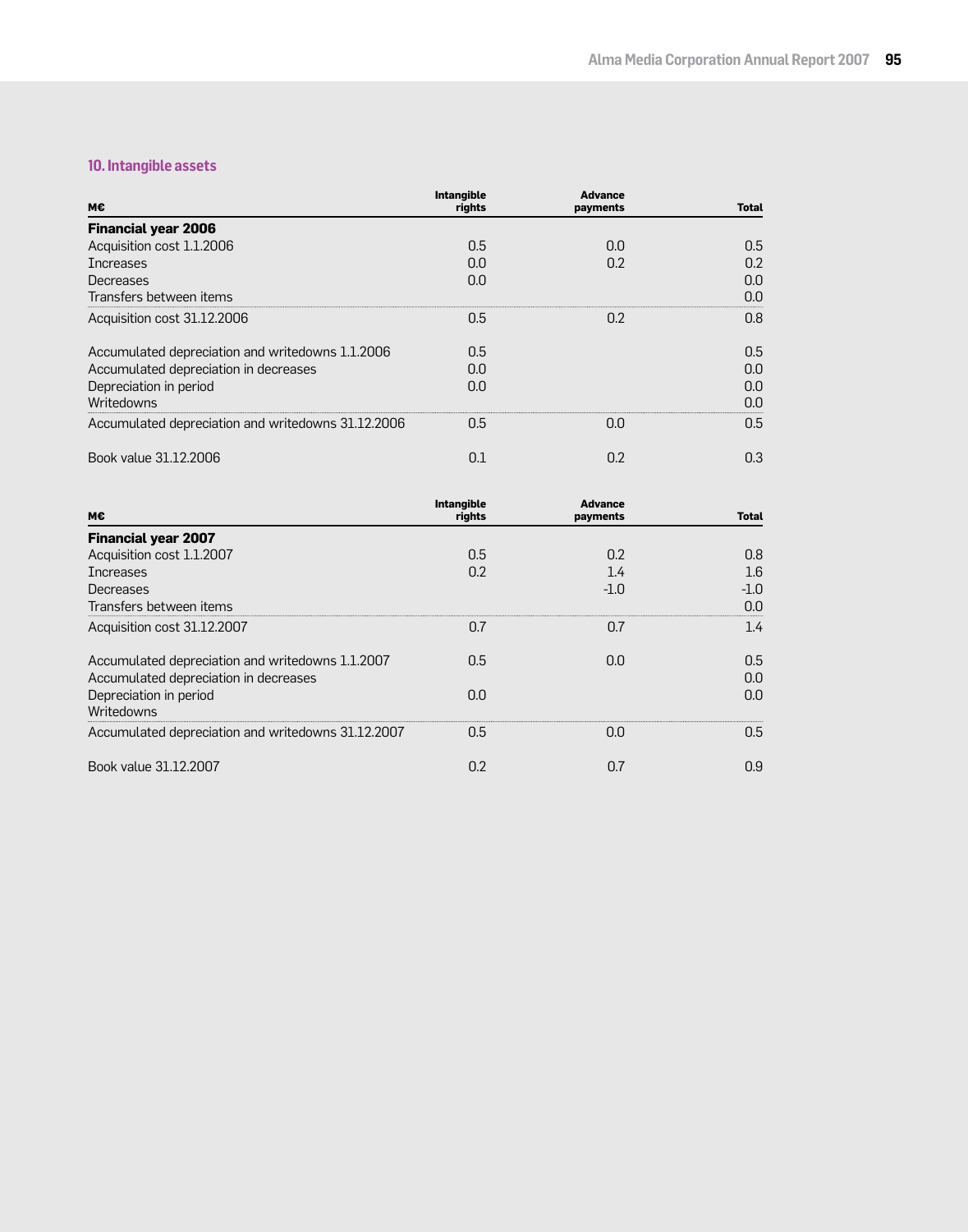## 10. Intangible assets

| M€ | Intangible rights | Advance payments | Total |
|---|---|---|---|
| **Financial year 2006** | | | |
| Acquisition cost 1.1.2006 | 0.5 | 0.0 | 0.5 |
| Increases | 0.0 | 0.2 | 0.2 |
| Decreases | 0.0 | | 0.0 |
| Transfers between items | | | 0.0 |
| Acquisition cost 31.12.2006 | 0.5 | 0.2 | 0.8 |
| | | | |
| Accumulated depreciation and writedowns 1.1.2006 | 0.5 | | 0.5 |
| Accumulated depreciation in decreases | 0.0 | | 0.0 |
| Depreciation in period | 0.0 | | 0.0 |
| Writedowns | | | 0.0 |
| Accumulated depreciation and writedowns 31.12.2006 | 0.5 | 0.0 | 0.5 |
| | | | |
| Book value 31.12.2006 | 0.1 | 0.2 | 0.3 |

| M€ | Intangible rights | Advance payments | Total |
|---|---|---|---|
| **Financial year 2007** | | | |
| Acquisition cost 1.1.2007 | 0.5 | 0.2 | 0.8 |
| Increases | 0.2 | 1.4 | 1.6 |
| Decreases | | -1.0 | -1.0 |
| Transfers between items | | | 0.0 |
| Acquisition cost 31.12.2007 | 0.7 | 0.7 | 1.4 |
| | | | |
| Accumulated depreciation and writedowns 1.1.2007 | 0.5 | 0.0 | 0.5 |
| Accumulated depreciation in decreases | | | 0.0 |
| Depreciation in period | 0.0 | | 0.0 |
| Writedowns | | | |
| Accumulated depreciation and writedowns 31.12.2007 | 0.5 | 0.0 | 0.5 |
| | | | |
| Book value 31.12.2007 | 0.2 | 0.7 | 0.9 |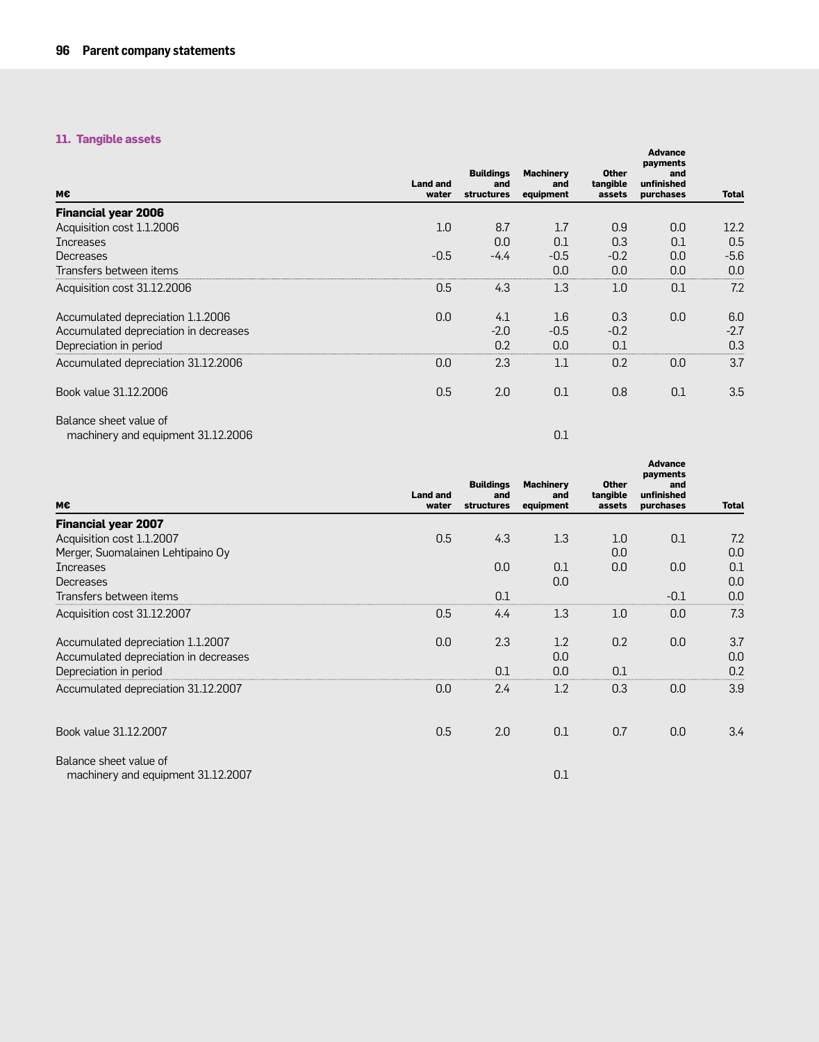## 11. Tangible assets

| M€ | Land and water | Buildings and structures | Machinery and equipment | Other tangible assets | Advance payments and unfinished purchases | Total |
|---|---|---|---|---|---|---|
| **Financial year 2006** | | | | | | |
| Acquisition cost 1.1.2006 | 1.0 | 8.7 | 1.7 | 0.9 | 0.0 | 12.2 |
| Increases | | 0.0 | 0.1 | 0.3 | 0.1 | 0.5 |
| Decreases | -0.5 | -4.4 | -0.5 | -0.2 | 0.0 | -5.6 |
| Transfers between items | | | 0.0 | 0.0 | 0.0 | 0.0 |
| Acquisition cost 31.12.2006 | 0.5 | 4.3 | 1.3 | 1.0 | 0.1 | 7.2 |
| | | | | | | |
| Accumulated depreciation 1.1.2006 | 0.0 | 4.1 | 1.6 | 0.3 | 0.0 | 6.0 |
| Accumulated depreciation in decreases | | -2.0 | -0.5 | -0.2 | | -2.7 |
| Depreciation in period | | 0.2 | 0.0 | 0.1 | | 0.3 |
| Accumulated depreciation 31.12.2006 | 0.0 | 2.3 | 1.1 | 0.2 | 0.0 | 3.7 |
| | | | | | | |
| Book value 31.12.2006 | 0.5 | 2.0 | 0.1 | 0.8 | 0.1 | 3.5 |
| | | | | | | |
| Balance sheet value of machinery and equipment 31.12.2006 | | | 0.1 | | | |

| M€ | Land and water | Buildings and structures | Machinery and equipment | Other tangible assets | Advance payments and unfinished purchases | Total |
|---|---|---|---|---|---|---|
| **Financial year 2007** | | | | | | |
| Acquisition cost 1.1.2007 | 0.5 | 4.3 | 1.3 | 1.0 | 0.1 | 7.2 |
| Merger, Suomalainen Lehtipaino Oy | | | | 0.0 | | 0.0 |
| Increases | | 0.0 | 0.1 | 0.0 | 0.0 | 0.1 |
| Decreases | | | 0.0 | | | 0.0 |
| Transfers between items | | 0.1 | | | -0.1 | 0.0 |
| Acquisition cost 31.12.2007 | 0.5 | 4.4 | 1.3 | 1.0 | 0.0 | 7.3 |
| | | | | | | |
| Accumulated depreciation 1.1.2007 | 0.0 | 2.3 | 1.2 | 0.2 | 0.0 | 3.7 |
| Accumulated depreciation in decreases | | | 0.0 | | | 0.0 |
| Depreciation in period | | 0.1 | 0.0 | 0.1 | | 0.2 |
| Accumulated depreciation 31.12.2007 | 0.0 | 2.4 | 1.2 | 0.3 | 0.0 | 3.9 |
| | | | | | | |
| Book value 31.12.2007 | 0.5 | 2.0 | 0.1 | 0.7 | 0.0 | 3.4 |
| | | | | | | |
| Balance sheet value of machinery and equipment 31.12.2007 | | | 0.1 | | | |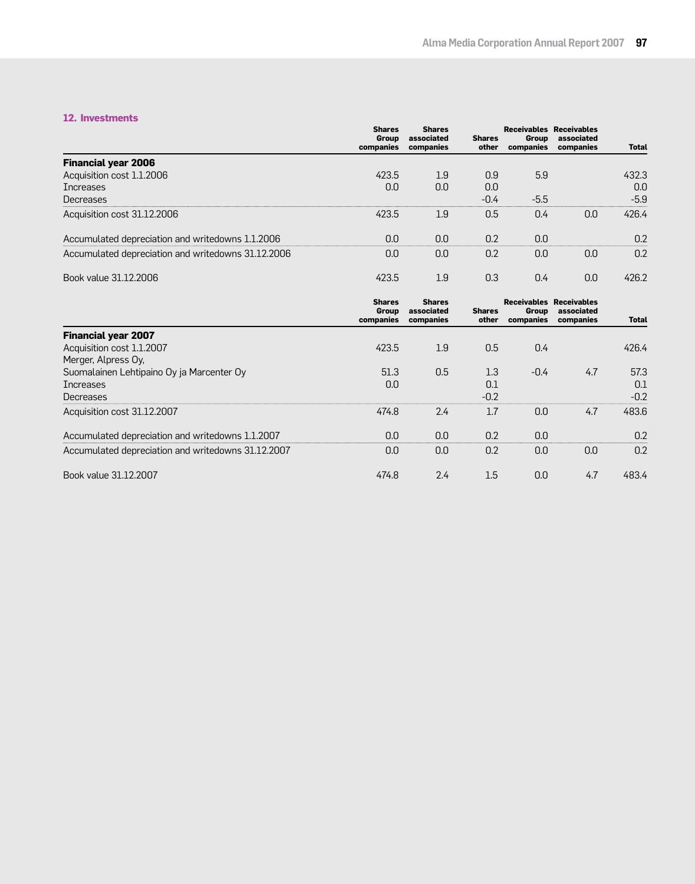## 12. Investments

| | Shares Group companies | Shares associated companies | Shares other | Receivables Group companies | Receivables associated companies | Total |
|---|---|---|---|---|---|---|
| **Financial year 2006** | | | | | | |
| Acquisition cost 1.1.2006 | 423.5 | 1.9 | 0.9 | 5.9 | | 432.3 |
| Increases | 0.0 | 0.0 | 0.0 | | | 0.0 |
| Decreases | | | -0.4 | -5.5 | | -5.9 |
| Acquisition cost 31.12.2006 | 423.5 | 1.9 | 0.5 | 0.4 | 0.0 | 426.4 |
| Accumulated depreciation and writedowns 1.1.2006 | 0.0 | 0.0 | 0.2 | 0.0 | | 0.2 |
| Accumulated depreciation and writedowns 31.12.2006 | 0.0 | 0.0 | 0.2 | 0.0 | 0.0 | 0.2 |
| Book value 31.12.2006 | 423.5 | 1.9 | 0.3 | 0.4 | 0.0 | 426.2 |

| | Shares Group companies | Shares associated companies | Shares other | Receivables Group companies | Receivables associated companies | Total |
|---|---|---|---|---|---|---|
| **Financial year 2007** | | | | | | |
| Acquisition cost 1.1.2007 | 423.5 | 1.9 | 0.5 | 0.4 | | 426.4 |
| Merger, Alpress Oy, Suomalainen Lehtipaino Oy ja Marcenter Oy | 51.3 | 0.5 | 1.3 | -0.4 | 4.7 | 57.3 |
| Increases | 0.0 | | 0.1 | | | 0.1 |
| Decreases | | | -0.2 | | | -0.2 |
| Acquisition cost 31.12.2007 | 474.8 | 2.4 | 1.7 | 0.0 | 4.7 | 483.6 |
| Accumulated depreciation and writedowns 1.1.2007 | 0.0 | 0.0 | 0.2 | 0.0 | | 0.2 |
| Accumulated depreciation and writedowns 31.12.2007 | 0.0 | 0.0 | 0.2 | 0.0 | 0.0 | 0.2 |
| Book value 31.12.2007 | 474.8 | 2.4 | 1.5 | 0.0 | 4.7 | 483.4 |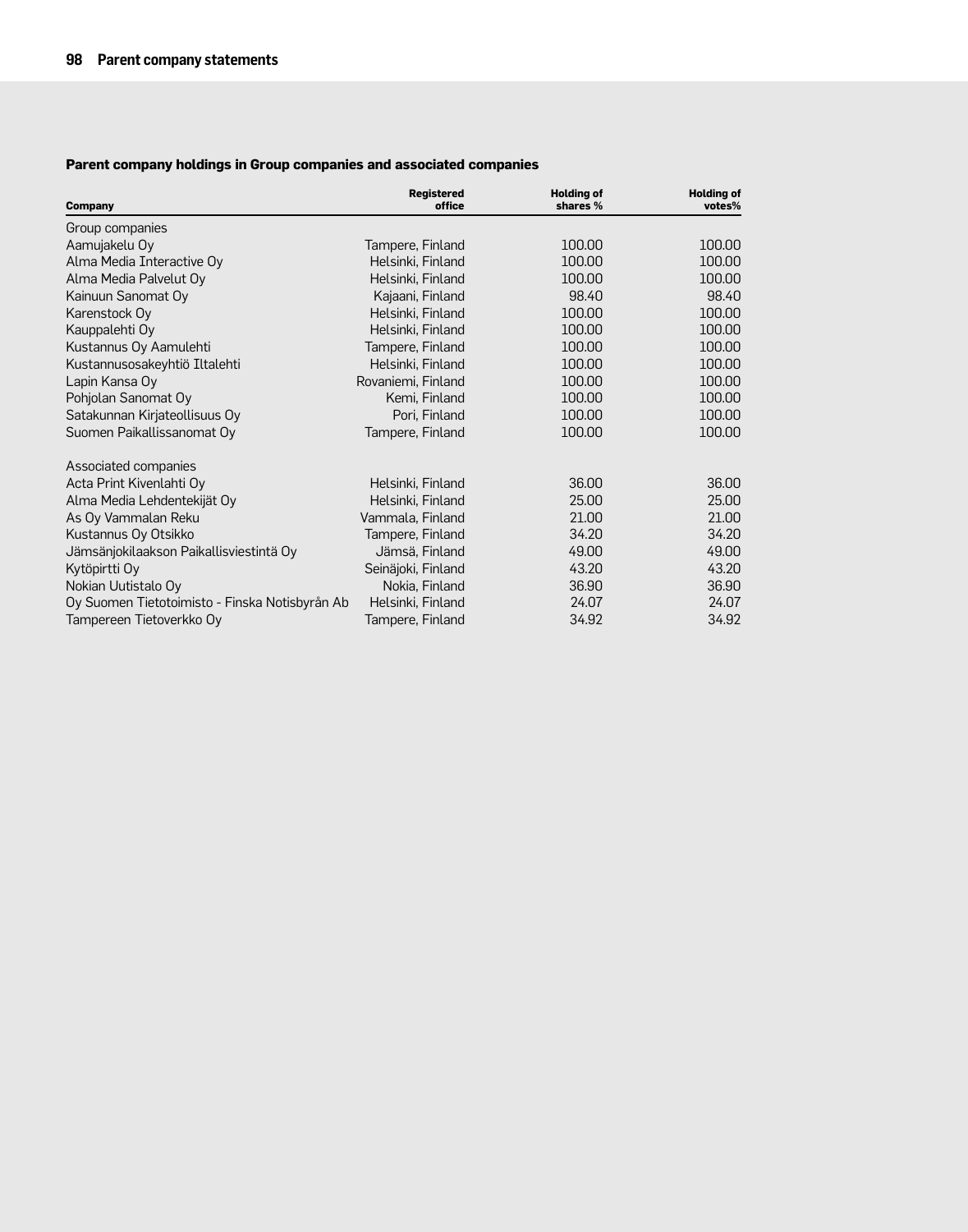## Parent company holdings in Group companies and associated companies

| Company | Registered office | Holding of shares % | Holding of votes% |
|---|---|---|---|
| Group companies | | | |
| Aamujakelu Oy | Tampere, Finland | 100.00 | 100.00 |
| Alma Media Interactive Oy | Helsinki, Finland | 100.00 | 100.00 |
| Alma Media Palvelut Oy | Helsinki, Finland | 100.00 | 100.00 |
| Kainuun Sanomat Oy | Kajaani, Finland | 98.40 | 98.40 |
| Karenstock Oy | Helsinki, Finland | 100.00 | 100.00 |
| Kauppalehti Oy | Helsinki, Finland | 100.00 | 100.00 |
| Kustannus Oy Aamulehti | Tampere, Finland | 100.00 | 100.00 |
| Kustannusosakeyhtiö Iltalehti | Helsinki, Finland | 100.00 | 100.00 |
| Lapin Kansa Oy | Rovaniemi, Finland | 100.00 | 100.00 |
| Pohjolan Sanomat Oy | Kemi, Finland | 100.00 | 100.00 |
| Satakunnan Kirjateollisuus Oy | Pori, Finland | 100.00 | 100.00 |
| Suomen Paikallissanomat Oy | Tampere, Finland | 100.00 | 100.00 |
| | | | |
| Associated companies | | | |
| Acta Print Kivenlahti Oy | Helsinki, Finland | 36.00 | 36.00 |
| Alma Media Lehdentekijät Oy | Helsinki, Finland | 25.00 | 25.00 |
| As Oy Vammalan Reku | Vammala, Finland | 21.00 | 21.00 |
| Kustannus Oy Otsikko | Tampere, Finland | 34.20 | 34.20 |
| Jämsänjokilaakson Paikallisviestintä Oy | Jämsä, Finland | 49.00 | 49.00 |
| Kytöpirtti Oy | Seinäjoki, Finland | 43.20 | 43.20 |
| Nokian Uutistalo Oy | Nokia, Finland | 36.90 | 36.90 |
| Oy Suomen Tietotoimisto - Finska Notisbyrån Ab | Helsinki, Finland | 24.07 | 24.07 |
| Tampereen Tietoverkko Oy | Tampere, Finland | 34.92 | 34.92 |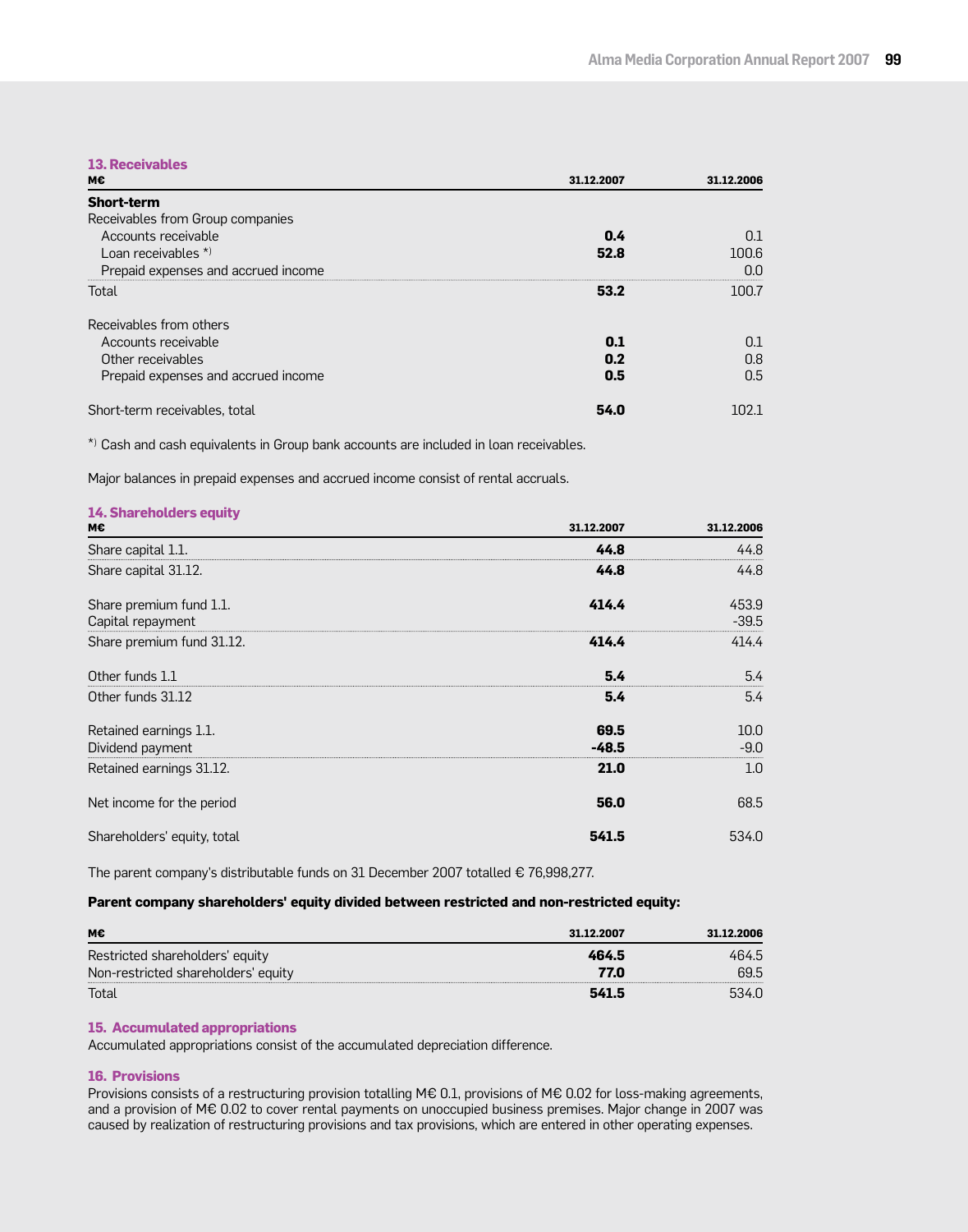### 13. Receivables

| M€ | 31.12.2007 | 31.12.2006 |
|---|---|---|
| **Short-term** | | |
| Receivables from Group companies | | |
| Accounts receivable | **0.4** | 0.1 |
| Loan receivables *) | **52.8** | 100.6 |
| Prepaid expenses and accrued income | | 0.0 |
| Total | **53.2** | 100.7 |
| | | |
| Receivables from others | | |
| Accounts receivable | **0.1** | 0.1 |
| Other receivables | **0.2** | 0.8 |
| Prepaid expenses and accrued income | **0.5** | 0.5 |
| | | |
| Short-term receivables, total | **54.0** | 102.1 |

*) Cash and cash equivalents in Group bank accounts are included in loan receivables.

Major balances in prepaid expenses and accrued income consist of rental accruals.

### 14. Shareholders equity

| M€ | 31.12.2007 | 31.12.2006 |
|---|---|---|
| Share capital 1.1. | **44.8** | 44.8 |
| Share capital 31.12. | **44.8** | 44.8 |
| | | |
| Share premium fund 1.1. | **414.4** | 453.9 |
| Capital repayment | | -39.5 |
| Share premium fund 31.12. | **414.4** | 414.4 |
| | | |
| Other funds 1.1 | **5.4** | 5.4 |
| Other funds 31.12 | **5.4** | 5.4 |
| | | |
| Retained earnings 1.1. | **69.5** | 10.0 |
| Dividend payment | **-48.5** | -9.0 |
| Retained earnings 31.12. | **21.0** | 1.0 |
| | | |
| Net income for the period | **56.0** | 68.5 |
| | | |
| Shareholders' equity, total | **541.5** | 534.0 |

The parent company's distributable funds on 31 December 2007 totalled € 76,998,277.

**Parent company shareholders' equity divided between restricted and non-restricted equity:**

| M€ | 31.12.2007 | 31.12.2006 |
|---|---|---|
| Restricted shareholders' equity | **464.5** | 464.5 |
| Non-restricted shareholders' equity | **77.0** | 69.5 |
| Total | **541.5** | 534.0 |

### 15. Accumulated appropriations

Accumulated appropriations consist of the accumulated depreciation difference.

### 16. Provisions

Provisions consists of a restructuring provision totalling M€ 0.1, provisions of M€ 0.02 for loss-making agreements, and a provision of M€ 0.02 to cover rental payments on unoccupied business premises. Major change in 2007 was caused by realization of restructuring provisions and tax provisions, which are entered in other operating expenses.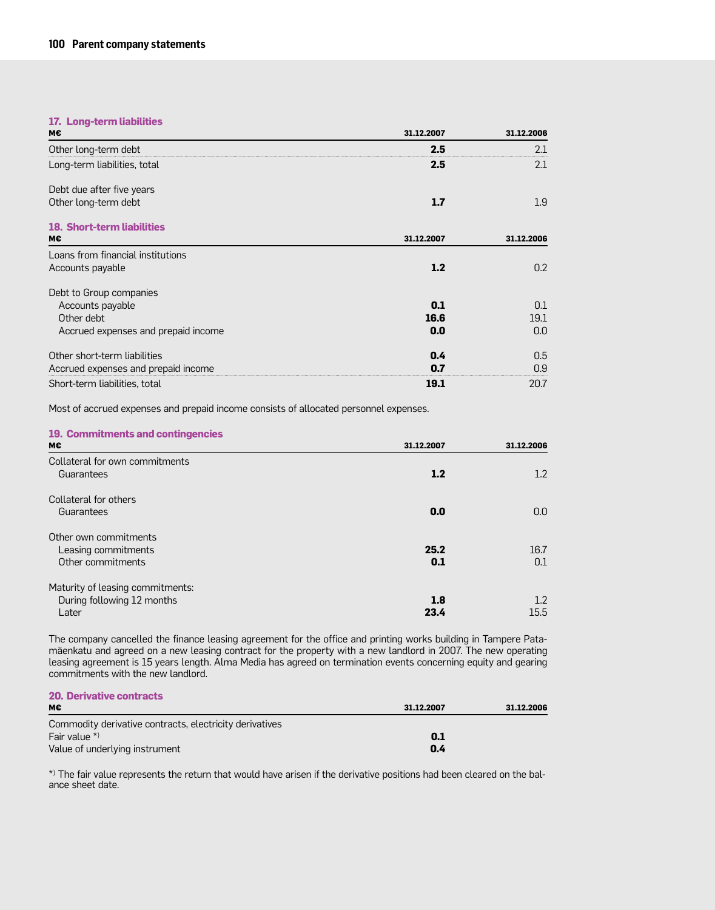### 17. Long-term liabilities

| M€ | 31.12.2007 | 31.12.2006 |
|---|---|---|
| Other long-term debt | **2.5** | 2.1 |
| Long-term liabilities, total | **2.5** | 2.1 |
| | | |
| Debt due after five years | | |
| Other long-term debt | **1.7** | 1.9 |

### 18. Short-term liabilities

| M€ | 31.12.2007 | 31.12.2006 |
|---|---|---|
| Loans from financial institutions | | |
| Accounts payable | **1.2** | 0.2 |
| | | |
| Debt to Group companies | | |
| Accounts payable | **0.1** | 0.1 |
| Other debt | **16.6** | 19.1 |
| Accrued expenses and prepaid income | **0.0** | 0.0 |
| | | |
| Other short-term liabilities | **0.4** | 0.5 |
| Accrued expenses and prepaid income | **0.7** | 0.9 |
| Short-term liabilities, total | **19.1** | 20.7 |

Most of accrued expenses and prepaid income consists of allocated personnel expenses.

### 19. Commitments and contingencies

| M€ | 31.12.2007 | 31.12.2006 |
|---|---|---|
| Collateral for own commitments | | |
| Guarantees | **1.2** | 1.2 |
| | | |
| Collateral for others | | |
| Guarantees | **0.0** | 0.0 |
| | | |
| Other own commitments | | |
| Leasing commitments | **25.2** | 16.7 |
| Other commitments | **0.1** | 0.1 |
| | | |
| Maturity of leasing commitments: | | |
| During following 12 months | **1.8** | 1.2 |
| Later | **23.4** | 15.5 |

The company cancelled the finance leasing agreement for the office and printing works building in Tampere Patamäenkatu and agreed on a new leasing contract for the property with a new landlord in 2007. The new operating leasing agreement is 15 years length. Alma Media has agreed on termination events concerning equity and gearing commitments with the new landlord.

### 20. Derivative contracts

| M€ | 31.12.2007 | 31.12.2006 |
|---|---|---|
| Commodity derivative contracts, electricity derivatives | | |
| Fair value *) | **0.1** | |
| Value of underlying instrument | **0.4** | |

*) The fair value represents the return that would have arisen if the derivative positions had been cleared on the balance sheet date.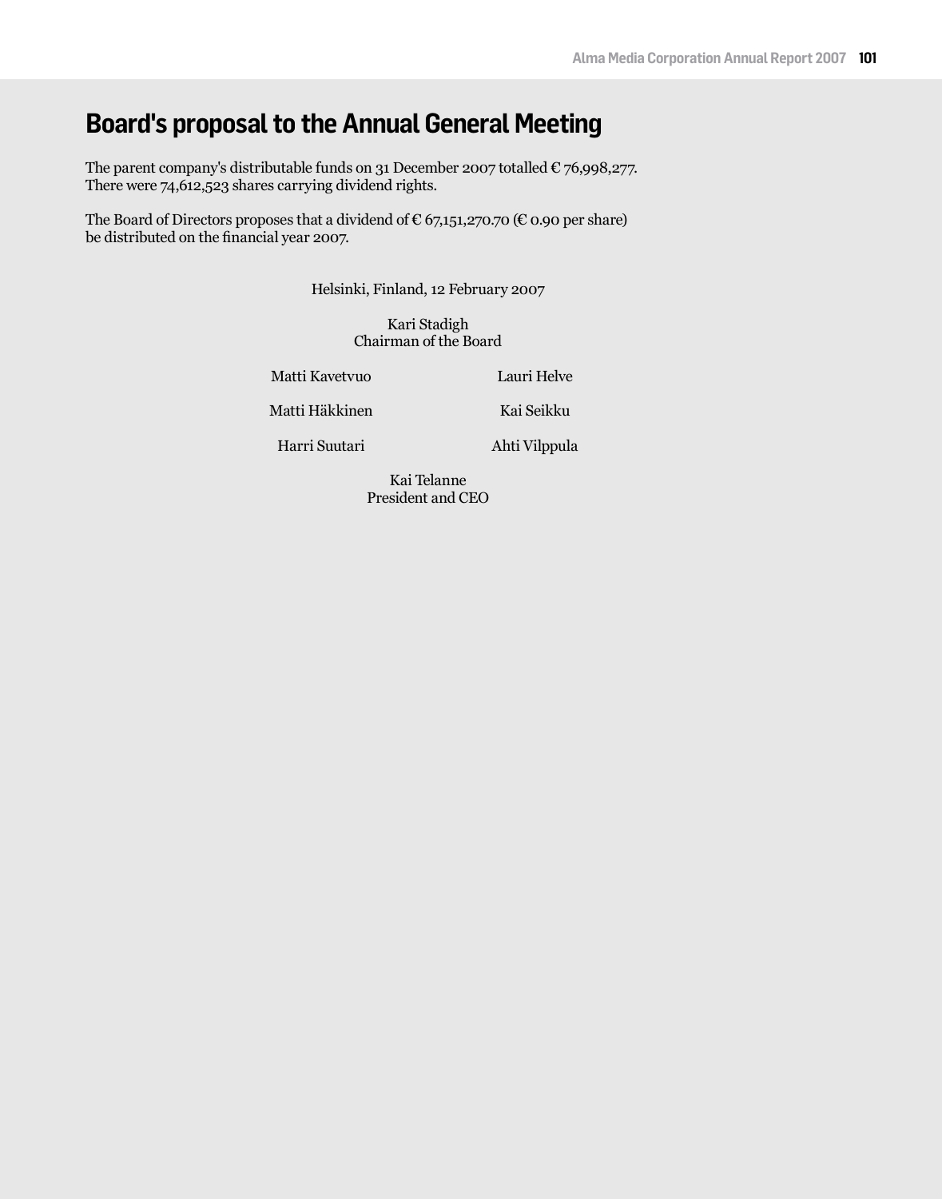# Board's proposal to the Annual General Meeting

The parent company's distributable funds on 31 December 2007 totalled € 76,998,277. There were 74,612,523 shares carrying dividend rights.

The Board of Directors proposes that a dividend of € 67,151,270.70 (€ 0.90 per share) be distributed on the financial year 2007.

Helsinki, Finland, 12 February 2007

Kari Stadigh
Chairman of the Board

Matti Kavetvuo

Lauri Helve

Matti Häkkinen

Kai Seikku

Harri Suutari

Ahti Vilppula

Kai Telanne
President and CEO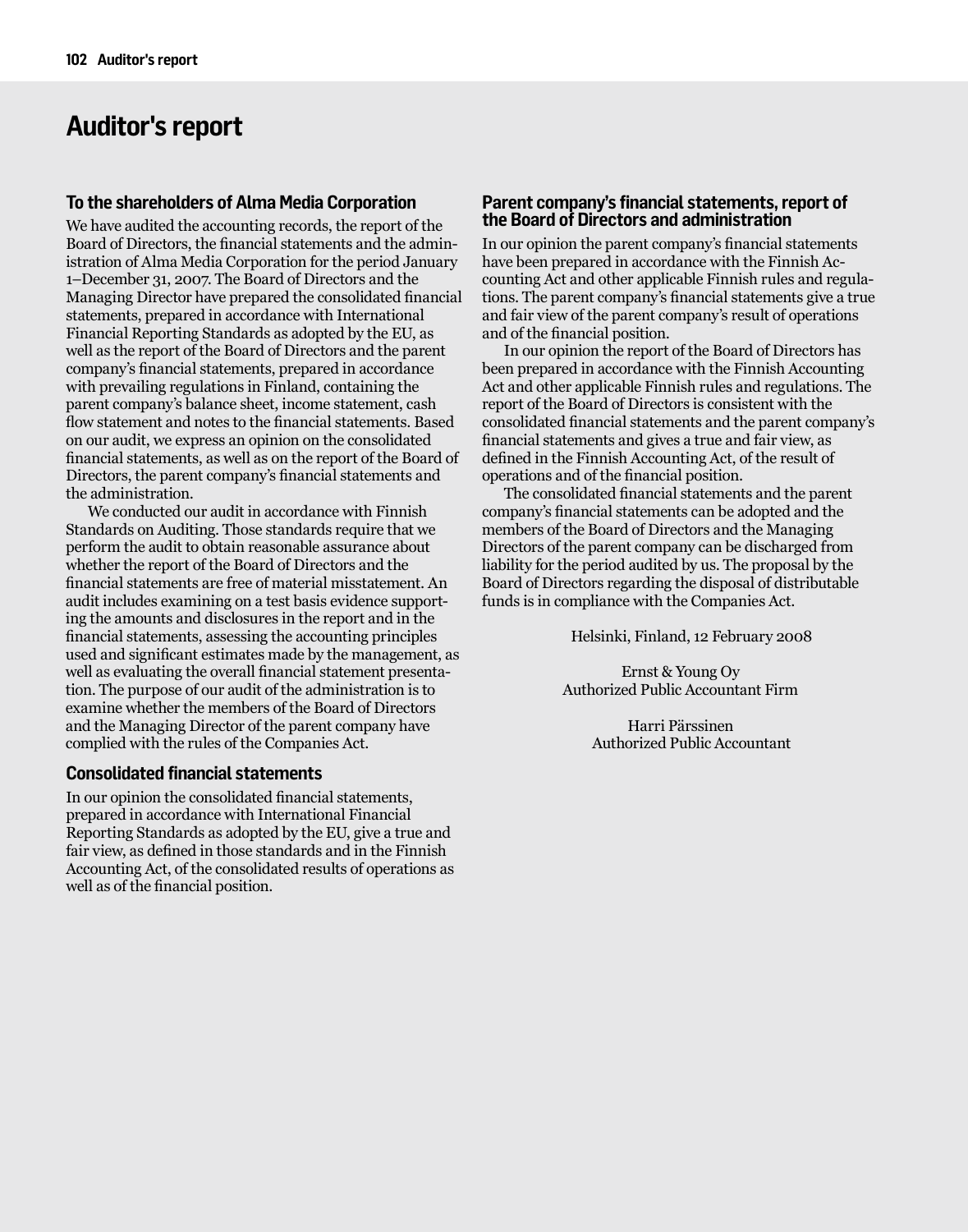# Auditor's report

## To the shareholders of Alma Media Corporation

We have audited the accounting records, the report of the Board of Directors, the financial statements and the administration of Alma Media Corporation for the period January 1–December 31, 2007. The Board of Directors and the Managing Director have prepared the consolidated financial statements, prepared in accordance with International Financial Reporting Standards as adopted by the EU, as well as the report of the Board of Directors and the parent company's financial statements, prepared in accordance with prevailing regulations in Finland, containing the parent company's balance sheet, income statement, cash flow statement and notes to the financial statements. Based on our audit, we express an opinion on the consolidated financial statements, as well as on the report of the Board of Directors, the parent company's financial statements and the administration.

We conducted our audit in accordance with Finnish Standards on Auditing. Those standards require that we perform the audit to obtain reasonable assurance about whether the report of the Board of Directors and the financial statements are free of material misstatement. An audit includes examining on a test basis evidence supporting the amounts and disclosures in the report and in the financial statements, assessing the accounting principles used and significant estimates made by the management, as well as evaluating the overall financial statement presentation. The purpose of our audit of the administration is to examine whether the members of the Board of Directors and the Managing Director of the parent company have complied with the rules of the Companies Act.

## Consolidated financial statements

In our opinion the consolidated financial statements, prepared in accordance with International Financial Reporting Standards as adopted by the EU, give a true and fair view, as defined in those standards and in the Finnish Accounting Act, of the consolidated results of operations as well as of the financial position.

## Parent company's financial statements, report of the Board of Directors and administration

In our opinion the parent company's financial statements have been prepared in accordance with the Finnish Accounting Act and other applicable Finnish rules and regulations. The parent company's financial statements give a true and fair view of the parent company's result of operations and of the financial position.

In our opinion the report of the Board of Directors has been prepared in accordance with the Finnish Accounting Act and other applicable Finnish rules and regulations. The report of the Board of Directors is consistent with the consolidated financial statements and the parent company's financial statements and gives a true and fair view, as defined in the Finnish Accounting Act, of the result of operations and of the financial position.

The consolidated financial statements and the parent company's financial statements can be adopted and the members of the Board of Directors and the Managing Directors of the parent company can be discharged from liability for the period audited by us. The proposal by the Board of Directors regarding the disposal of distributable funds is in compliance with the Companies Act.

Helsinki, Finland, 12 February 2008

Ernst & Young Oy
Authorized Public Accountant Firm

Harri Pärssinen
Authorized Public Accountant